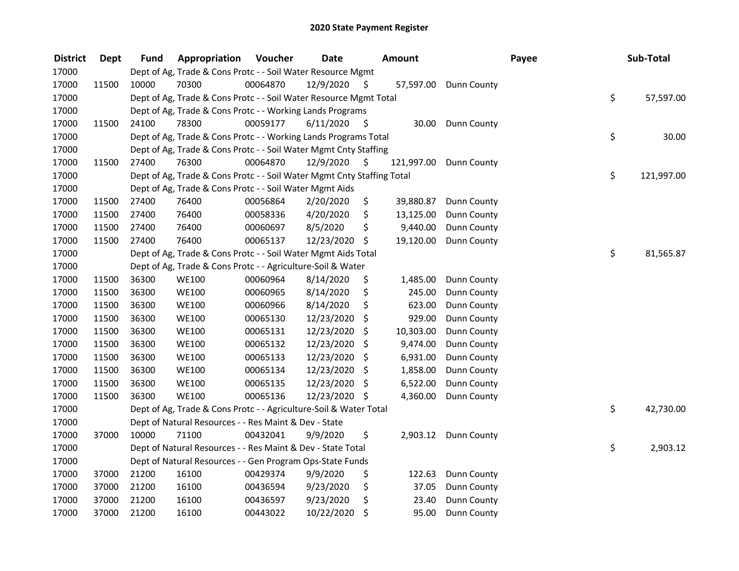# 2020 State Payment Register

| District | Dept | Fund | Appropriation | Voucher | Date | Amount | Payee | Sub-Total |
|---|---|---|---|---|---|---|---|---|
| 17000 | | Dept of Ag, Trade & Cons Protc - - Soil Water Resource Mgmt | | | | | | |
| 17000 | 11500 | 10000 | 70300 | 00064870 | 12/9/2020 | $ 57,597.00 | Dunn County | |
| 17000 | | Dept of Ag, Trade & Cons Protc - - Soil Water Resource Mgmt Total | | | | | | $ 57,597.00 |
| 17000 | | Dept of Ag, Trade & Cons Protc - - Working Lands Programs | | | | | | |
| 17000 | 11500 | 24100 | 78300 | 00059177 | 6/11/2020 | $ 30.00 | Dunn County | |
| 17000 | | Dept of Ag, Trade & Cons Protc - - Working Lands Programs Total | | | | | | $ 30.00 |
| 17000 | | Dept of Ag, Trade & Cons Protc - - Soil Water Mgmt Cnty Staffing | | | | | | |
| 17000 | 11500 | 27400 | 76300 | 00064870 | 12/9/2020 | $ 121,997.00 | Dunn County | |
| 17000 | | Dept of Ag, Trade & Cons Protc - - Soil Water Mgmt Cnty Staffing Total | | | | | | $ 121,997.00 |
| 17000 | | Dept of Ag, Trade & Cons Protc - - Soil Water Mgmt Aids | | | | | | |
| 17000 | 11500 | 27400 | 76400 | 00056864 | 2/20/2020 | $ 39,880.87 | Dunn County | |
| 17000 | 11500 | 27400 | 76400 | 00058336 | 4/20/2020 | $ 13,125.00 | Dunn County | |
| 17000 | 11500 | 27400 | 76400 | 00060697 | 8/5/2020 | $ 9,440.00 | Dunn County | |
| 17000 | 11500 | 27400 | 76400 | 00065137 | 12/23/2020 | $ 19,120.00 | Dunn County | |
| 17000 | | Dept of Ag, Trade & Cons Protc - - Soil Water Mgmt Aids Total | | | | | | $ 81,565.87 |
| 17000 | | Dept of Ag, Trade & Cons Protc - - Agriculture-Soil & Water | | | | | | |
| 17000 | 11500 | 36300 | WE100 | 00060964 | 8/14/2020 | $ 1,485.00 | Dunn County | |
| 17000 | 11500 | 36300 | WE100 | 00060965 | 8/14/2020 | $ 245.00 | Dunn County | |
| 17000 | 11500 | 36300 | WE100 | 00060966 | 8/14/2020 | $ 623.00 | Dunn County | |
| 17000 | 11500 | 36300 | WE100 | 00065130 | 12/23/2020 | $ 929.00 | Dunn County | |
| 17000 | 11500 | 36300 | WE100 | 00065131 | 12/23/2020 | $ 10,303.00 | Dunn County | |
| 17000 | 11500 | 36300 | WE100 | 00065132 | 12/23/2020 | $ 9,474.00 | Dunn County | |
| 17000 | 11500 | 36300 | WE100 | 00065133 | 12/23/2020 | $ 6,931.00 | Dunn County | |
| 17000 | 11500 | 36300 | WE100 | 00065134 | 12/23/2020 | $ 1,858.00 | Dunn County | |
| 17000 | 11500 | 36300 | WE100 | 00065135 | 12/23/2020 | $ 6,522.00 | Dunn County | |
| 17000 | 11500 | 36300 | WE100 | 00065136 | 12/23/2020 | $ 4,360.00 | Dunn County | |
| 17000 | | Dept of Ag, Trade & Cons Protc - - Agriculture-Soil & Water Total | | | | | | $ 42,730.00 |
| 17000 | | Dept of Natural Resources - - Res Maint & Dev - State | | | | | | |
| 17000 | 37000 | 10000 | 71100 | 00432041 | 9/9/2020 | $ 2,903.12 | Dunn County | |
| 17000 | | Dept of Natural Resources - - Res Maint & Dev - State Total | | | | | | $ 2,903.12 |
| 17000 | | Dept of Natural Resources - - Gen Program Ops-State Funds | | | | | | |
| 17000 | 37000 | 21200 | 16100 | 00429374 | 9/9/2020 | $ 122.63 | Dunn County | |
| 17000 | 37000 | 21200 | 16100 | 00436594 | 9/23/2020 | $ 37.05 | Dunn County | |
| 17000 | 37000 | 21200 | 16100 | 00436597 | 9/23/2020 | $ 23.40 | Dunn County | |
| 17000 | 37000 | 21200 | 16100 | 00443022 | 10/22/2020 | $ 95.00 | Dunn County | |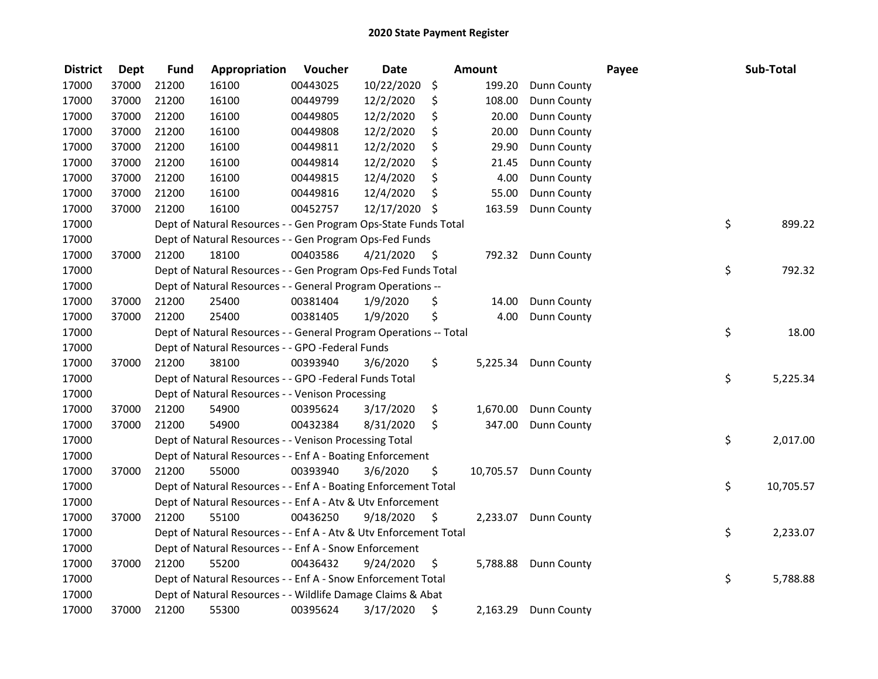# 2020 State Payment Register

| District | Dept | Fund | Appropriation | Voucher | Date | Amount | Payee | Sub-Total |
|---|---|---|---|---|---|---|---|---|
| 17000 | 37000 | 21200 | 16100 | 00443025 | 10/22/2020 | $ 199.20 | Dunn County | |
| 17000 | 37000 | 21200 | 16100 | 00449799 | 12/2/2020 | $ 108.00 | Dunn County | |
| 17000 | 37000 | 21200 | 16100 | 00449805 | 12/2/2020 | $ 20.00 | Dunn County | |
| 17000 | 37000 | 21200 | 16100 | 00449808 | 12/2/2020 | $ 20.00 | Dunn County | |
| 17000 | 37000 | 21200 | 16100 | 00449811 | 12/2/2020 | $ 29.90 | Dunn County | |
| 17000 | 37000 | 21200 | 16100 | 00449814 | 12/2/2020 | $ 21.45 | Dunn County | |
| 17000 | 37000 | 21200 | 16100 | 00449815 | 12/4/2020 | $ 4.00 | Dunn County | |
| 17000 | 37000 | 21200 | 16100 | 00449816 | 12/4/2020 | $ 55.00 | Dunn County | |
| 17000 | 37000 | 21200 | 16100 | 00452757 | 12/17/2020 | $ 163.59 | Dunn County | |
| 17000 | | Dept of Natural Resources - - Gen Program Ops-State Funds Total | | | | | | $ 899.22 |
| 17000 | | Dept of Natural Resources - - Gen Program Ops-Fed Funds | | | | | | |
| 17000 | 37000 | 21200 | 18100 | 00403586 | 4/21/2020 | $ 792.32 | Dunn County | |
| 17000 | | Dept of Natural Resources - - Gen Program Ops-Fed Funds Total | | | | | | $ 792.32 |
| 17000 | | Dept of Natural Resources - - General Program Operations -- | | | | | | |
| 17000 | 37000 | 21200 | 25400 | 00381404 | 1/9/2020 | $ 14.00 | Dunn County | |
| 17000 | 37000 | 21200 | 25400 | 00381405 | 1/9/2020 | $ 4.00 | Dunn County | |
| 17000 | | Dept of Natural Resources - - General Program Operations -- Total | | | | | | $ 18.00 |
| 17000 | | Dept of Natural Resources - - GPO -Federal Funds | | | | | | |
| 17000 | 37000 | 21200 | 38100 | 00393940 | 3/6/2020 | $ 5,225.34 | Dunn County | |
| 17000 | | Dept of Natural Resources - - GPO -Federal Funds Total | | | | | | $ 5,225.34 |
| 17000 | | Dept of Natural Resources - - Venison Processing | | | | | | |
| 17000 | 37000 | 21200 | 54900 | 00395624 | 3/17/2020 | $ 1,670.00 | Dunn County | |
| 17000 | 37000 | 21200 | 54900 | 00432384 | 8/31/2020 | $ 347.00 | Dunn County | |
| 17000 | | Dept of Natural Resources - - Venison Processing Total | | | | | | $ 2,017.00 |
| 17000 | | Dept of Natural Resources - - Enf A - Boating Enforcement | | | | | | |
| 17000 | 37000 | 21200 | 55000 | 00393940 | 3/6/2020 | $ 10,705.57 | Dunn County | |
| 17000 | | Dept of Natural Resources - - Enf A - Boating Enforcement Total | | | | | | $ 10,705.57 |
| 17000 | | Dept of Natural Resources - - Enf A - Atv & Utv Enforcement | | | | | | |
| 17000 | 37000 | 21200 | 55100 | 00436250 | 9/18/2020 | $ 2,233.07 | Dunn County | |
| 17000 | | Dept of Natural Resources - - Enf A - Atv & Utv Enforcement Total | | | | | | $ 2,233.07 |
| 17000 | | Dept of Natural Resources - - Enf A - Snow Enforcement | | | | | | |
| 17000 | 37000 | 21200 | 55200 | 00436432 | 9/24/2020 | $ 5,788.88 | Dunn County | |
| 17000 | | Dept of Natural Resources - - Enf A - Snow Enforcement Total | | | | | | $ 5,788.88 |
| 17000 | | Dept of Natural Resources - - Wildlife Damage Claims & Abat | | | | | | |
| 17000 | 37000 | 21200 | 55300 | 00395624 | 3/17/2020 | $ 2,163.29 | Dunn County | |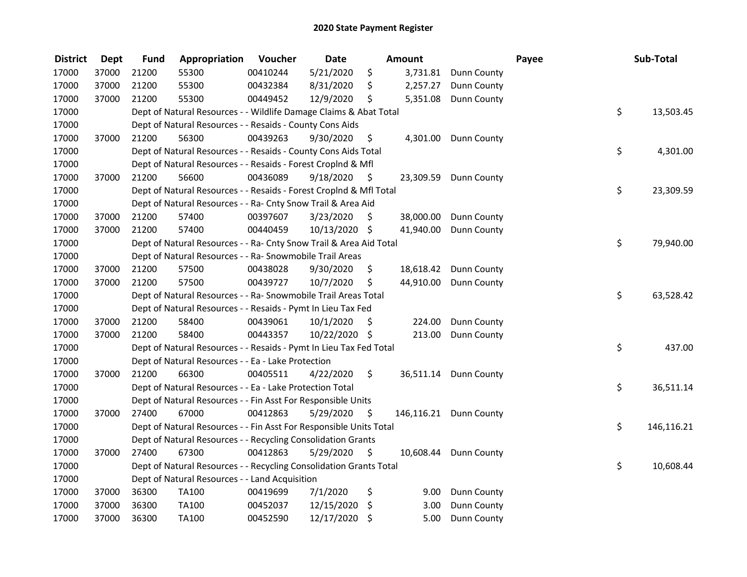# 2020 State Payment Register

| District | Dept | Fund | Appropriation | Voucher | Date | Amount | Payee | Sub-Total |
|---|---|---|---|---|---|---|---|---|
| 17000 | 37000 | 21200 | 55300 | 00410244 | 5/21/2020 | $ 3,731.81 | Dunn County | |
| 17000 | 37000 | 21200 | 55300 | 00432384 | 8/31/2020 | $ 2,257.27 | Dunn County | |
| 17000 | 37000 | 21200 | 55300 | 00449452 | 12/9/2020 | $ 5,351.08 | Dunn County | |
| 17000 | | Dept of Natural Resources - - Wildlife Damage Claims & Abat Total | | | | | | $ 13,503.45 |
| 17000 | | Dept of Natural Resources - - Resaids - County Cons Aids | | | | | | |
| 17000 | 37000 | 21200 | 56300 | 00439263 | 9/30/2020 | $ 4,301.00 | Dunn County | |
| 17000 | | Dept of Natural Resources - - Resaids - County Cons Aids Total | | | | | | $ 4,301.00 |
| 17000 | | Dept of Natural Resources - - Resaids - Forest Croplnd & Mfl | | | | | | |
| 17000 | 37000 | 21200 | 56600 | 00436089 | 9/18/2020 | $ 23,309.59 | Dunn County | |
| 17000 | | Dept of Natural Resources - - Resaids - Forest Croplnd & Mfl Total | | | | | | $ 23,309.59 |
| 17000 | | Dept of Natural Resources - - Ra- Cnty Snow Trail & Area Aid | | | | | | |
| 17000 | 37000 | 21200 | 57400 | 00397607 | 3/23/2020 | $ 38,000.00 | Dunn County | |
| 17000 | 37000 | 21200 | 57400 | 00440459 | 10/13/2020 | $ 41,940.00 | Dunn County | |
| 17000 | | Dept of Natural Resources - - Ra- Cnty Snow Trail & Area Aid Total | | | | | | $ 79,940.00 |
| 17000 | | Dept of Natural Resources - - Ra- Snowmobile Trail Areas | | | | | | |
| 17000 | 37000 | 21200 | 57500 | 00438028 | 9/30/2020 | $ 18,618.42 | Dunn County | |
| 17000 | 37000 | 21200 | 57500 | 00439727 | 10/7/2020 | $ 44,910.00 | Dunn County | |
| 17000 | | Dept of Natural Resources - - Ra- Snowmobile Trail Areas Total | | | | | | $ 63,528.42 |
| 17000 | | Dept of Natural Resources - - Resaids - Pymt In Lieu Tax Fed | | | | | | |
| 17000 | 37000 | 21200 | 58400 | 00439061 | 10/1/2020 | $ 224.00 | Dunn County | |
| 17000 | 37000 | 21200 | 58400 | 00443357 | 10/22/2020 | $ 213.00 | Dunn County | |
| 17000 | | Dept of Natural Resources - - Resaids - Pymt In Lieu Tax Fed Total | | | | | | $ 437.00 |
| 17000 | | Dept of Natural Resources - - Ea - Lake Protection | | | | | | |
| 17000 | 37000 | 21200 | 66300 | 00405511 | 4/22/2020 | $ 36,511.14 | Dunn County | |
| 17000 | | Dept of Natural Resources - - Ea - Lake Protection Total | | | | | | $ 36,511.14 |
| 17000 | | Dept of Natural Resources - - Fin Asst For Responsible Units | | | | | | |
| 17000 | 37000 | 27400 | 67000 | 00412863 | 5/29/2020 | $ 146,116.21 | Dunn County | |
| 17000 | | Dept of Natural Resources - - Fin Asst For Responsible Units Total | | | | | | $ 146,116.21 |
| 17000 | | Dept of Natural Resources - - Recycling Consolidation Grants | | | | | | |
| 17000 | 37000 | 27400 | 67300 | 00412863 | 5/29/2020 | $ 10,608.44 | Dunn County | |
| 17000 | | Dept of Natural Resources - - Recycling Consolidation Grants Total | | | | | | $ 10,608.44 |
| 17000 | | Dept of Natural Resources - - Land Acquisition | | | | | | |
| 17000 | 37000 | 36300 | TA100 | 00419699 | 7/1/2020 | $ 9.00 | Dunn County | |
| 17000 | 37000 | 36300 | TA100 | 00452037 | 12/15/2020 | $ 3.00 | Dunn County | |
| 17000 | 37000 | 36300 | TA100 | 00452590 | 12/17/2020 | $ 5.00 | Dunn County | |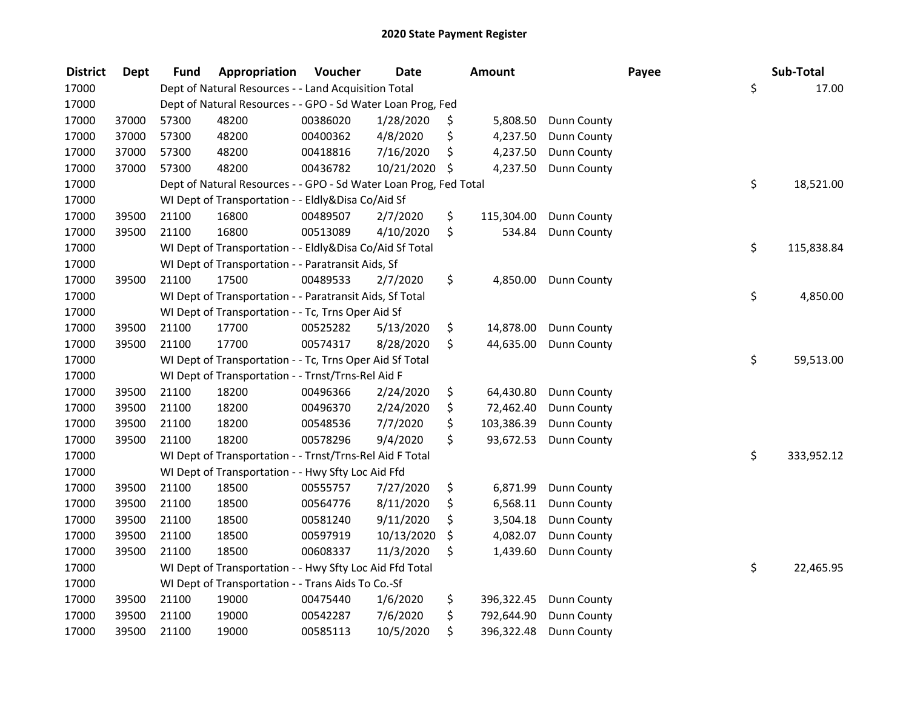# 2020 State Payment Register

| District | Dept | Fund | Appropriation | Voucher | Date | Amount | Payee | Sub-Total |
|---|---|---|---|---|---|---|---|---|
| 17000 | | Dept of Natural Resources - - Land Acquisition Total | | | | | | $ 17.00 |
| 17000 | | Dept of Natural Resources - - GPO - Sd Water Loan Prog, Fed | | | | | | |
| 17000 | 37000 | 57300 | 48200 | 00386020 | 1/28/2020 | $ 5,808.50 | Dunn County | |
| 17000 | 37000 | 57300 | 48200 | 00400362 | 4/8/2020 | $ 4,237.50 | Dunn County | |
| 17000 | 37000 | 57300 | 48200 | 00418816 | 7/16/2020 | $ 4,237.50 | Dunn County | |
| 17000 | 37000 | 57300 | 48200 | 00436782 | 10/21/2020 | $ 4,237.50 | Dunn County | |
| 17000 | | Dept of Natural Resources - - GPO - Sd Water Loan Prog, Fed Total | | | | | | $ 18,521.00 |
| 17000 | | WI Dept of Transportation - - Eldly&Disa Co/Aid Sf | | | | | | |
| 17000 | 39500 | 21100 | 16800 | 00489507 | 2/7/2020 | $ 115,304.00 | Dunn County | |
| 17000 | 39500 | 21100 | 16800 | 00513089 | 4/10/2020 | $ 534.84 | Dunn County | |
| 17000 | | WI Dept of Transportation - - Eldly&Disa Co/Aid Sf Total | | | | | | $ 115,838.84 |
| 17000 | | WI Dept of Transportation - - Paratransit Aids, Sf | | | | | | |
| 17000 | 39500 | 21100 | 17500 | 00489533 | 2/7/2020 | $ 4,850.00 | Dunn County | |
| 17000 | | WI Dept of Transportation - - Paratransit Aids, Sf Total | | | | | | $ 4,850.00 |
| 17000 | | WI Dept of Transportation - - Tc, Trns Oper Aid Sf | | | | | | |
| 17000 | 39500 | 21100 | 17700 | 00525282 | 5/13/2020 | $ 14,878.00 | Dunn County | |
| 17000 | 39500 | 21100 | 17700 | 00574317 | 8/28/2020 | $ 44,635.00 | Dunn County | |
| 17000 | | WI Dept of Transportation - - Tc, Trns Oper Aid Sf Total | | | | | | $ 59,513.00 |
| 17000 | | WI Dept of Transportation - - Trnst/Trns-Rel Aid F | | | | | | |
| 17000 | 39500 | 21100 | 18200 | 00496366 | 2/24/2020 | $ 64,430.80 | Dunn County | |
| 17000 | 39500 | 21100 | 18200 | 00496370 | 2/24/2020 | $ 72,462.40 | Dunn County | |
| 17000 | 39500 | 21100 | 18200 | 00548536 | 7/7/2020 | $ 103,386.39 | Dunn County | |
| 17000 | 39500 | 21100 | 18200 | 00578296 | 9/4/2020 | $ 93,672.53 | Dunn County | |
| 17000 | | WI Dept of Transportation - - Trnst/Trns-Rel Aid F Total | | | | | | $ 333,952.12 |
| 17000 | | WI Dept of Transportation - - Hwy Sfty Loc Aid Ffd | | | | | | |
| 17000 | 39500 | 21100 | 18500 | 00555757 | 7/27/2020 | $ 6,871.99 | Dunn County | |
| 17000 | 39500 | 21100 | 18500 | 00564776 | 8/11/2020 | $ 6,568.11 | Dunn County | |
| 17000 | 39500 | 21100 | 18500 | 00581240 | 9/11/2020 | $ 3,504.18 | Dunn County | |
| 17000 | 39500 | 21100 | 18500 | 00597919 | 10/13/2020 | $ 4,082.07 | Dunn County | |
| 17000 | 39500 | 21100 | 18500 | 00608337 | 11/3/2020 | $ 1,439.60 | Dunn County | |
| 17000 | | WI Dept of Transportation - - Hwy Sfty Loc Aid Ffd Total | | | | | | $ 22,465.95 |
| 17000 | | WI Dept of Transportation - - Trans Aids To Co.-Sf | | | | | | |
| 17000 | 39500 | 21100 | 19000 | 00475440 | 1/6/2020 | $ 396,322.45 | Dunn County | |
| 17000 | 39500 | 21100 | 19000 | 00542287 | 7/6/2020 | $ 792,644.90 | Dunn County | |
| 17000 | 39500 | 21100 | 19000 | 00585113 | 10/5/2020 | $ 396,322.48 | Dunn County | |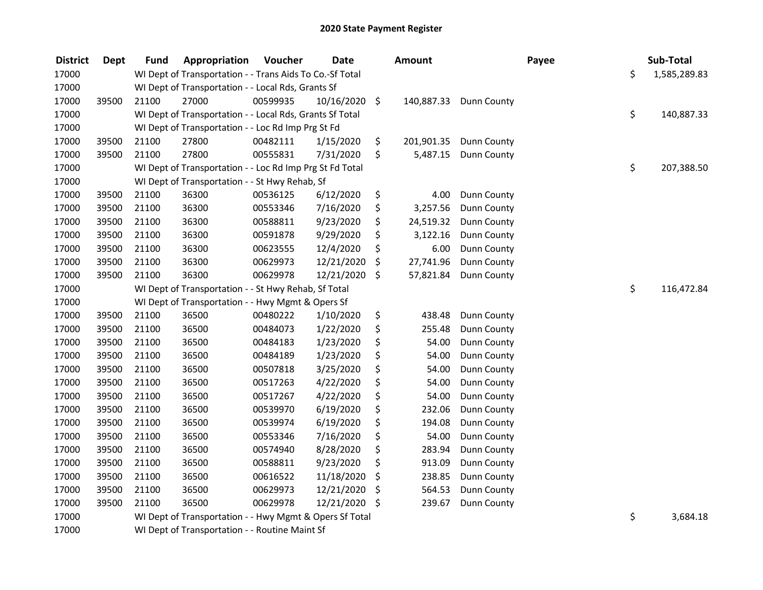# 2020 State Payment Register

| District | Dept | Fund | Appropriation | Voucher | Date | Amount | Payee | Sub-Total |
|---|---|---|---|---|---|---|---|---|
| 17000 | | WI Dept of Transportation - - Trans Aids To Co.-Sf Total | | | | | | $ 1,585,289.83 |
| 17000 | | WI Dept of Transportation - - Local Rds, Grants Sf | | | | | | |
| 17000 | 39500 | 21100 | 27000 | 00599935 | 10/16/2020 | $ 140,887.33 | Dunn County | |
| 17000 | | WI Dept of Transportation - - Local Rds, Grants Sf Total | | | | | | $ 140,887.33 |
| 17000 | | WI Dept of Transportation - - Loc Rd Imp Prg St Fd | | | | | | |
| 17000 | 39500 | 21100 | 27800 | 00482111 | 1/15/2020 | $ 201,901.35 | Dunn County | |
| 17000 | 39500 | 21100 | 27800 | 00555831 | 7/31/2020 | $ 5,487.15 | Dunn County | |
| 17000 | | WI Dept of Transportation - - Loc Rd Imp Prg St Fd Total | | | | | | $ 207,388.50 |
| 17000 | | WI Dept of Transportation - - St Hwy Rehab, Sf | | | | | | |
| 17000 | 39500 | 21100 | 36300 | 00536125 | 6/12/2020 | $ 4.00 | Dunn County | |
| 17000 | 39500 | 21100 | 36300 | 00553346 | 7/16/2020 | $ 3,257.56 | Dunn County | |
| 17000 | 39500 | 21100 | 36300 | 00588811 | 9/23/2020 | $ 24,519.32 | Dunn County | |
| 17000 | 39500 | 21100 | 36300 | 00591878 | 9/29/2020 | $ 3,122.16 | Dunn County | |
| 17000 | 39500 | 21100 | 36300 | 00623555 | 12/4/2020 | $ 6.00 | Dunn County | |
| 17000 | 39500 | 21100 | 36300 | 00629973 | 12/21/2020 | $ 27,741.96 | Dunn County | |
| 17000 | 39500 | 21100 | 36300 | 00629978 | 12/21/2020 | $ 57,821.84 | Dunn County | |
| 17000 | | WI Dept of Transportation - - St Hwy Rehab, Sf Total | | | | | | $ 116,472.84 |
| 17000 | | WI Dept of Transportation - - Hwy Mgmt & Opers Sf | | | | | | |
| 17000 | 39500 | 21100 | 36500 | 00480222 | 1/10/2020 | $ 438.48 | Dunn County | |
| 17000 | 39500 | 21100 | 36500 | 00484073 | 1/22/2020 | $ 255.48 | Dunn County | |
| 17000 | 39500 | 21100 | 36500 | 00484183 | 1/23/2020 | $ 54.00 | Dunn County | |
| 17000 | 39500 | 21100 | 36500 | 00484189 | 1/23/2020 | $ 54.00 | Dunn County | |
| 17000 | 39500 | 21100 | 36500 | 00507818 | 3/25/2020 | $ 54.00 | Dunn County | |
| 17000 | 39500 | 21100 | 36500 | 00517263 | 4/22/2020 | $ 54.00 | Dunn County | |
| 17000 | 39500 | 21100 | 36500 | 00517267 | 4/22/2020 | $ 54.00 | Dunn County | |
| 17000 | 39500 | 21100 | 36500 | 00539970 | 6/19/2020 | $ 232.06 | Dunn County | |
| 17000 | 39500 | 21100 | 36500 | 00539974 | 6/19/2020 | $ 194.08 | Dunn County | |
| 17000 | 39500 | 21100 | 36500 | 00553346 | 7/16/2020 | $ 54.00 | Dunn County | |
| 17000 | 39500 | 21100 | 36500 | 00574940 | 8/28/2020 | $ 283.94 | Dunn County | |
| 17000 | 39500 | 21100 | 36500 | 00588811 | 9/23/2020 | $ 913.09 | Dunn County | |
| 17000 | 39500 | 21100 | 36500 | 00616522 | 11/18/2020 | $ 238.85 | Dunn County | |
| 17000 | 39500 | 21100 | 36500 | 00629973 | 12/21/2020 | $ 564.53 | Dunn County | |
| 17000 | 39500 | 21100 | 36500 | 00629978 | 12/21/2020 | $ 239.67 | Dunn County | |
| 17000 | | WI Dept of Transportation - - Hwy Mgmt & Opers Sf Total | | | | | | $ 3,684.18 |
| 17000 | | WI Dept of Transportation - - Routine Maint Sf | | | | | | |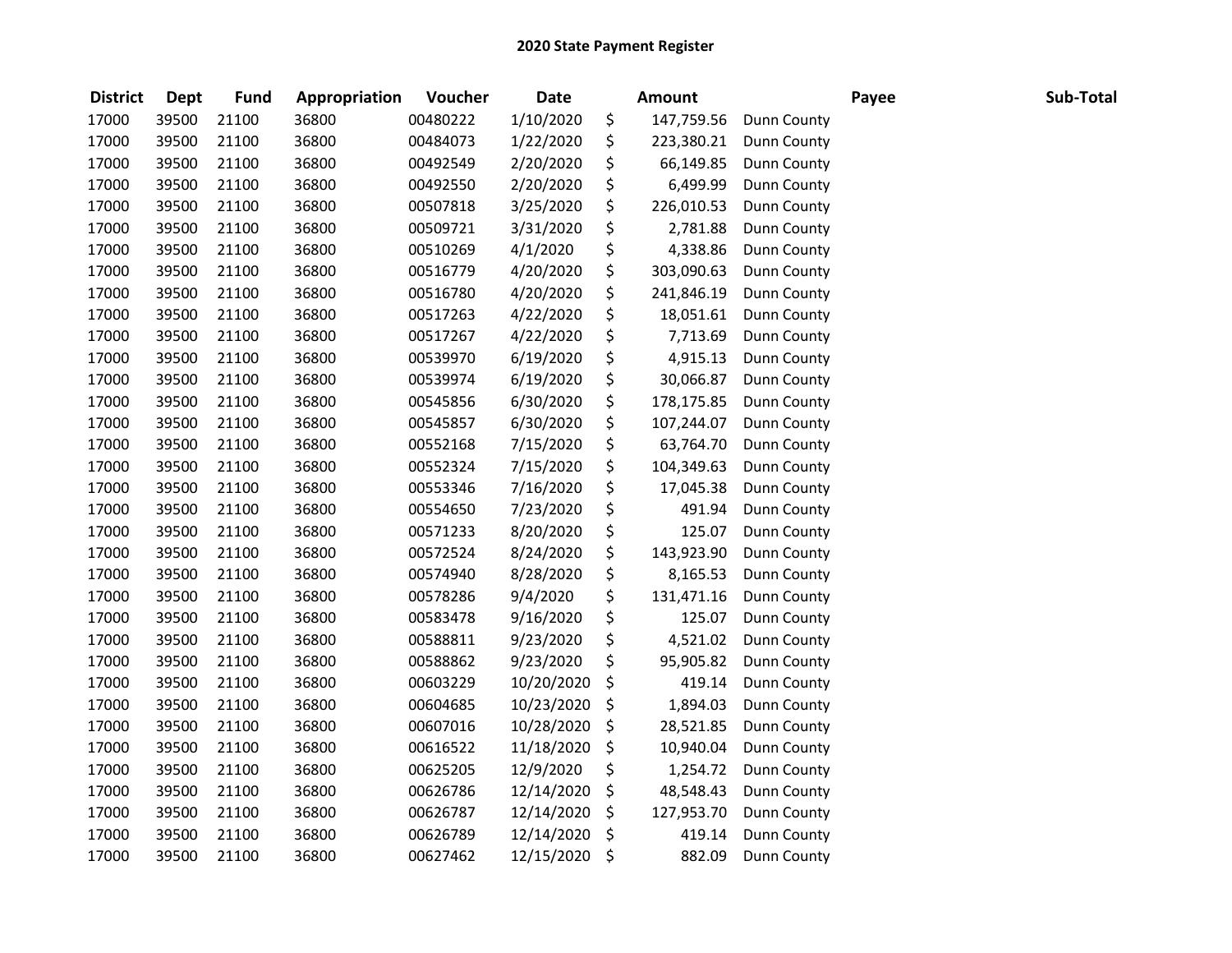# 2020 State Payment Register

| District | Dept | Fund | Appropriation | Voucher | Date | Amount | Payee | Sub-Total |
|---|---|---|---|---|---|---|---|---|
| 17000 | 39500 | 21100 | 36800 | 00480222 | 1/10/2020 | $ 147,759.56 | Dunn County | |
| 17000 | 39500 | 21100 | 36800 | 00484073 | 1/22/2020 | $ 223,380.21 | Dunn County | |
| 17000 | 39500 | 21100 | 36800 | 00492549 | 2/20/2020 | $ 66,149.85 | Dunn County | |
| 17000 | 39500 | 21100 | 36800 | 00492550 | 2/20/2020 | $ 6,499.99 | Dunn County | |
| 17000 | 39500 | 21100 | 36800 | 00507818 | 3/25/2020 | $ 226,010.53 | Dunn County | |
| 17000 | 39500 | 21100 | 36800 | 00509721 | 3/31/2020 | $ 2,781.88 | Dunn County | |
| 17000 | 39500 | 21100 | 36800 | 00510269 | 4/1/2020 | $ 4,338.86 | Dunn County | |
| 17000 | 39500 | 21100 | 36800 | 00516779 | 4/20/2020 | $ 303,090.63 | Dunn County | |
| 17000 | 39500 | 21100 | 36800 | 00516780 | 4/20/2020 | $ 241,846.19 | Dunn County | |
| 17000 | 39500 | 21100 | 36800 | 00517263 | 4/22/2020 | $ 18,051.61 | Dunn County | |
| 17000 | 39500 | 21100 | 36800 | 00517267 | 4/22/2020 | $ 7,713.69 | Dunn County | |
| 17000 | 39500 | 21100 | 36800 | 00539970 | 6/19/2020 | $ 4,915.13 | Dunn County | |
| 17000 | 39500 | 21100 | 36800 | 00539974 | 6/19/2020 | $ 30,066.87 | Dunn County | |
| 17000 | 39500 | 21100 | 36800 | 00545856 | 6/30/2020 | $ 178,175.85 | Dunn County | |
| 17000 | 39500 | 21100 | 36800 | 00545857 | 6/30/2020 | $ 107,244.07 | Dunn County | |
| 17000 | 39500 | 21100 | 36800 | 00552168 | 7/15/2020 | $ 63,764.70 | Dunn County | |
| 17000 | 39500 | 21100 | 36800 | 00552324 | 7/15/2020 | $ 104,349.63 | Dunn County | |
| 17000 | 39500 | 21100 | 36800 | 00553346 | 7/16/2020 | $ 17,045.38 | Dunn County | |
| 17000 | 39500 | 21100 | 36800 | 00554650 | 7/23/2020 | $ 491.94 | Dunn County | |
| 17000 | 39500 | 21100 | 36800 | 00571233 | 8/20/2020 | $ 125.07 | Dunn County | |
| 17000 | 39500 | 21100 | 36800 | 00572524 | 8/24/2020 | $ 143,923.90 | Dunn County | |
| 17000 | 39500 | 21100 | 36800 | 00574940 | 8/28/2020 | $ 8,165.53 | Dunn County | |
| 17000 | 39500 | 21100 | 36800 | 00578286 | 9/4/2020 | $ 131,471.16 | Dunn County | |
| 17000 | 39500 | 21100 | 36800 | 00583478 | 9/16/2020 | $ 125.07 | Dunn County | |
| 17000 | 39500 | 21100 | 36800 | 00588811 | 9/23/2020 | $ 4,521.02 | Dunn County | |
| 17000 | 39500 | 21100 | 36800 | 00588862 | 9/23/2020 | $ 95,905.82 | Dunn County | |
| 17000 | 39500 | 21100 | 36800 | 00603229 | 10/20/2020 | $ 419.14 | Dunn County | |
| 17000 | 39500 | 21100 | 36800 | 00604685 | 10/23/2020 | $ 1,894.03 | Dunn County | |
| 17000 | 39500 | 21100 | 36800 | 00607016 | 10/28/2020 | $ 28,521.85 | Dunn County | |
| 17000 | 39500 | 21100 | 36800 | 00616522 | 11/18/2020 | $ 10,940.04 | Dunn County | |
| 17000 | 39500 | 21100 | 36800 | 00625205 | 12/9/2020 | $ 1,254.72 | Dunn County | |
| 17000 | 39500 | 21100 | 36800 | 00626786 | 12/14/2020 | $ 48,548.43 | Dunn County | |
| 17000 | 39500 | 21100 | 36800 | 00626787 | 12/14/2020 | $ 127,953.70 | Dunn County | |
| 17000 | 39500 | 21100 | 36800 | 00626789 | 12/14/2020 | $ 419.14 | Dunn County | |
| 17000 | 39500 | 21100 | 36800 | 00627462 | 12/15/2020 | $ 882.09 | Dunn County | |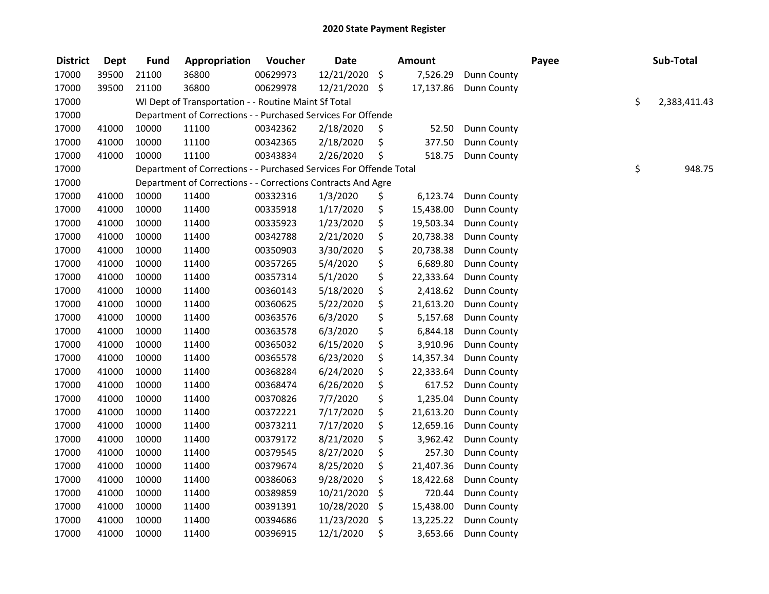# 2020 State Payment Register

| District | Dept | Fund | Appropriation | Voucher | Date | Amount | Payee | Sub-Total |
|---|---|---|---|---|---|---|---|---|
| 17000 | 39500 | 21100 | 36800 | 00629973 | 12/21/2020 | $ 7,526.29 | Dunn County | |
| 17000 | 39500 | 21100 | 36800 | 00629978 | 12/21/2020 | $ 17,137.86 | Dunn County | |
| 17000 | | WI Dept of Transportation - - Routine Maint Sf Total | | | | | | $ 2,383,411.43 |
| 17000 | | Department of Corrections - - Purchased Services For Offende | | | | | | |
| 17000 | 41000 | 10000 | 11100 | 00342362 | 2/18/2020 | $ 52.50 | Dunn County | |
| 17000 | 41000 | 10000 | 11100 | 00342365 | 2/18/2020 | $ 377.50 | Dunn County | |
| 17000 | 41000 | 10000 | 11100 | 00343834 | 2/26/2020 | $ 518.75 | Dunn County | |
| 17000 | | Department of Corrections - - Purchased Services For Offende Total | | | | | | $ 948.75 |
| 17000 | | Department of Corrections - - Corrections Contracts And Agre | | | | | | |
| 17000 | 41000 | 10000 | 11400 | 00332316 | 1/3/2020 | $ 6,123.74 | Dunn County | |
| 17000 | 41000 | 10000 | 11400 | 00335918 | 1/17/2020 | $ 15,438.00 | Dunn County | |
| 17000 | 41000 | 10000 | 11400 | 00335923 | 1/23/2020 | $ 19,503.34 | Dunn County | |
| 17000 | 41000 | 10000 | 11400 | 00342788 | 2/21/2020 | $ 20,738.38 | Dunn County | |
| 17000 | 41000 | 10000 | 11400 | 00350903 | 3/30/2020 | $ 20,738.38 | Dunn County | |
| 17000 | 41000 | 10000 | 11400 | 00357265 | 5/4/2020 | $ 6,689.80 | Dunn County | |
| 17000 | 41000 | 10000 | 11400 | 00357314 | 5/1/2020 | $ 22,333.64 | Dunn County | |
| 17000 | 41000 | 10000 | 11400 | 00360143 | 5/18/2020 | $ 2,418.62 | Dunn County | |
| 17000 | 41000 | 10000 | 11400 | 00360625 | 5/22/2020 | $ 21,613.20 | Dunn County | |
| 17000 | 41000 | 10000 | 11400 | 00363576 | 6/3/2020 | $ 5,157.68 | Dunn County | |
| 17000 | 41000 | 10000 | 11400 | 00363578 | 6/3/2020 | $ 6,844.18 | Dunn County | |
| 17000 | 41000 | 10000 | 11400 | 00365032 | 6/15/2020 | $ 3,910.96 | Dunn County | |
| 17000 | 41000 | 10000 | 11400 | 00365578 | 6/23/2020 | $ 14,357.34 | Dunn County | |
| 17000 | 41000 | 10000 | 11400 | 00368284 | 6/24/2020 | $ 22,333.64 | Dunn County | |
| 17000 | 41000 | 10000 | 11400 | 00368474 | 6/26/2020 | $ 617.52 | Dunn County | |
| 17000 | 41000 | 10000 | 11400 | 00370826 | 7/7/2020 | $ 1,235.04 | Dunn County | |
| 17000 | 41000 | 10000 | 11400 | 00372221 | 7/17/2020 | $ 21,613.20 | Dunn County | |
| 17000 | 41000 | 10000 | 11400 | 00373211 | 7/17/2020 | $ 12,659.16 | Dunn County | |
| 17000 | 41000 | 10000 | 11400 | 00379172 | 8/21/2020 | $ 3,962.42 | Dunn County | |
| 17000 | 41000 | 10000 | 11400 | 00379545 | 8/27/2020 | $ 257.30 | Dunn County | |
| 17000 | 41000 | 10000 | 11400 | 00379674 | 8/25/2020 | $ 21,407.36 | Dunn County | |
| 17000 | 41000 | 10000 | 11400 | 00386063 | 9/28/2020 | $ 18,422.68 | Dunn County | |
| 17000 | 41000 | 10000 | 11400 | 00389859 | 10/21/2020 | $ 720.44 | Dunn County | |
| 17000 | 41000 | 10000 | 11400 | 00391391 | 10/28/2020 | $ 15,438.00 | Dunn County | |
| 17000 | 41000 | 10000 | 11400 | 00394686 | 11/23/2020 | $ 13,225.22 | Dunn County | |
| 17000 | 41000 | 10000 | 11400 | 00396915 | 12/1/2020 | $ 3,653.66 | Dunn County | |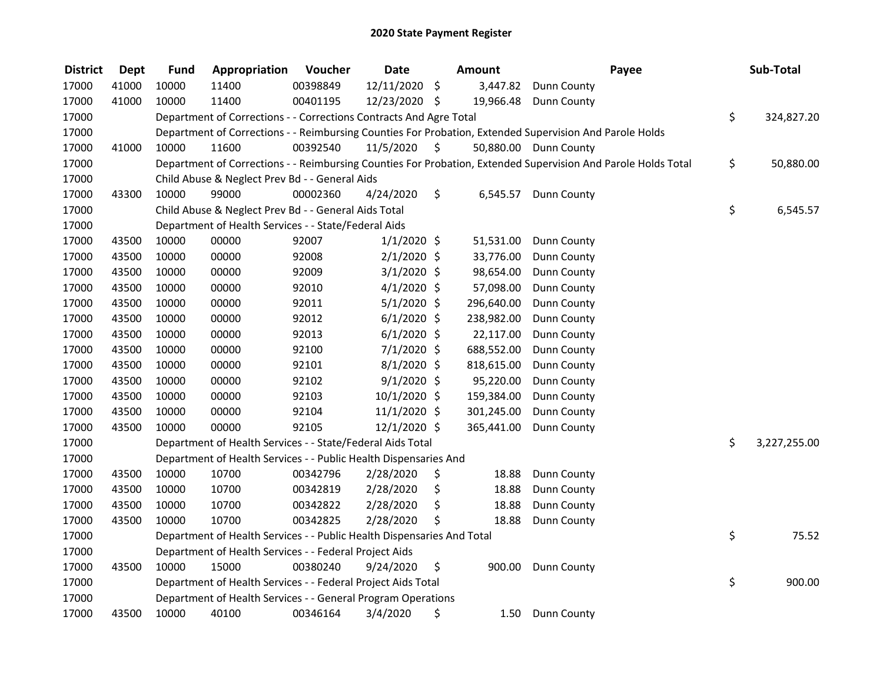# 2020 State Payment Register

| District | Dept | Fund | Appropriation | Voucher | Date | Amount | Payee | Sub-Total |
|---|---|---|---|---|---|---|---|---|
| 17000 | 41000 | 10000 | 11400 | 00398849 | 12/11/2020 | $ 3,447.82 | Dunn County | |
| 17000 | 41000 | 10000 | 11400 | 00401195 | 12/23/2020 | $ 19,966.48 | Dunn County | |
| 17000 | | Department of Corrections - - Corrections Contracts And Agre Total | | | | | | $ 324,827.20 |
| 17000 | | Department of Corrections - - Reimbursing Counties For Probation, Extended Supervision And Parole Holds | | | | | | |
| 17000 | 41000 | 10000 | 11600 | 00392540 | 11/5/2020 | $ 50,880.00 | Dunn County | |
| 17000 | | Department of Corrections - - Reimbursing Counties For Probation, Extended Supervision And Parole Holds Total | | | | | | $ 50,880.00 |
| 17000 | | Child Abuse & Neglect Prev Bd - - General Aids | | | | | | |
| 17000 | 43300 | 10000 | 99000 | 00002360 | 4/24/2020 | $ 6,545.57 | Dunn County | |
| 17000 | | Child Abuse & Neglect Prev Bd - - General Aids Total | | | | | | $ 6,545.57 |
| 17000 | | Department of Health Services - - State/Federal Aids | | | | | | |
| 17000 | 43500 | 10000 | 00000 | 92007 | 1/1/2020 | $ 51,531.00 | Dunn County | |
| 17000 | 43500 | 10000 | 00000 | 92008 | 2/1/2020 | $ 33,776.00 | Dunn County | |
| 17000 | 43500 | 10000 | 00000 | 92009 | 3/1/2020 | $ 98,654.00 | Dunn County | |
| 17000 | 43500 | 10000 | 00000 | 92010 | 4/1/2020 | $ 57,098.00 | Dunn County | |
| 17000 | 43500 | 10000 | 00000 | 92011 | 5/1/2020 | $ 296,640.00 | Dunn County | |
| 17000 | 43500 | 10000 | 00000 | 92012 | 6/1/2020 | $ 238,982.00 | Dunn County | |
| 17000 | 43500 | 10000 | 00000 | 92013 | 6/1/2020 | $ 22,117.00 | Dunn County | |
| 17000 | 43500 | 10000 | 00000 | 92100 | 7/1/2020 | $ 688,552.00 | Dunn County | |
| 17000 | 43500 | 10000 | 00000 | 92101 | 8/1/2020 | $ 818,615.00 | Dunn County | |
| 17000 | 43500 | 10000 | 00000 | 92102 | 9/1/2020 | $ 95,220.00 | Dunn County | |
| 17000 | 43500 | 10000 | 00000 | 92103 | 10/1/2020 | $ 159,384.00 | Dunn County | |
| 17000 | 43500 | 10000 | 00000 | 92104 | 11/1/2020 | $ 301,245.00 | Dunn County | |
| 17000 | 43500 | 10000 | 00000 | 92105 | 12/1/2020 | $ 365,441.00 | Dunn County | |
| 17000 | | Department of Health Services - - State/Federal Aids Total | | | | | | $ 3,227,255.00 |
| 17000 | | Department of Health Services - - Public Health Dispensaries And | | | | | | |
| 17000 | 43500 | 10000 | 10700 | 00342796 | 2/28/2020 | $ 18.88 | Dunn County | |
| 17000 | 43500 | 10000 | 10700 | 00342819 | 2/28/2020 | $ 18.88 | Dunn County | |
| 17000 | 43500 | 10000 | 10700 | 00342822 | 2/28/2020 | $ 18.88 | Dunn County | |
| 17000 | 43500 | 10000 | 10700 | 00342825 | 2/28/2020 | $ 18.88 | Dunn County | |
| 17000 | | Department of Health Services - - Public Health Dispensaries And Total | | | | | | $ 75.52 |
| 17000 | | Department of Health Services - - Federal Project Aids | | | | | | |
| 17000 | 43500 | 10000 | 15000 | 00380240 | 9/24/2020 | $ 900.00 | Dunn County | |
| 17000 | | Department of Health Services - - Federal Project Aids Total | | | | | | $ 900.00 |
| 17000 | | Department of Health Services - - General Program Operations | | | | | | |
| 17000 | 43500 | 10000 | 40100 | 00346164 | 3/4/2020 | $ 1.50 | Dunn County | |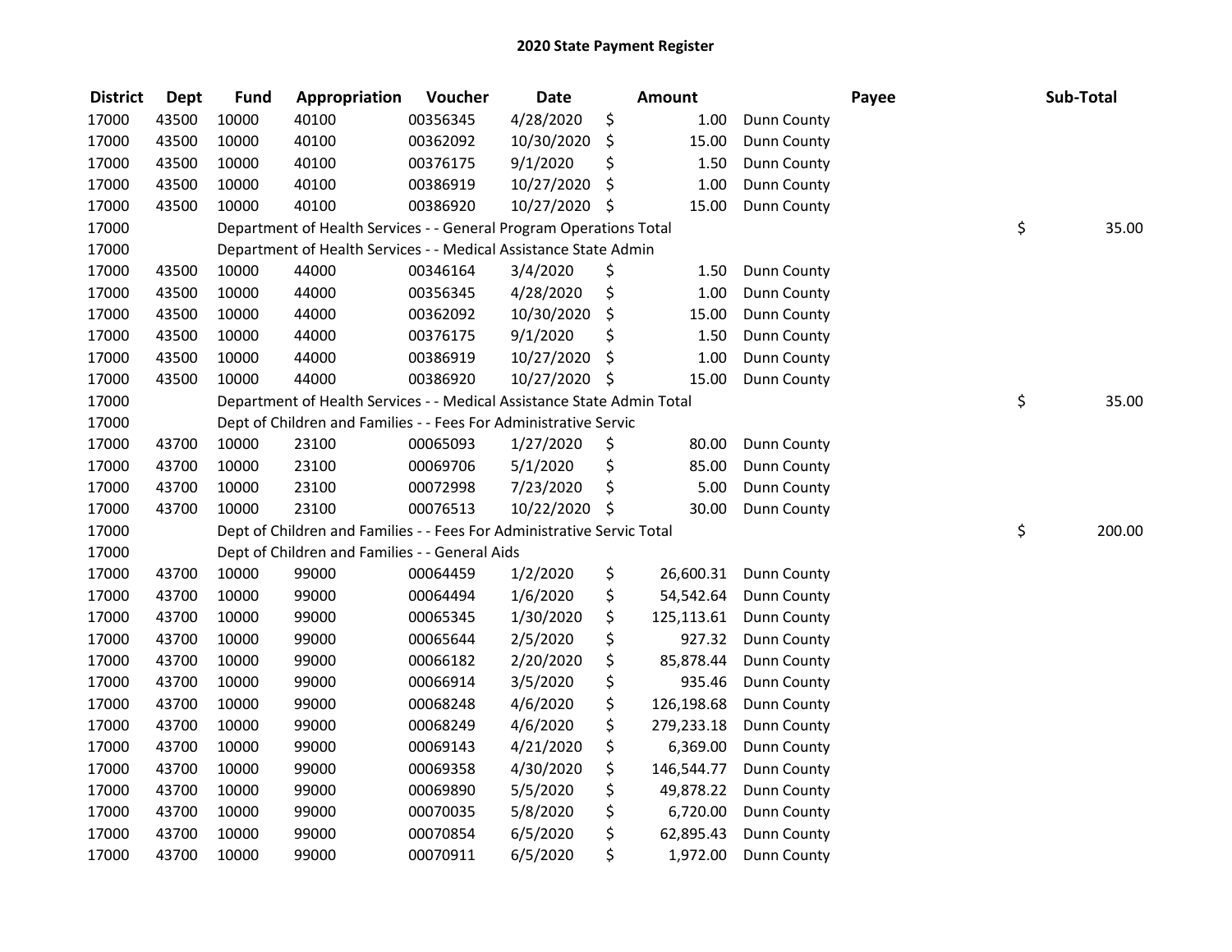# 2020 State Payment Register

| District | Dept | Fund | Appropriation | Voucher | Date | Amount | Payee | Sub-Total |
|---|---|---|---|---|---|---|---|---|
| 17000 | 43500 | 10000 | 40100 | 00356345 | 4/28/2020 | $ 1.00 | Dunn County | |
| 17000 | 43500 | 10000 | 40100 | 00362092 | 10/30/2020 | $ 15.00 | Dunn County | |
| 17000 | 43500 | 10000 | 40100 | 00376175 | 9/1/2020 | $ 1.50 | Dunn County | |
| 17000 | 43500 | 10000 | 40100 | 00386919 | 10/27/2020 | $ 1.00 | Dunn County | |
| 17000 | 43500 | 10000 | 40100 | 00386920 | 10/27/2020 | $ 15.00 | Dunn County | |
| 17000 | | Department of Health Services - - General Program Operations Total | | | | | | $ 35.00 |
| 17000 | | Department of Health Services - - Medical Assistance State Admin | | | | | | |
| 17000 | 43500 | 10000 | 44000 | 00346164 | 3/4/2020 | $ 1.50 | Dunn County | |
| 17000 | 43500 | 10000 | 44000 | 00356345 | 4/28/2020 | $ 1.00 | Dunn County | |
| 17000 | 43500 | 10000 | 44000 | 00362092 | 10/30/2020 | $ 15.00 | Dunn County | |
| 17000 | 43500 | 10000 | 44000 | 00376175 | 9/1/2020 | $ 1.50 | Dunn County | |
| 17000 | 43500 | 10000 | 44000 | 00386919 | 10/27/2020 | $ 1.00 | Dunn County | |
| 17000 | 43500 | 10000 | 44000 | 00386920 | 10/27/2020 | $ 15.00 | Dunn County | |
| 17000 | | Department of Health Services - - Medical Assistance State Admin Total | | | | | | $ 35.00 |
| 17000 | | Dept of Children and Families - - Fees For Administrative Servic | | | | | | |
| 17000 | 43700 | 10000 | 23100 | 00065093 | 1/27/2020 | $ 80.00 | Dunn County | |
| 17000 | 43700 | 10000 | 23100 | 00069706 | 5/1/2020 | $ 85.00 | Dunn County | |
| 17000 | 43700 | 10000 | 23100 | 00072998 | 7/23/2020 | $ 5.00 | Dunn County | |
| 17000 | 43700 | 10000 | 23100 | 00076513 | 10/22/2020 | $ 30.00 | Dunn County | |
| 17000 | | Dept of Children and Families - - Fees For Administrative Servic Total | | | | | | $ 200.00 |
| 17000 | | Dept of Children and Families - - General Aids | | | | | | |
| 17000 | 43700 | 10000 | 99000 | 00064459 | 1/2/2020 | $ 26,600.31 | Dunn County | |
| 17000 | 43700 | 10000 | 99000 | 00064494 | 1/6/2020 | $ 54,542.64 | Dunn County | |
| 17000 | 43700 | 10000 | 99000 | 00065345 | 1/30/2020 | $ 125,113.61 | Dunn County | |
| 17000 | 43700 | 10000 | 99000 | 00065644 | 2/5/2020 | $ 927.32 | Dunn County | |
| 17000 | 43700 | 10000 | 99000 | 00066182 | 2/20/2020 | $ 85,878.44 | Dunn County | |
| 17000 | 43700 | 10000 | 99000 | 00066914 | 3/5/2020 | $ 935.46 | Dunn County | |
| 17000 | 43700 | 10000 | 99000 | 00068248 | 4/6/2020 | $ 126,198.68 | Dunn County | |
| 17000 | 43700 | 10000 | 99000 | 00068249 | 4/6/2020 | $ 279,233.18 | Dunn County | |
| 17000 | 43700 | 10000 | 99000 | 00069143 | 4/21/2020 | $ 6,369.00 | Dunn County | |
| 17000 | 43700 | 10000 | 99000 | 00069358 | 4/30/2020 | $ 146,544.77 | Dunn County | |
| 17000 | 43700 | 10000 | 99000 | 00069890 | 5/5/2020 | $ 49,878.22 | Dunn County | |
| 17000 | 43700 | 10000 | 99000 | 00070035 | 5/8/2020 | $ 6,720.00 | Dunn County | |
| 17000 | 43700 | 10000 | 99000 | 00070854 | 6/5/2020 | $ 62,895.43 | Dunn County | |
| 17000 | 43700 | 10000 | 99000 | 00070911 | 6/5/2020 | $ 1,972.00 | Dunn County | |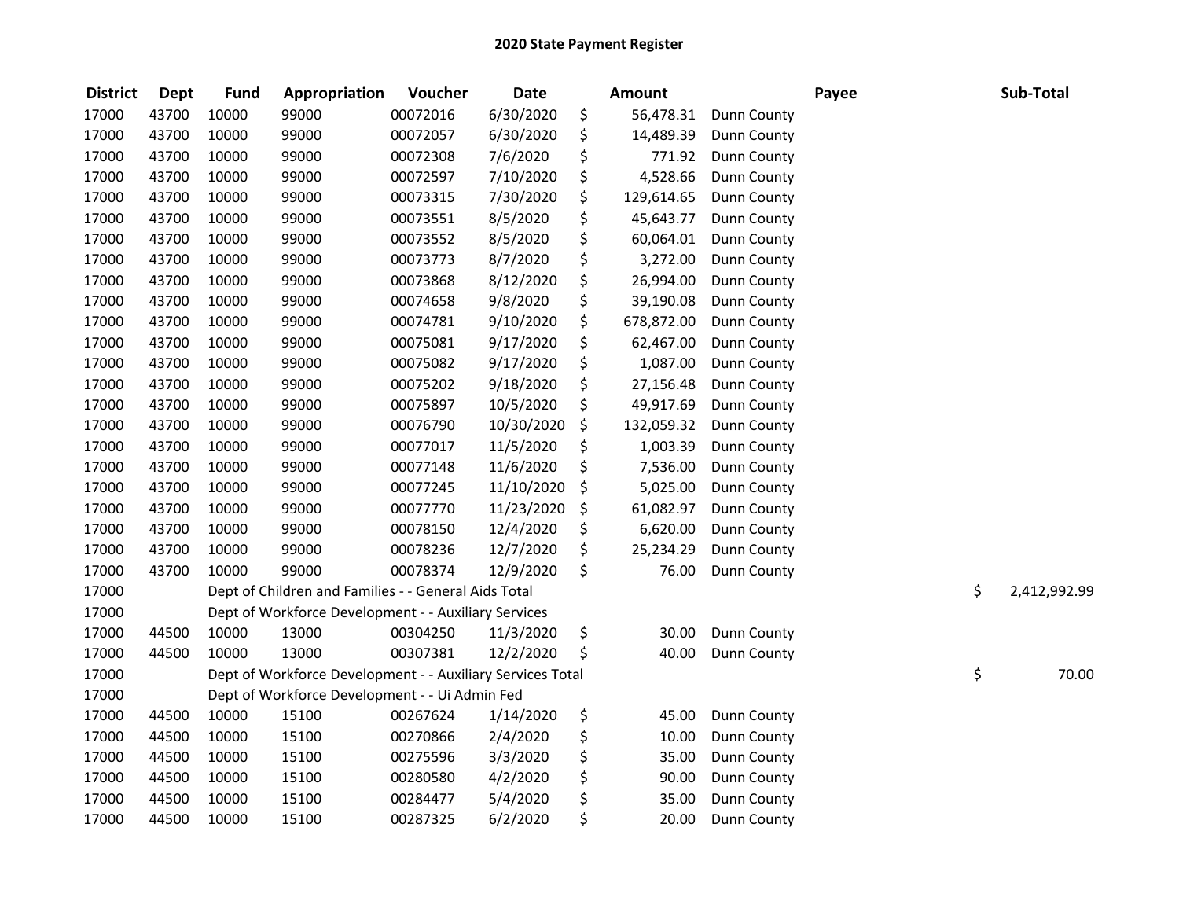# 2020 State Payment Register

| District | Dept | Fund | Appropriation | Voucher | Date | Amount | Payee | Sub-Total |
|---|---|---|---|---|---|---|---|---|
| 17000 | 43700 | 10000 | 99000 | 00072016 | 6/30/2020 | $ 56,478.31 | Dunn County | |
| 17000 | 43700 | 10000 | 99000 | 00072057 | 6/30/2020 | $ 14,489.39 | Dunn County | |
| 17000 | 43700 | 10000 | 99000 | 00072308 | 7/6/2020 | $ 771.92 | Dunn County | |
| 17000 | 43700 | 10000 | 99000 | 00072597 | 7/10/2020 | $ 4,528.66 | Dunn County | |
| 17000 | 43700 | 10000 | 99000 | 00073315 | 7/30/2020 | $ 129,614.65 | Dunn County | |
| 17000 | 43700 | 10000 | 99000 | 00073551 | 8/5/2020 | $ 45,643.77 | Dunn County | |
| 17000 | 43700 | 10000 | 99000 | 00073552 | 8/5/2020 | $ 60,064.01 | Dunn County | |
| 17000 | 43700 | 10000 | 99000 | 00073773 | 8/7/2020 | $ 3,272.00 | Dunn County | |
| 17000 | 43700 | 10000 | 99000 | 00073868 | 8/12/2020 | $ 26,994.00 | Dunn County | |
| 17000 | 43700 | 10000 | 99000 | 00074658 | 9/8/2020 | $ 39,190.08 | Dunn County | |
| 17000 | 43700 | 10000 | 99000 | 00074781 | 9/10/2020 | $ 678,872.00 | Dunn County | |
| 17000 | 43700 | 10000 | 99000 | 00075081 | 9/17/2020 | $ 62,467.00 | Dunn County | |
| 17000 | 43700 | 10000 | 99000 | 00075082 | 9/17/2020 | $ 1,087.00 | Dunn County | |
| 17000 | 43700 | 10000 | 99000 | 00075202 | 9/18/2020 | $ 27,156.48 | Dunn County | |
| 17000 | 43700 | 10000 | 99000 | 00075897 | 10/5/2020 | $ 49,917.69 | Dunn County | |
| 17000 | 43700 | 10000 | 99000 | 00076790 | 10/30/2020 | $ 132,059.32 | Dunn County | |
| 17000 | 43700 | 10000 | 99000 | 00077017 | 11/5/2020 | $ 1,003.39 | Dunn County | |
| 17000 | 43700 | 10000 | 99000 | 00077148 | 11/6/2020 | $ 7,536.00 | Dunn County | |
| 17000 | 43700 | 10000 | 99000 | 00077245 | 11/10/2020 | $ 5,025.00 | Dunn County | |
| 17000 | 43700 | 10000 | 99000 | 00077770 | 11/23/2020 | $ 61,082.97 | Dunn County | |
| 17000 | 43700 | 10000 | 99000 | 00078150 | 12/4/2020 | $ 6,620.00 | Dunn County | |
| 17000 | 43700 | 10000 | 99000 | 00078236 | 12/7/2020 | $ 25,234.29 | Dunn County | |
| 17000 | 43700 | 10000 | 99000 | 00078374 | 12/9/2020 | $ 76.00 | Dunn County | |
| 17000 | | Dept of Children and Families - - General Aids Total | | | | | | $ 2,412,992.99 |
| 17000 | | Dept of Workforce Development - - Auxiliary Services | | | | | | |
| 17000 | 44500 | 10000 | 13000 | 00304250 | 11/3/2020 | $ 30.00 | Dunn County | |
| 17000 | 44500 | 10000 | 13000 | 00307381 | 12/2/2020 | $ 40.00 | Dunn County | |
| 17000 | | Dept of Workforce Development - - Auxiliary Services Total | | | | | | $ 70.00 |
| 17000 | | Dept of Workforce Development - - Ui Admin Fed | | | | | | |
| 17000 | 44500 | 10000 | 15100 | 00267624 | 1/14/2020 | $ 45.00 | Dunn County | |
| 17000 | 44500 | 10000 | 15100 | 00270866 | 2/4/2020 | $ 10.00 | Dunn County | |
| 17000 | 44500 | 10000 | 15100 | 00275596 | 3/3/2020 | $ 35.00 | Dunn County | |
| 17000 | 44500 | 10000 | 15100 | 00280580 | 4/2/2020 | $ 90.00 | Dunn County | |
| 17000 | 44500 | 10000 | 15100 | 00284477 | 5/4/2020 | $ 35.00 | Dunn County | |
| 17000 | 44500 | 10000 | 15100 | 00287325 | 6/2/2020 | $ 20.00 | Dunn County | |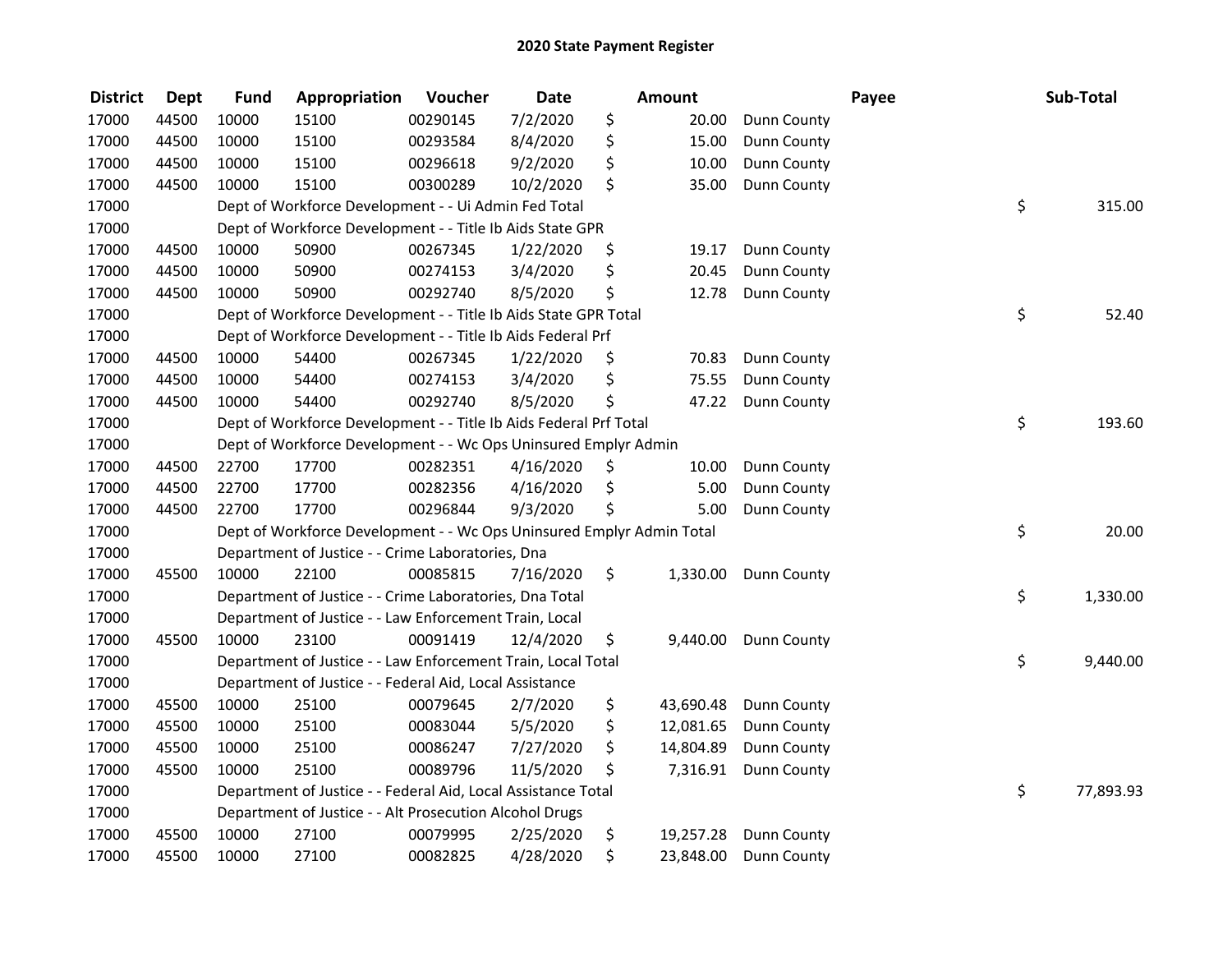# 2020 State Payment Register

| District | Dept | Fund | Appropriation | Voucher | Date | Amount | Payee | Sub-Total |
|---|---|---|---|---|---|---|---|---|
| 17000 | 44500 | 10000 | 15100 | 00290145 | 7/2/2020 | $ 20.00 | Dunn County | |
| 17000 | 44500 | 10000 | 15100 | 00293584 | 8/4/2020 | $ 15.00 | Dunn County | |
| 17000 | 44500 | 10000 | 15100 | 00296618 | 9/2/2020 | $ 10.00 | Dunn County | |
| 17000 | 44500 | 10000 | 15100 | 00300289 | 10/2/2020 | $ 35.00 | Dunn County | |
| 17000 | | Dept of Workforce Development - - Ui Admin Fed Total | | | | | | $ 315.00 |
| 17000 | | Dept of Workforce Development - - Title Ib Aids State GPR | | | | | | |
| 17000 | 44500 | 10000 | 50900 | 00267345 | 1/22/2020 | $ 19.17 | Dunn County | |
| 17000 | 44500 | 10000 | 50900 | 00274153 | 3/4/2020 | $ 20.45 | Dunn County | |
| 17000 | 44500 | 10000 | 50900 | 00292740 | 8/5/2020 | $ 12.78 | Dunn County | |
| 17000 | | Dept of Workforce Development - - Title Ib Aids State GPR Total | | | | | | $ 52.40 |
| 17000 | | Dept of Workforce Development - - Title Ib Aids Federal Prf | | | | | | |
| 17000 | 44500 | 10000 | 54400 | 00267345 | 1/22/2020 | $ 70.83 | Dunn County | |
| 17000 | 44500 | 10000 | 54400 | 00274153 | 3/4/2020 | $ 75.55 | Dunn County | |
| 17000 | 44500 | 10000 | 54400 | 00292740 | 8/5/2020 | $ 47.22 | Dunn County | |
| 17000 | | Dept of Workforce Development - - Title Ib Aids Federal Prf Total | | | | | | $ 193.60 |
| 17000 | | Dept of Workforce Development - - Wc Ops Uninsured Emplyr Admin | | | | | | |
| 17000 | 44500 | 22700 | 17700 | 00282351 | 4/16/2020 | $ 10.00 | Dunn County | |
| 17000 | 44500 | 22700 | 17700 | 00282356 | 4/16/2020 | $ 5.00 | Dunn County | |
| 17000 | 44500 | 22700 | 17700 | 00296844 | 9/3/2020 | $ 5.00 | Dunn County | |
| 17000 | | Dept of Workforce Development - - Wc Ops Uninsured Emplyr Admin Total | | | | | | $ 20.00 |
| 17000 | | Department of Justice - - Crime Laboratories, Dna | | | | | | |
| 17000 | 45500 | 10000 | 22100 | 00085815 | 7/16/2020 | $ 1,330.00 | Dunn County | |
| 17000 | | Department of Justice - - Crime Laboratories, Dna Total | | | | | | $ 1,330.00 |
| 17000 | | Department of Justice - - Law Enforcement Train, Local | | | | | | |
| 17000 | 45500 | 10000 | 23100 | 00091419 | 12/4/2020 | $ 9,440.00 | Dunn County | |
| 17000 | | Department of Justice - - Law Enforcement Train, Local Total | | | | | | $ 9,440.00 |
| 17000 | | Department of Justice - - Federal Aid, Local Assistance | | | | | | |
| 17000 | 45500 | 10000 | 25100 | 00079645 | 2/7/2020 | $ 43,690.48 | Dunn County | |
| 17000 | 45500 | 10000 | 25100 | 00083044 | 5/5/2020 | $ 12,081.65 | Dunn County | |
| 17000 | 45500 | 10000 | 25100 | 00086247 | 7/27/2020 | $ 14,804.89 | Dunn County | |
| 17000 | 45500 | 10000 | 25100 | 00089796 | 11/5/2020 | $ 7,316.91 | Dunn County | |
| 17000 | | Department of Justice - - Federal Aid, Local Assistance Total | | | | | | $ 77,893.93 |
| 17000 | | Department of Justice - - Alt Prosecution Alcohol Drugs | | | | | | |
| 17000 | 45500 | 10000 | 27100 | 00079995 | 2/25/2020 | $ 19,257.28 | Dunn County | |
| 17000 | 45500 | 10000 | 27100 | 00082825 | 4/28/2020 | $ 23,848.00 | Dunn County | |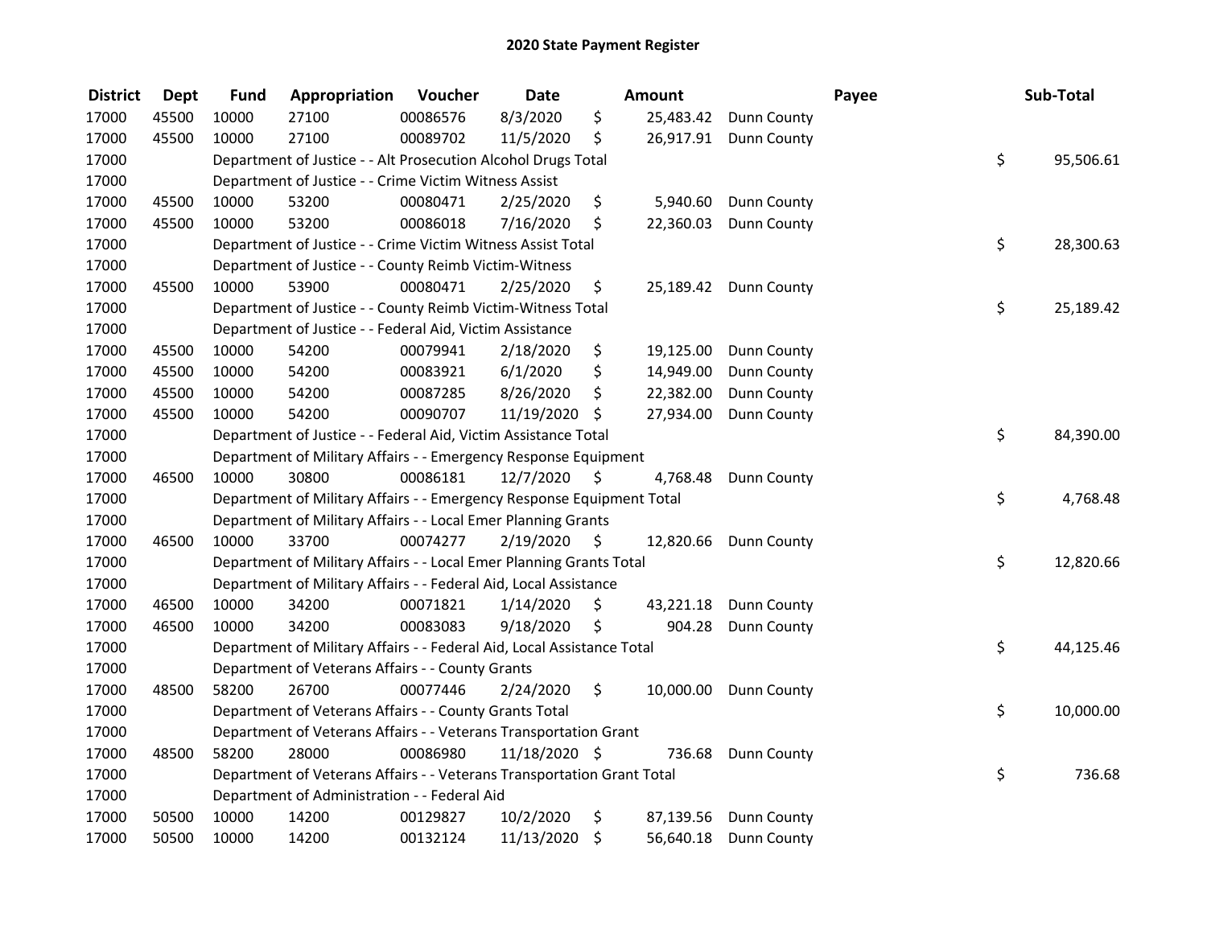## 2020 State Payment Register

| District | Dept | Fund | Appropriation | Voucher | Date | Amount | Payee | Sub-Total |
|---|---|---|---|---|---|---|---|---|
| 17000 | 45500 | 10000 | 27100 | 00086576 | 8/3/2020 | $ 25,483.42 | Dunn County | |
| 17000 | 45500 | 10000 | 27100 | 00089702 | 11/5/2020 | $ 26,917.91 | Dunn County | |
| 17000 | | Department of Justice - - Alt Prosecution Alcohol Drugs Total | | | | | | $ 95,506.61 |
| 17000 | | Department of Justice - - Crime Victim Witness Assist | | | | | | |
| 17000 | 45500 | 10000 | 53200 | 00080471 | 2/25/2020 | $ 5,940.60 | Dunn County | |
| 17000 | 45500 | 10000 | 53200 | 00086018 | 7/16/2020 | $ 22,360.03 | Dunn County | |
| 17000 | | Department of Justice - - Crime Victim Witness Assist Total | | | | | | $ 28,300.63 |
| 17000 | | Department of Justice - - County Reimb Victim-Witness | | | | | | |
| 17000 | 45500 | 10000 | 53900 | 00080471 | 2/25/2020 | $ 25,189.42 | Dunn County | |
| 17000 | | Department of Justice - - County Reimb Victim-Witness Total | | | | | | $ 25,189.42 |
| 17000 | | Department of Justice - - Federal Aid, Victim Assistance | | | | | | |
| 17000 | 45500 | 10000 | 54200 | 00079941 | 2/18/2020 | $ 19,125.00 | Dunn County | |
| 17000 | 45500 | 10000 | 54200 | 00083921 | 6/1/2020 | $ 14,949.00 | Dunn County | |
| 17000 | 45500 | 10000 | 54200 | 00087285 | 8/26/2020 | $ 22,382.00 | Dunn County | |
| 17000 | 45500 | 10000 | 54200 | 00090707 | 11/19/2020 | $ 27,934.00 | Dunn County | |
| 17000 | | Department of Justice - - Federal Aid, Victim Assistance Total | | | | | | $ 84,390.00 |
| 17000 | | Department of Military Affairs - - Emergency Response Equipment | | | | | | |
| 17000 | 46500 | 10000 | 30800 | 00086181 | 12/7/2020 | $ 4,768.48 | Dunn County | |
| 17000 | | Department of Military Affairs - - Emergency Response Equipment Total | | | | | | $ 4,768.48 |
| 17000 | | Department of Military Affairs - - Local Emer Planning Grants | | | | | | |
| 17000 | 46500 | 10000 | 33700 | 00074277 | 2/19/2020 | $ 12,820.66 | Dunn County | |
| 17000 | | Department of Military Affairs - - Local Emer Planning Grants Total | | | | | | $ 12,820.66 |
| 17000 | | Department of Military Affairs - - Federal Aid, Local Assistance | | | | | | |
| 17000 | 46500 | 10000 | 34200 | 00071821 | 1/14/2020 | $ 43,221.18 | Dunn County | |
| 17000 | 46500 | 10000 | 34200 | 00083083 | 9/18/2020 | $ 904.28 | Dunn County | |
| 17000 | | Department of Military Affairs - - Federal Aid, Local Assistance Total | | | | | | $ 44,125.46 |
| 17000 | | Department of Veterans Affairs - - County Grants | | | | | | |
| 17000 | 48500 | 58200 | 26700 | 00077446 | 2/24/2020 | $ 10,000.00 | Dunn County | |
| 17000 | | Department of Veterans Affairs - - County Grants Total | | | | | | $ 10,000.00 |
| 17000 | | Department of Veterans Affairs - - Veterans Transportation Grant | | | | | | |
| 17000 | 48500 | 58200 | 28000 | 00086980 | 11/18/2020 | $ 736.68 | Dunn County | |
| 17000 | | Department of Veterans Affairs - - Veterans Transportation Grant Total | | | | | | $ 736.68 |
| 17000 | | Department of Administration - - Federal Aid | | | | | | |
| 17000 | 50500 | 10000 | 14200 | 00129827 | 10/2/2020 | $ 87,139.56 | Dunn County | |
| 17000 | 50500 | 10000 | 14200 | 00132124 | 11/13/2020 | $ 56,640.18 | Dunn County | |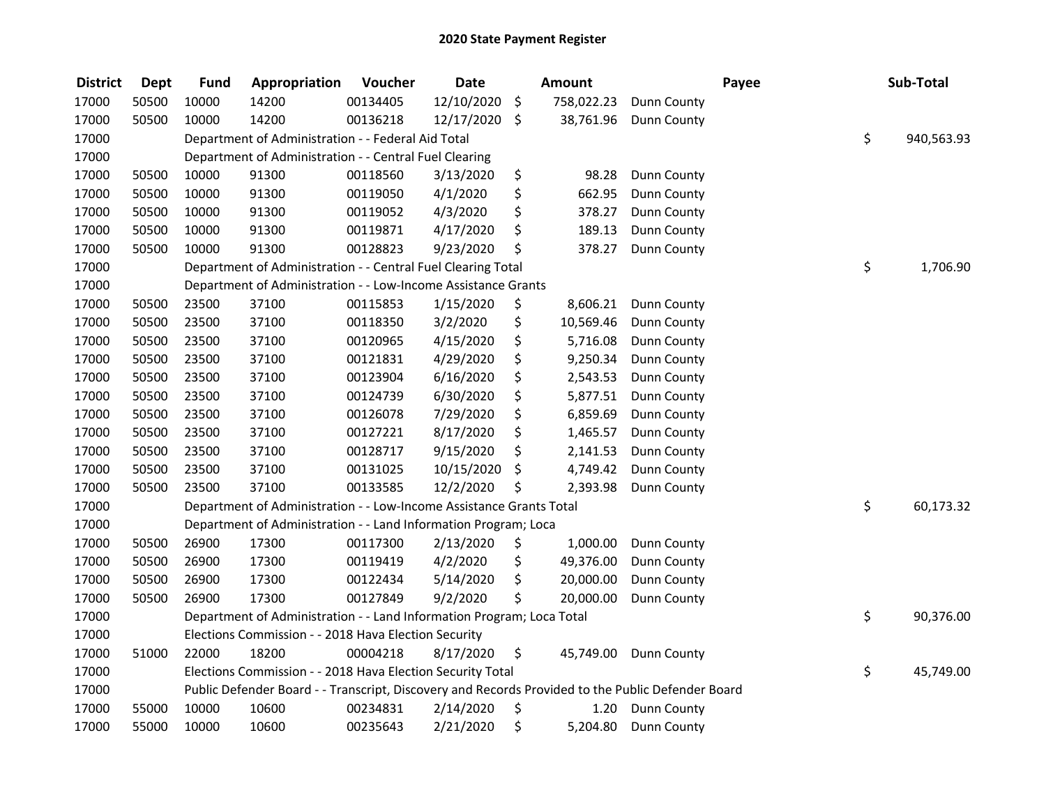# 2020 State Payment Register

| District | Dept | Fund | Appropriation | Voucher | Date | Amount | Payee | Sub-Total |
|---|---|---|---|---|---|---|---|---|
| 17000 | 50500 | 10000 | 14200 | 00134405 | 12/10/2020 | $ 758,022.23 | Dunn County | |
| 17000 | 50500 | 10000 | 14200 | 00136218 | 12/17/2020 | $ 38,761.96 | Dunn County | |
| 17000 | | Department of Administration - - Federal Aid Total | | | | | | $ 940,563.93 |
| 17000 | | Department of Administration - - Central Fuel Clearing | | | | | | |
| 17000 | 50500 | 10000 | 91300 | 00118560 | 3/13/2020 | $ 98.28 | Dunn County | |
| 17000 | 50500 | 10000 | 91300 | 00119050 | 4/1/2020 | $ 662.95 | Dunn County | |
| 17000 | 50500 | 10000 | 91300 | 00119052 | 4/3/2020 | $ 378.27 | Dunn County | |
| 17000 | 50500 | 10000 | 91300 | 00119871 | 4/17/2020 | $ 189.13 | Dunn County | |
| 17000 | 50500 | 10000 | 91300 | 00128823 | 9/23/2020 | $ 378.27 | Dunn County | |
| 17000 | | Department of Administration - - Central Fuel Clearing Total | | | | | | $ 1,706.90 |
| 17000 | | Department of Administration - - Low-Income Assistance Grants | | | | | | |
| 17000 | 50500 | 23500 | 37100 | 00115853 | 1/15/2020 | $ 8,606.21 | Dunn County | |
| 17000 | 50500 | 23500 | 37100 | 00118350 | 3/2/2020 | $ 10,569.46 | Dunn County | |
| 17000 | 50500 | 23500 | 37100 | 00120965 | 4/15/2020 | $ 5,716.08 | Dunn County | |
| 17000 | 50500 | 23500 | 37100 | 00121831 | 4/29/2020 | $ 9,250.34 | Dunn County | |
| 17000 | 50500 | 23500 | 37100 | 00123904 | 6/16/2020 | $ 2,543.53 | Dunn County | |
| 17000 | 50500 | 23500 | 37100 | 00124739 | 6/30/2020 | $ 5,877.51 | Dunn County | |
| 17000 | 50500 | 23500 | 37100 | 00126078 | 7/29/2020 | $ 6,859.69 | Dunn County | |
| 17000 | 50500 | 23500 | 37100 | 00127221 | 8/17/2020 | $ 1,465.57 | Dunn County | |
| 17000 | 50500 | 23500 | 37100 | 00128717 | 9/15/2020 | $ 2,141.53 | Dunn County | |
| 17000 | 50500 | 23500 | 37100 | 00131025 | 10/15/2020 | $ 4,749.42 | Dunn County | |
| 17000 | 50500 | 23500 | 37100 | 00133585 | 12/2/2020 | $ 2,393.98 | Dunn County | |
| 17000 | | Department of Administration - - Low-Income Assistance Grants Total | | | | | | $ 60,173.32 |
| 17000 | | Department of Administration - - Land Information Program; Loca | | | | | | |
| 17000 | 50500 | 26900 | 17300 | 00117300 | 2/13/2020 | $ 1,000.00 | Dunn County | |
| 17000 | 50500 | 26900 | 17300 | 00119419 | 4/2/2020 | $ 49,376.00 | Dunn County | |
| 17000 | 50500 | 26900 | 17300 | 00122434 | 5/14/2020 | $ 20,000.00 | Dunn County | |
| 17000 | 50500 | 26900 | 17300 | 00127849 | 9/2/2020 | $ 20,000.00 | Dunn County | |
| 17000 | | Department of Administration - - Land Information Program; Loca Total | | | | | | $ 90,376.00 |
| 17000 | | Elections Commission - - 2018 Hava Election Security | | | | | | |
| 17000 | 51000 | 22000 | 18200 | 00004218 | 8/17/2020 | $ 45,749.00 | Dunn County | |
| 17000 | | Elections Commission - - 2018 Hava Election Security Total | | | | | | $ 45,749.00 |
| 17000 | | Public Defender Board - - Transcript, Discovery and Records Provided to the Public Defender Board | | | | | | |
| 17000 | 55000 | 10000 | 10600 | 00234831 | 2/14/2020 | $ 1.20 | Dunn County | |
| 17000 | 55000 | 10000 | 10600 | 00235643 | 2/21/2020 | $ 5,204.80 | Dunn County | |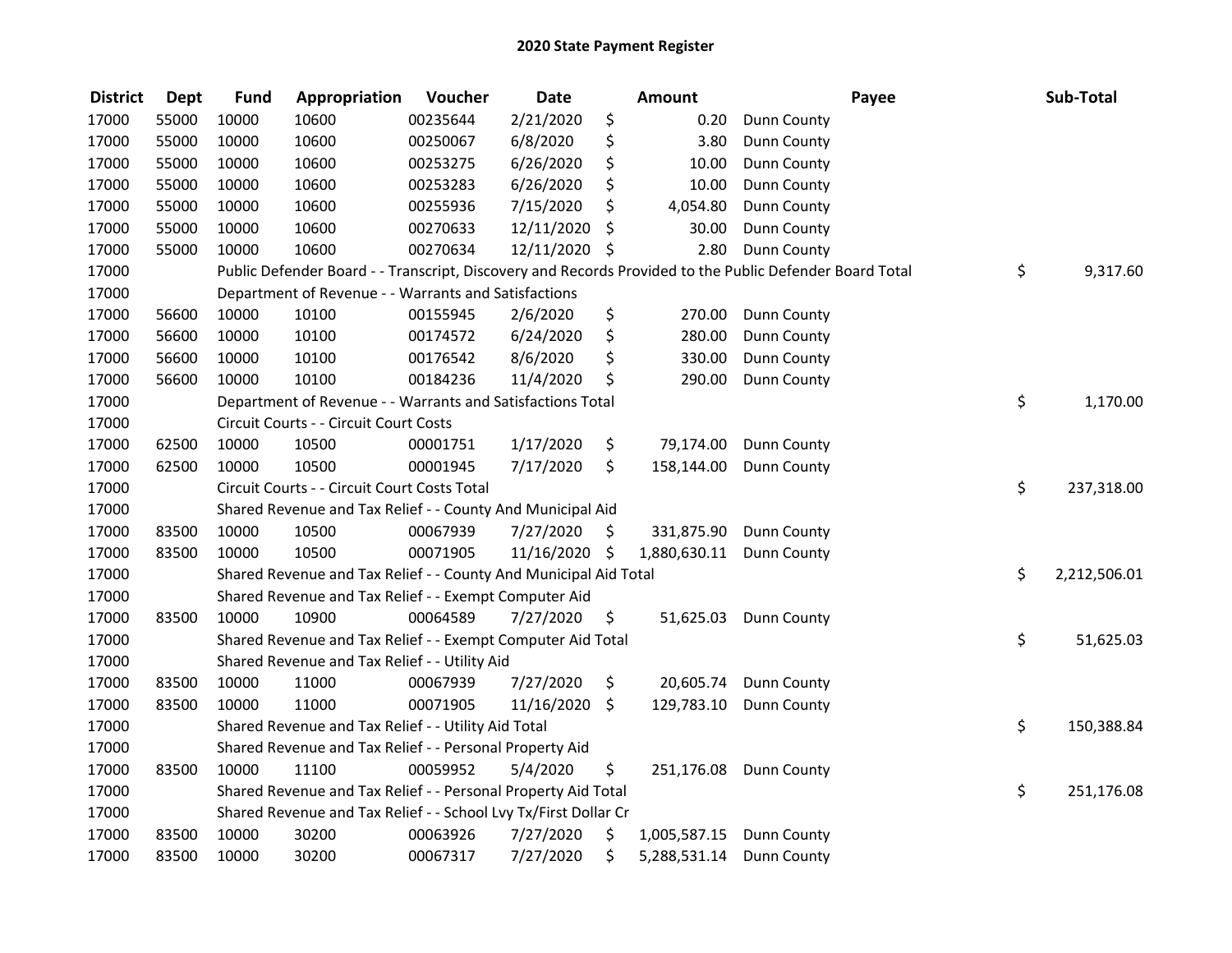# 2020 State Payment Register

| District | Dept | Fund | Appropriation | Voucher | Date | Amount | Payee | Sub-Total |
|---|---|---|---|---|---|---|---|---|
| 17000 | 55000 | 10000 | 10600 | 00235644 | 2/21/2020 | $ 0.20 | Dunn County | |
| 17000 | 55000 | 10000 | 10600 | 00250067 | 6/8/2020 | $ 3.80 | Dunn County | |
| 17000 | 55000 | 10000 | 10600 | 00253275 | 6/26/2020 | $ 10.00 | Dunn County | |
| 17000 | 55000 | 10000 | 10600 | 00253283 | 6/26/2020 | $ 10.00 | Dunn County | |
| 17000 | 55000 | 10000 | 10600 | 00255936 | 7/15/2020 | $ 4,054.80 | Dunn County | |
| 17000 | 55000 | 10000 | 10600 | 00270633 | 12/11/2020 | $ 30.00 | Dunn County | |
| 17000 | 55000 | 10000 | 10600 | 00270634 | 12/11/2020 | $ 2.80 | Dunn County | |
| 17000 | | Public Defender Board - - Transcript, Discovery and Records Provided to the Public Defender Board Total | | | | | | $ 9,317.60 |
| 17000 | | Department of Revenue - - Warrants and Satisfactions | | | | | | |
| 17000 | 56600 | 10000 | 10100 | 00155945 | 2/6/2020 | $ 270.00 | Dunn County | |
| 17000 | 56600 | 10000 | 10100 | 00174572 | 6/24/2020 | $ 280.00 | Dunn County | |
| 17000 | 56600 | 10000 | 10100 | 00176542 | 8/6/2020 | $ 330.00 | Dunn County | |
| 17000 | 56600 | 10000 | 10100 | 00184236 | 11/4/2020 | $ 290.00 | Dunn County | |
| 17000 | | Department of Revenue - - Warrants and Satisfactions Total | | | | | | $ 1,170.00 |
| 17000 | | Circuit Courts - - Circuit Court Costs | | | | | | |
| 17000 | 62500 | 10000 | 10500 | 00001751 | 1/17/2020 | $ 79,174.00 | Dunn County | |
| 17000 | 62500 | 10000 | 10500 | 00001945 | 7/17/2020 | $ 158,144.00 | Dunn County | |
| 17000 | | Circuit Courts - - Circuit Court Costs Total | | | | | | $ 237,318.00 |
| 17000 | | Shared Revenue and Tax Relief - - County And Municipal Aid | | | | | | |
| 17000 | 83500 | 10000 | 10500 | 00067939 | 7/27/2020 | $ 331,875.90 | Dunn County | |
| 17000 | 83500 | 10000 | 10500 | 00071905 | 11/16/2020 | $ 1,880,630.11 | Dunn County | |
| 17000 | | Shared Revenue and Tax Relief - - County And Municipal Aid Total | | | | | | $ 2,212,506.01 |
| 17000 | | Shared Revenue and Tax Relief - - Exempt Computer Aid | | | | | | |
| 17000 | 83500 | 10000 | 10900 | 00064589 | 7/27/2020 | $ 51,625.03 | Dunn County | |
| 17000 | | Shared Revenue and Tax Relief - - Exempt Computer Aid Total | | | | | | $ 51,625.03 |
| 17000 | | Shared Revenue and Tax Relief - - Utility Aid | | | | | | |
| 17000 | 83500 | 10000 | 11000 | 00067939 | 7/27/2020 | $ 20,605.74 | Dunn County | |
| 17000 | 83500 | 10000 | 11000 | 00071905 | 11/16/2020 | $ 129,783.10 | Dunn County | |
| 17000 | | Shared Revenue and Tax Relief - - Utility Aid Total | | | | | | $ 150,388.84 |
| 17000 | | Shared Revenue and Tax Relief - - Personal Property Aid | | | | | | |
| 17000 | 83500 | 10000 | 11100 | 00059952 | 5/4/2020 | $ 251,176.08 | Dunn County | |
| 17000 | | Shared Revenue and Tax Relief - - Personal Property Aid Total | | | | | | $ 251,176.08 |
| 17000 | | Shared Revenue and Tax Relief - - School Lvy Tx/First Dollar Cr | | | | | | |
| 17000 | 83500 | 10000 | 30200 | 00063926 | 7/27/2020 | $ 1,005,587.15 | Dunn County | |
| 17000 | 83500 | 10000 | 30200 | 00067317 | 7/27/2020 | $ 5,288,531.14 | Dunn County | |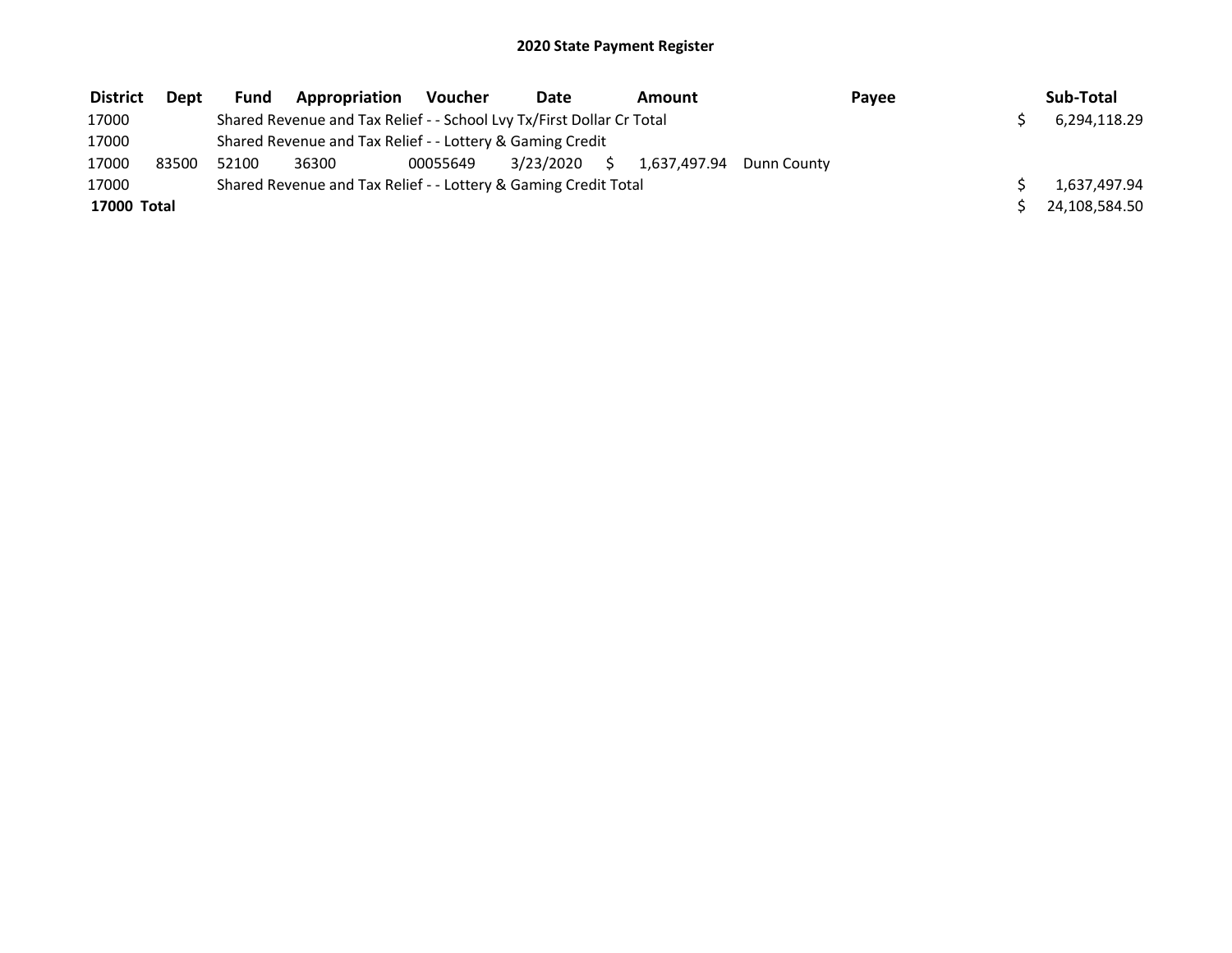# 2020 State Payment Register

| District | Dept | Fund | Appropriation | Voucher | Date | Amount | Payee | Sub-Total |
|---|---|---|---|---|---|---|---|---|
| 17000 | | Shared Revenue and Tax Relief - - School Lvy Tx/First Dollar Cr Total | | | | | | $ 6,294,118.29 |
| 17000 | | Shared Revenue and Tax Relief - - Lottery & Gaming Credit | | | | | | |
| 17000 | 83500 | 52100 | 36300 | 00055649 | 3/23/2020 | $ 1,637,497.94 | Dunn County | |
| 17000 | | Shared Revenue and Tax Relief - - Lottery & Gaming Credit Total | | | | | | $ 1,637,497.94 |
| **17000 Total** | | | | | | | | $ 24,108,584.50 |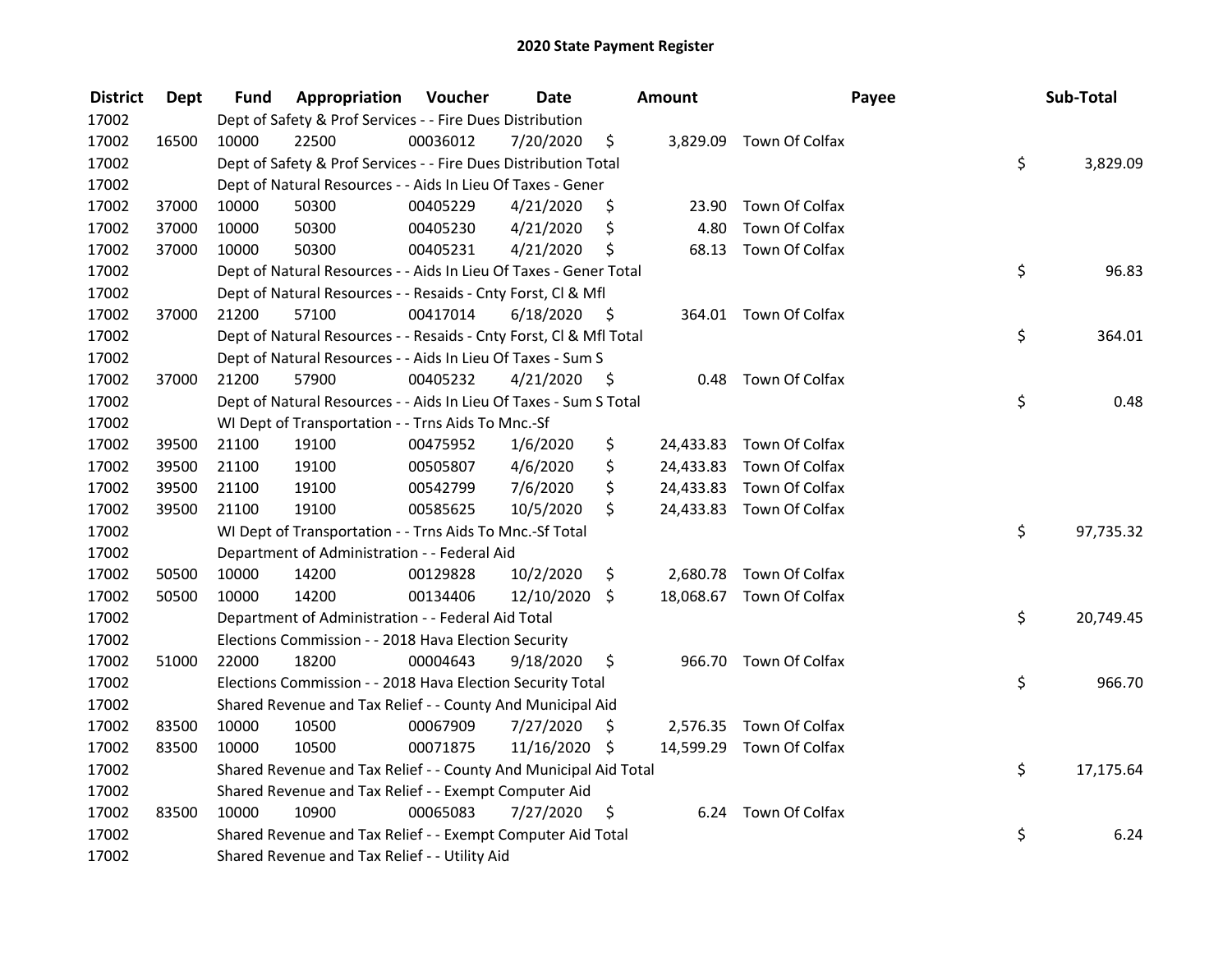# 2020 State Payment Register

| District | Dept | Fund | Appropriation | Voucher | Date | Amount | Payee | Sub-Total |
|---|---|---|---|---|---|---|---|---|
| 17002 | | Dept of Safety & Prof Services - - Fire Dues Distribution | | | | | | |
| 17002 | 16500 | 10000 | 22500 | 00036012 | 7/20/2020 | $ 3,829.09 | Town Of Colfax | |
| 17002 | | Dept of Safety & Prof Services - - Fire Dues Distribution Total | | | | | | $ 3,829.09 |
| 17002 | | Dept of Natural Resources - - Aids In Lieu Of Taxes - Gener | | | | | | |
| 17002 | 37000 | 10000 | 50300 | 00405229 | 4/21/2020 | $ 23.90 | Town Of Colfax | |
| 17002 | 37000 | 10000 | 50300 | 00405230 | 4/21/2020 | $ 4.80 | Town Of Colfax | |
| 17002 | 37000 | 10000 | 50300 | 00405231 | 4/21/2020 | $ 68.13 | Town Of Colfax | |
| 17002 | | Dept of Natural Resources - - Aids In Lieu Of Taxes - Gener Total | | | | | | $ 96.83 |
| 17002 | | Dept of Natural Resources - - Resaids - Cnty Forst, Cl & Mfl | | | | | | |
| 17002 | 37000 | 21200 | 57100 | 00417014 | 6/18/2020 | $ 364.01 | Town Of Colfax | |
| 17002 | | Dept of Natural Resources - - Resaids - Cnty Forst, Cl & Mfl Total | | | | | | $ 364.01 |
| 17002 | | Dept of Natural Resources - - Aids In Lieu Of Taxes - Sum S | | | | | | |
| 17002 | 37000 | 21200 | 57900 | 00405232 | 4/21/2020 | $ 0.48 | Town Of Colfax | |
| 17002 | | Dept of Natural Resources - - Aids In Lieu Of Taxes - Sum S Total | | | | | | $ 0.48 |
| 17002 | | WI Dept of Transportation - - Trns Aids To Mnc.-Sf | | | | | | |
| 17002 | 39500 | 21100 | 19100 | 00475952 | 1/6/2020 | $ 24,433.83 | Town Of Colfax | |
| 17002 | 39500 | 21100 | 19100 | 00505807 | 4/6/2020 | $ 24,433.83 | Town Of Colfax | |
| 17002 | 39500 | 21100 | 19100 | 00542799 | 7/6/2020 | $ 24,433.83 | Town Of Colfax | |
| 17002 | 39500 | 21100 | 19100 | 00585625 | 10/5/2020 | $ 24,433.83 | Town Of Colfax | |
| 17002 | | WI Dept of Transportation - - Trns Aids To Mnc.-Sf Total | | | | | | $ 97,735.32 |
| 17002 | | Department of Administration - - Federal Aid | | | | | | |
| 17002 | 50500 | 10000 | 14200 | 00129828 | 10/2/2020 | $ 2,680.78 | Town Of Colfax | |
| 17002 | 50500 | 10000 | 14200 | 00134406 | 12/10/2020 | $ 18,068.67 | Town Of Colfax | |
| 17002 | | Department of Administration - - Federal Aid Total | | | | | | $ 20,749.45 |
| 17002 | | Elections Commission - - 2018 Hava Election Security | | | | | | |
| 17002 | 51000 | 22000 | 18200 | 00004643 | 9/18/2020 | $ 966.70 | Town Of Colfax | |
| 17002 | | Elections Commission - - 2018 Hava Election Security Total | | | | | | $ 966.70 |
| 17002 | | Shared Revenue and Tax Relief - - County And Municipal Aid | | | | | | |
| 17002 | 83500 | 10000 | 10500 | 00067909 | 7/27/2020 | $ 2,576.35 | Town Of Colfax | |
| 17002 | 83500 | 10000 | 10500 | 00071875 | 11/16/2020 | $ 14,599.29 | Town Of Colfax | |
| 17002 | | Shared Revenue and Tax Relief - - County And Municipal Aid Total | | | | | | $ 17,175.64 |
| 17002 | | Shared Revenue and Tax Relief - - Exempt Computer Aid | | | | | | |
| 17002 | 83500 | 10000 | 10900 | 00065083 | 7/27/2020 | $ 6.24 | Town Of Colfax | |
| 17002 | | Shared Revenue and Tax Relief - - Exempt Computer Aid Total | | | | | | $ 6.24 |
| 17002 | | Shared Revenue and Tax Relief - - Utility Aid | | | | | | |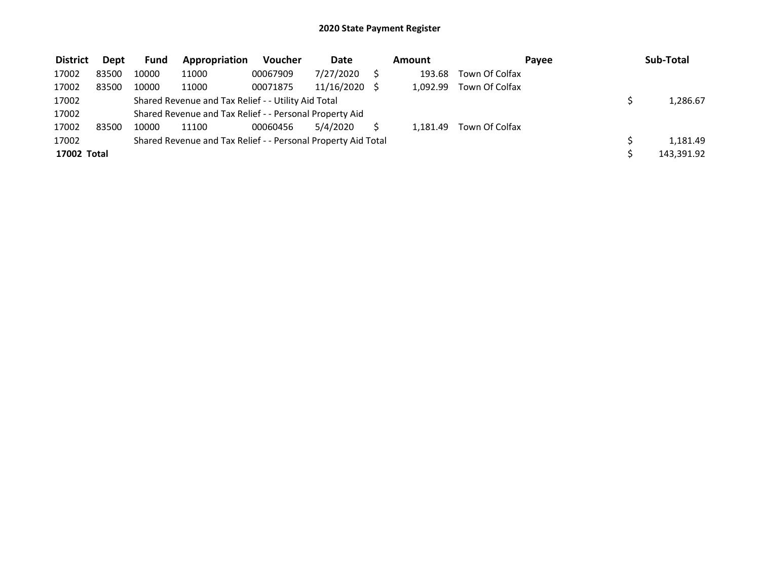# 2020 State Payment Register

| District | Dept | Fund | Appropriation | Voucher | Date | Amount | Payee | Sub-Total |
|---|---|---|---|---|---|---|---|---|
| 17002 | 83500 | 10000 | 11000 | 00067909 | 7/27/2020 | $ 193.68 | Town Of Colfax | |
| 17002 | 83500 | 10000 | 11000 | 00071875 | 11/16/2020 | $ 1,092.99 | Town Of Colfax | |
| 17002 | | Shared Revenue and Tax Relief - - Utility Aid Total | | | | | | $ 1,286.67 |
| 17002 | | Shared Revenue and Tax Relief - - Personal Property Aid | | | | | | |
| 17002 | 83500 | 10000 | 11100 | 00060456 | 5/4/2020 | $ 1,181.49 | Town Of Colfax | |
| 17002 | | Shared Revenue and Tax Relief - - Personal Property Aid Total | | | | | | $ 1,181.49 |
| **17002 Total** | | | | | | | | $ 143,391.92 |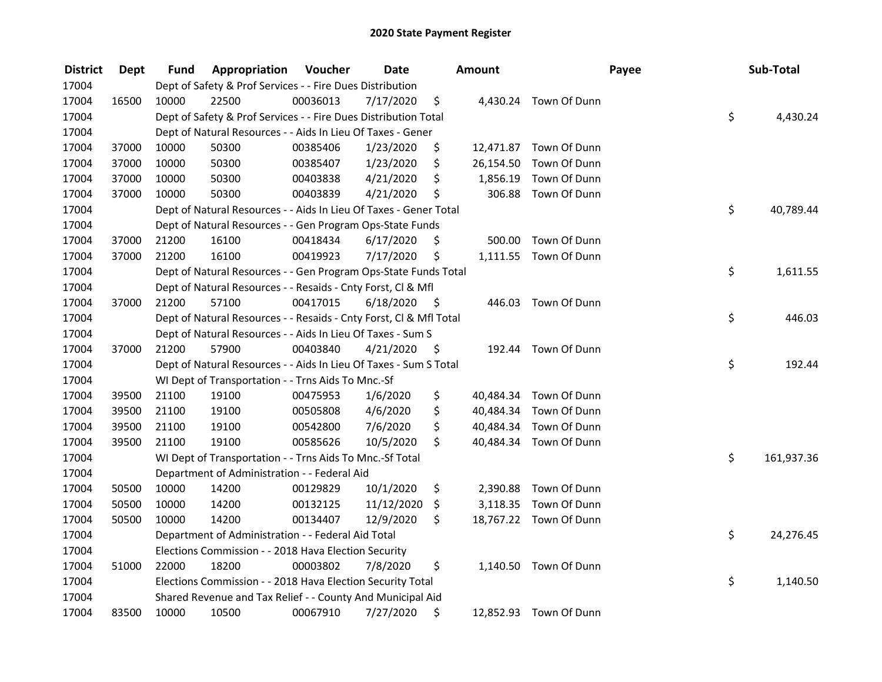# 2020 State Payment Register

| District | Dept | Fund | Appropriation | Voucher | Date | Amount | Payee | Sub-Total |
|---|---|---|---|---|---|---|---|---|
| 17004 | | Dept of Safety & Prof Services - - Fire Dues Distribution | | | | | | |
| 17004 | 16500 | 10000 | 22500 | 00036013 | 7/17/2020 | $ 4,430.24 | Town Of Dunn | |
| 17004 | | Dept of Safety & Prof Services - - Fire Dues Distribution Total | | | | | | $ 4,430.24 |
| 17004 | | Dept of Natural Resources - - Aids In Lieu Of Taxes - Gener | | | | | | |
| 17004 | 37000 | 10000 | 50300 | 00385406 | 1/23/2020 | $ 12,471.87 | Town Of Dunn | |
| 17004 | 37000 | 10000 | 50300 | 00385407 | 1/23/2020 | $ 26,154.50 | Town Of Dunn | |
| 17004 | 37000 | 10000 | 50300 | 00403838 | 4/21/2020 | $ 1,856.19 | Town Of Dunn | |
| 17004 | 37000 | 10000 | 50300 | 00403839 | 4/21/2020 | $ 306.88 | Town Of Dunn | |
| 17004 | | Dept of Natural Resources - - Aids In Lieu Of Taxes - Gener Total | | | | | | $ 40,789.44 |
| 17004 | | Dept of Natural Resources - - Gen Program Ops-State Funds | | | | | | |
| 17004 | 37000 | 21200 | 16100 | 00418434 | 6/17/2020 | $ 500.00 | Town Of Dunn | |
| 17004 | 37000 | 21200 | 16100 | 00419923 | 7/17/2020 | $ 1,111.55 | Town Of Dunn | |
| 17004 | | Dept of Natural Resources - - Gen Program Ops-State Funds Total | | | | | | $ 1,611.55 |
| 17004 | | Dept of Natural Resources - - Resaids - Cnty Forst, Cl & Mfl | | | | | | |
| 17004 | 37000 | 21200 | 57100 | 00417015 | 6/18/2020 | $ 446.03 | Town Of Dunn | |
| 17004 | | Dept of Natural Resources - - Resaids - Cnty Forst, Cl & Mfl Total | | | | | | $ 446.03 |
| 17004 | | Dept of Natural Resources - - Aids In Lieu Of Taxes - Sum S | | | | | | |
| 17004 | 37000 | 21200 | 57900 | 00403840 | 4/21/2020 | $ 192.44 | Town Of Dunn | |
| 17004 | | Dept of Natural Resources - - Aids In Lieu Of Taxes - Sum S Total | | | | | | $ 192.44 |
| 17004 | | WI Dept of Transportation - - Trns Aids To Mnc.-Sf | | | | | | |
| 17004 | 39500 | 21100 | 19100 | 00475953 | 1/6/2020 | $ 40,484.34 | Town Of Dunn | |
| 17004 | 39500 | 21100 | 19100 | 00505808 | 4/6/2020 | $ 40,484.34 | Town Of Dunn | |
| 17004 | 39500 | 21100 | 19100 | 00542800 | 7/6/2020 | $ 40,484.34 | Town Of Dunn | |
| 17004 | 39500 | 21100 | 19100 | 00585626 | 10/5/2020 | $ 40,484.34 | Town Of Dunn | |
| 17004 | | WI Dept of Transportation - - Trns Aids To Mnc.-Sf Total | | | | | | $ 161,937.36 |
| 17004 | | Department of Administration - - Federal Aid | | | | | | |
| 17004 | 50500 | 10000 | 14200 | 00129829 | 10/1/2020 | $ 2,390.88 | Town Of Dunn | |
| 17004 | 50500 | 10000 | 14200 | 00132125 | 11/12/2020 | $ 3,118.35 | Town Of Dunn | |
| 17004 | 50500 | 10000 | 14200 | 00134407 | 12/9/2020 | $ 18,767.22 | Town Of Dunn | |
| 17004 | | Department of Administration - - Federal Aid Total | | | | | | $ 24,276.45 |
| 17004 | | Elections Commission - - 2018 Hava Election Security | | | | | | |
| 17004 | 51000 | 22000 | 18200 | 00003802 | 7/8/2020 | $ 1,140.50 | Town Of Dunn | |
| 17004 | | Elections Commission - - 2018 Hava Election Security Total | | | | | | $ 1,140.50 |
| 17004 | | Shared Revenue and Tax Relief - - County And Municipal Aid | | | | | | |
| 17004 | 83500 | 10000 | 10500 | 00067910 | 7/27/2020 | $ 12,852.93 | Town Of Dunn | |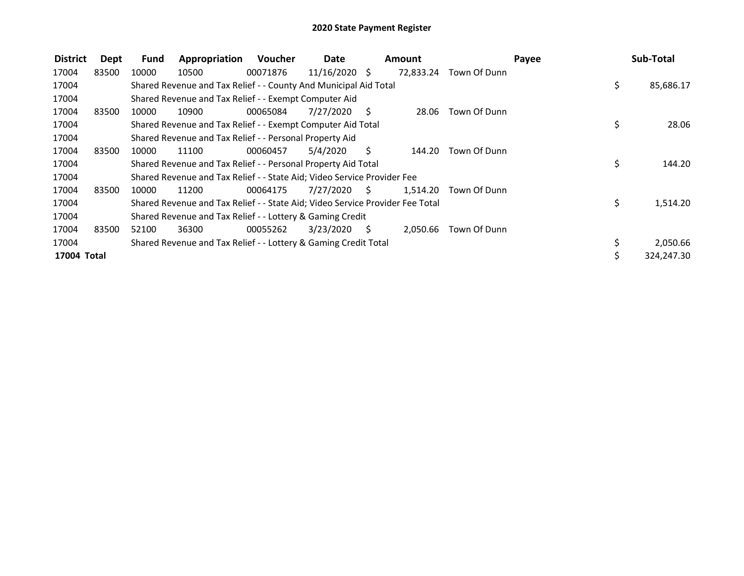# 2020 State Payment Register

| District | Dept | Fund | Appropriation | Voucher | Date | Amount | Payee | Sub-Total |
|---|---|---|---|---|---|---|---|---|
| 17004 | 83500 | 10000 | 10500 | 00071876 | 11/16/2020 | $ 72,833.24 | Town Of Dunn | |
| 17004 | | Shared Revenue and Tax Relief - - County And Municipal Aid Total | | | | | | $ 85,686.17 |
| 17004 | | Shared Revenue and Tax Relief - - Exempt Computer Aid | | | | | | |
| 17004 | 83500 | 10000 | 10900 | 00065084 | 7/27/2020 | $ 28.06 | Town Of Dunn | |
| 17004 | | Shared Revenue and Tax Relief - - Exempt Computer Aid Total | | | | | | $ 28.06 |
| 17004 | | Shared Revenue and Tax Relief - - Personal Property Aid | | | | | | |
| 17004 | 83500 | 10000 | 11100 | 00060457 | 5/4/2020 | $ 144.20 | Town Of Dunn | |
| 17004 | | Shared Revenue and Tax Relief - - Personal Property Aid Total | | | | | | $ 144.20 |
| 17004 | | Shared Revenue and Tax Relief - - State Aid; Video Service Provider Fee | | | | | | |
| 17004 | 83500 | 10000 | 11200 | 00064175 | 7/27/2020 | $ 1,514.20 | Town Of Dunn | |
| 17004 | | Shared Revenue and Tax Relief - - State Aid; Video Service Provider Fee Total | | | | | | $ 1,514.20 |
| 17004 | | Shared Revenue and Tax Relief - - Lottery & Gaming Credit | | | | | | |
| 17004 | 83500 | 52100 | 36300 | 00055262 | 3/23/2020 | $ 2,050.66 | Town Of Dunn | |
| 17004 | | Shared Revenue and Tax Relief - - Lottery & Gaming Credit Total | | | | | | $ 2,050.66 |
| **17004 Total** | | | | | | | | $ 324,247.30 |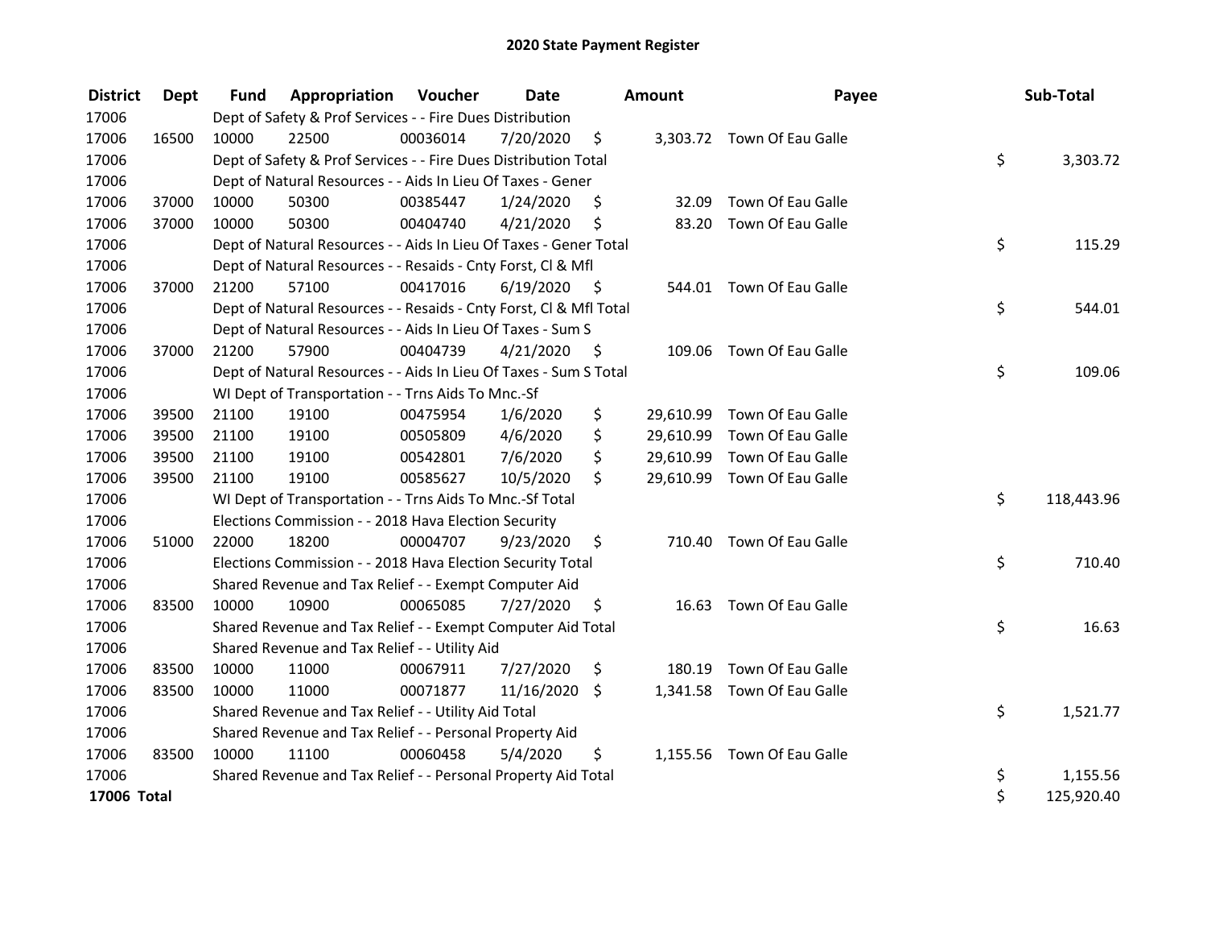# 2020 State Payment Register

| District | Dept | Fund | Appropriation | Voucher | Date | Amount | Payee | Sub-Total |
|---|---|---|---|---|---|---|---|---|
| 17006 | | Dept of Safety & Prof Services - - Fire Dues Distribution | | | | | | |
| 17006 | 16500 | 10000 | 22500 | 00036014 | 7/20/2020 | $ 3,303.72 | Town Of Eau Galle | |
| 17006 | | Dept of Safety & Prof Services - - Fire Dues Distribution Total | | | | | | $ 3,303.72 |
| 17006 | | Dept of Natural Resources - - Aids In Lieu Of Taxes - Gener | | | | | | |
| 17006 | 37000 | 10000 | 50300 | 00385447 | 1/24/2020 | $ 32.09 | Town Of Eau Galle | |
| 17006 | 37000 | 10000 | 50300 | 00404740 | 4/21/2020 | $ 83.20 | Town Of Eau Galle | |
| 17006 | | Dept of Natural Resources - - Aids In Lieu Of Taxes - Gener Total | | | | | | $ 115.29 |
| 17006 | | Dept of Natural Resources - - Resaids - Cnty Forst, Cl & Mfl | | | | | | |
| 17006 | 37000 | 21200 | 57100 | 00417016 | 6/19/2020 | $ 544.01 | Town Of Eau Galle | |
| 17006 | | Dept of Natural Resources - - Resaids - Cnty Forst, Cl & Mfl Total | | | | | | $ 544.01 |
| 17006 | | Dept of Natural Resources - - Aids In Lieu Of Taxes - Sum S | | | | | | |
| 17006 | 37000 | 21200 | 57900 | 00404739 | 4/21/2020 | $ 109.06 | Town Of Eau Galle | |
| 17006 | | Dept of Natural Resources - - Aids In Lieu Of Taxes - Sum S Total | | | | | | $ 109.06 |
| 17006 | | WI Dept of Transportation - - Trns Aids To Mnc.-Sf | | | | | | |
| 17006 | 39500 | 21100 | 19100 | 00475954 | 1/6/2020 | $ 29,610.99 | Town Of Eau Galle | |
| 17006 | 39500 | 21100 | 19100 | 00505809 | 4/6/2020 | $ 29,610.99 | Town Of Eau Galle | |
| 17006 | 39500 | 21100 | 19100 | 00542801 | 7/6/2020 | $ 29,610.99 | Town Of Eau Galle | |
| 17006 | 39500 | 21100 | 19100 | 00585627 | 10/5/2020 | $ 29,610.99 | Town Of Eau Galle | |
| 17006 | | WI Dept of Transportation - - Trns Aids To Mnc.-Sf Total | | | | | | $ 118,443.96 |
| 17006 | | Elections Commission - - 2018 Hava Election Security | | | | | | |
| 17006 | 51000 | 22000 | 18200 | 00004707 | 9/23/2020 | $ 710.40 | Town Of Eau Galle | |
| 17006 | | Elections Commission - - 2018 Hava Election Security Total | | | | | | $ 710.40 |
| 17006 | | Shared Revenue and Tax Relief - - Exempt Computer Aid | | | | | | |
| 17006 | 83500 | 10000 | 10900 | 00065085 | 7/27/2020 | $ 16.63 | Town Of Eau Galle | |
| 17006 | | Shared Revenue and Tax Relief - - Exempt Computer Aid Total | | | | | | $ 16.63 |
| 17006 | | Shared Revenue and Tax Relief - - Utility Aid | | | | | | |
| 17006 | 83500 | 10000 | 11000 | 00067911 | 7/27/2020 | $ 180.19 | Town Of Eau Galle | |
| 17006 | 83500 | 10000 | 11000 | 00071877 | 11/16/2020 | $ 1,341.58 | Town Of Eau Galle | |
| 17006 | | Shared Revenue and Tax Relief - - Utility Aid Total | | | | | | $ 1,521.77 |
| 17006 | | Shared Revenue and Tax Relief - - Personal Property Aid | | | | | | |
| 17006 | 83500 | 10000 | 11100 | 00060458 | 5/4/2020 | $ 1,155.56 | Town Of Eau Galle | |
| 17006 | | Shared Revenue and Tax Relief - - Personal Property Aid Total | | | | | | $ 1,155.56 |
| **17006 Total** | | | | | | | | $ 125,920.40 |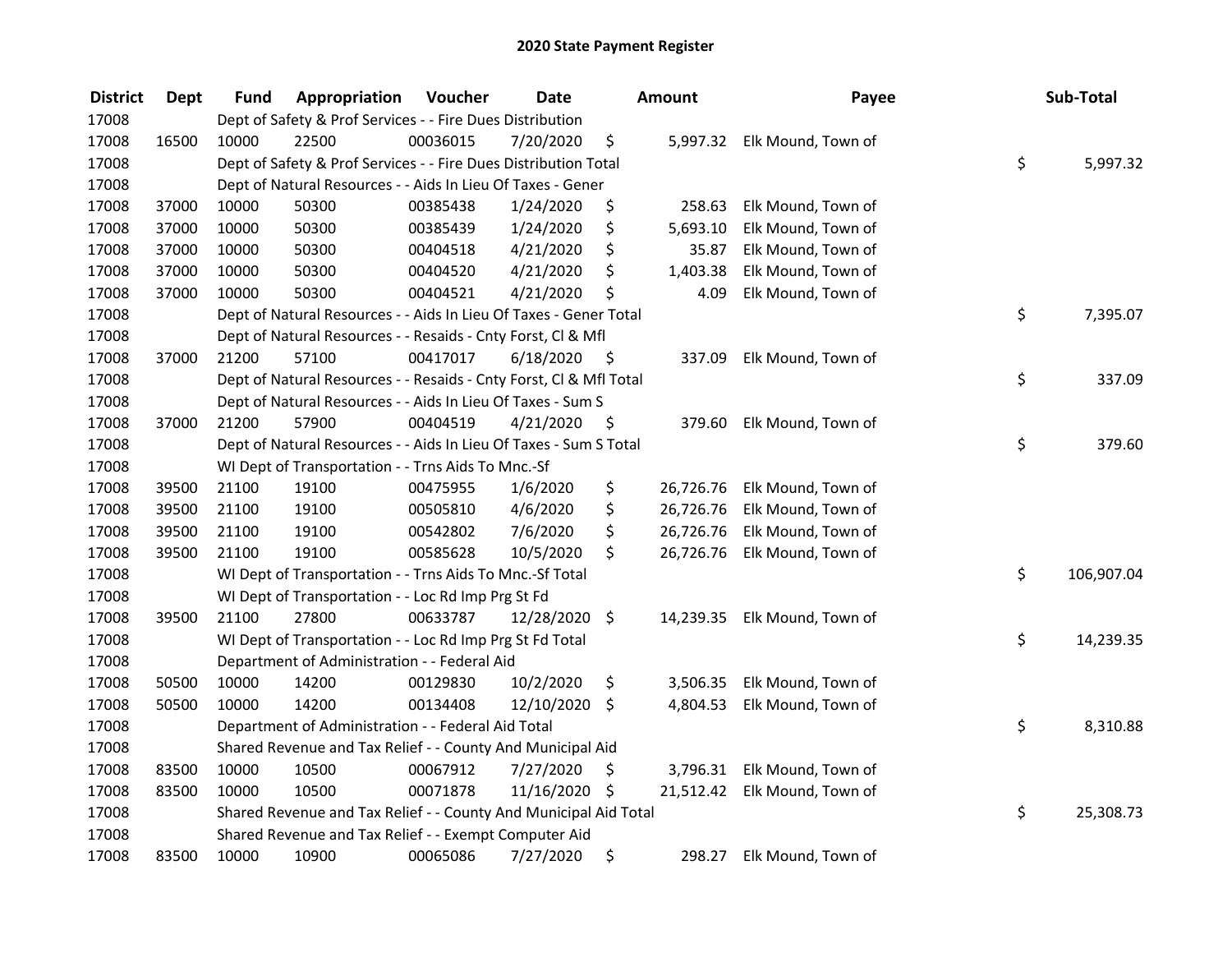# 2020 State Payment Register

| District | Dept | Fund | Appropriation | Voucher | Date | Amount | Payee | Sub-Total |
|---|---|---|---|---|---|---|---|---|
| 17008 | | Dept of Safety & Prof Services - - Fire Dues Distribution | | | | | | |
| 17008 | 16500 | 10000 | 22500 | 00036015 | 7/20/2020 | $ 5,997.32 | Elk Mound, Town of | |
| 17008 | | Dept of Safety & Prof Services - - Fire Dues Distribution Total | | | | | | $ 5,997.32 |
| 17008 | | Dept of Natural Resources - - Aids In Lieu Of Taxes - Gener | | | | | | |
| 17008 | 37000 | 10000 | 50300 | 00385438 | 1/24/2020 | $ 258.63 | Elk Mound, Town of | |
| 17008 | 37000 | 10000 | 50300 | 00385439 | 1/24/2020 | $ 5,693.10 | Elk Mound, Town of | |
| 17008 | 37000 | 10000 | 50300 | 00404518 | 4/21/2020 | $ 35.87 | Elk Mound, Town of | |
| 17008 | 37000 | 10000 | 50300 | 00404520 | 4/21/2020 | $ 1,403.38 | Elk Mound, Town of | |
| 17008 | 37000 | 10000 | 50300 | 00404521 | 4/21/2020 | $ 4.09 | Elk Mound, Town of | |
| 17008 | | Dept of Natural Resources - - Aids In Lieu Of Taxes - Gener Total | | | | | | $ 7,395.07 |
| 17008 | | Dept of Natural Resources - - Resaids - Cnty Forst, Cl & Mfl | | | | | | |
| 17008 | 37000 | 21200 | 57100 | 00417017 | 6/18/2020 | $ 337.09 | Elk Mound, Town of | |
| 17008 | | Dept of Natural Resources - - Resaids - Cnty Forst, Cl & Mfl Total | | | | | | $ 337.09 |
| 17008 | | Dept of Natural Resources - - Aids In Lieu Of Taxes - Sum S | | | | | | |
| 17008 | 37000 | 21200 | 57900 | 00404519 | 4/21/2020 | $ 379.60 | Elk Mound, Town of | |
| 17008 | | Dept of Natural Resources - - Aids In Lieu Of Taxes - Sum S Total | | | | | | $ 379.60 |
| 17008 | | WI Dept of Transportation - - Trns Aids To Mnc.-Sf | | | | | | |
| 17008 | 39500 | 21100 | 19100 | 00475955 | 1/6/2020 | $ 26,726.76 | Elk Mound, Town of | |
| 17008 | 39500 | 21100 | 19100 | 00505810 | 4/6/2020 | $ 26,726.76 | Elk Mound, Town of | |
| 17008 | 39500 | 21100 | 19100 | 00542802 | 7/6/2020 | $ 26,726.76 | Elk Mound, Town of | |
| 17008 | 39500 | 21100 | 19100 | 00585628 | 10/5/2020 | $ 26,726.76 | Elk Mound, Town of | |
| 17008 | | WI Dept of Transportation - - Trns Aids To Mnc.-Sf Total | | | | | | $ 106,907.04 |
| 17008 | | WI Dept of Transportation - - Loc Rd Imp Prg St Fd | | | | | | |
| 17008 | 39500 | 21100 | 27800 | 00633787 | 12/28/2020 | $ 14,239.35 | Elk Mound, Town of | |
| 17008 | | WI Dept of Transportation - - Loc Rd Imp Prg St Fd Total | | | | | | $ 14,239.35 |
| 17008 | | Department of Administration - - Federal Aid | | | | | | |
| 17008 | 50500 | 10000 | 14200 | 00129830 | 10/2/2020 | $ 3,506.35 | Elk Mound, Town of | |
| 17008 | 50500 | 10000 | 14200 | 00134408 | 12/10/2020 | $ 4,804.53 | Elk Mound, Town of | |
| 17008 | | Department of Administration - - Federal Aid Total | | | | | | $ 8,310.88 |
| 17008 | | Shared Revenue and Tax Relief - - County And Municipal Aid | | | | | | |
| 17008 | 83500 | 10000 | 10500 | 00067912 | 7/27/2020 | $ 3,796.31 | Elk Mound, Town of | |
| 17008 | 83500 | 10000 | 10500 | 00071878 | 11/16/2020 | $ 21,512.42 | Elk Mound, Town of | |
| 17008 | | Shared Revenue and Tax Relief - - County And Municipal Aid Total | | | | | | $ 25,308.73 |
| 17008 | | Shared Revenue and Tax Relief - - Exempt Computer Aid | | | | | | |
| 17008 | 83500 | 10000 | 10900 | 00065086 | 7/27/2020 | $ 298.27 | Elk Mound, Town of | |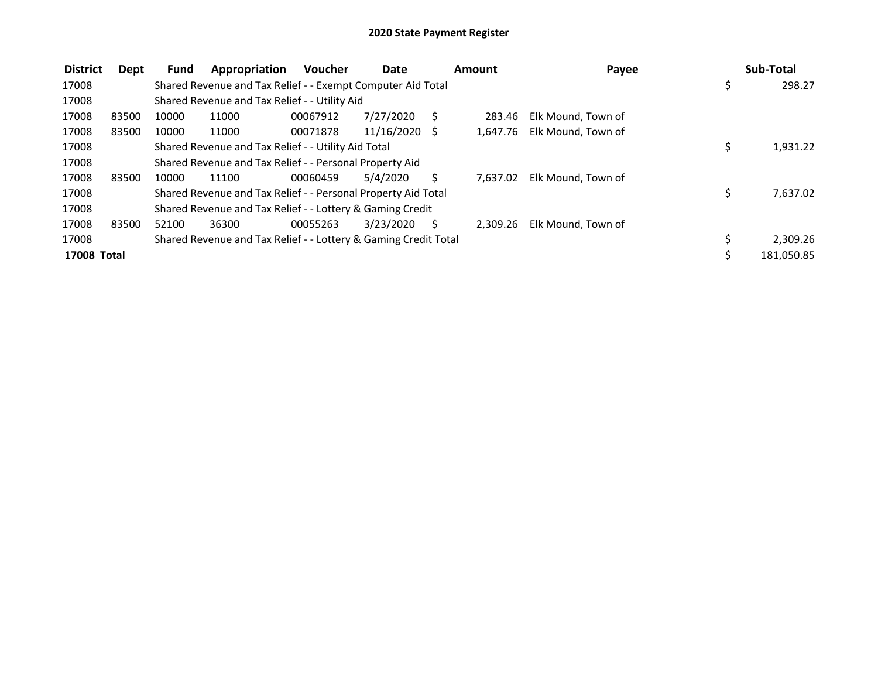# 2020 State Payment Register

| District | Dept | Fund | Appropriation | Voucher | Date | Amount | Payee | Sub-Total |
|---|---|---|---|---|---|---|---|---|
| 17008 | | Shared Revenue and Tax Relief - - Exempt Computer Aid Total | | | | | | $ 298.27 |
| 17008 | | Shared Revenue and Tax Relief - - Utility Aid | | | | | | |
| 17008 | 83500 | 10000 | 11000 | 00067912 | 7/27/2020 | $ 283.46 | Elk Mound, Town of | |
| 17008 | 83500 | 10000 | 11000 | 00071878 | 11/16/2020 | $ 1,647.76 | Elk Mound, Town of | |
| 17008 | | Shared Revenue and Tax Relief - - Utility Aid Total | | | | | | $ 1,931.22 |
| 17008 | | Shared Revenue and Tax Relief - - Personal Property Aid | | | | | | |
| 17008 | 83500 | 10000 | 11100 | 00060459 | 5/4/2020 | $ 7,637.02 | Elk Mound, Town of | |
| 17008 | | Shared Revenue and Tax Relief - - Personal Property Aid Total | | | | | | $ 7,637.02 |
| 17008 | | Shared Revenue and Tax Relief - - Lottery & Gaming Credit | | | | | | |
| 17008 | 83500 | 52100 | 36300 | 00055263 | 3/23/2020 | $ 2,309.26 | Elk Mound, Town of | |
| 17008 | | Shared Revenue and Tax Relief - - Lottery & Gaming Credit Total | | | | | | $ 2,309.26 |
| **17008 Total** | | | | | | | | $ 181,050.85 |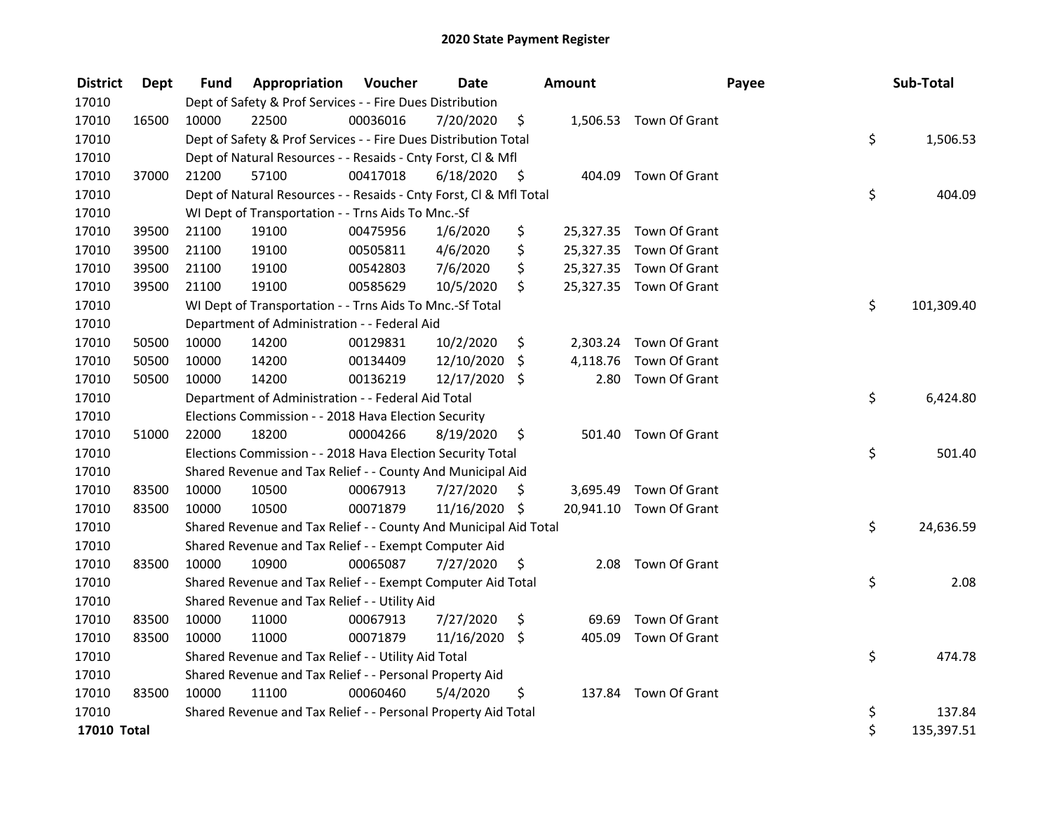# 2020 State Payment Register

| District | Dept | Fund | Appropriation | Voucher | Date | Amount | Payee | Sub-Total |
|---|---|---|---|---|---|---|---|---|
| 17010 | | Dept of Safety & Prof Services - - Fire Dues Distribution | | | | | | |
| 17010 | 16500 | 10000 | 22500 | 00036016 | 7/20/2020 | $ 1,506.53 | Town Of Grant | |
| 17010 | | Dept of Safety & Prof Services - - Fire Dues Distribution Total | | | | | | $ 1,506.53 |
| 17010 | | Dept of Natural Resources - - Resaids - Cnty Forst, Cl & Mfl | | | | | | |
| 17010 | 37000 | 21200 | 57100 | 00417018 | 6/18/2020 | $ 404.09 | Town Of Grant | |
| 17010 | | Dept of Natural Resources - - Resaids - Cnty Forst, Cl & Mfl Total | | | | | | $ 404.09 |
| 17010 | | WI Dept of Transportation - - Trns Aids To Mnc.-Sf | | | | | | |
| 17010 | 39500 | 21100 | 19100 | 00475956 | 1/6/2020 | $ 25,327.35 | Town Of Grant | |
| 17010 | 39500 | 21100 | 19100 | 00505811 | 4/6/2020 | $ 25,327.35 | Town Of Grant | |
| 17010 | 39500 | 21100 | 19100 | 00542803 | 7/6/2020 | $ 25,327.35 | Town Of Grant | |
| 17010 | 39500 | 21100 | 19100 | 00585629 | 10/5/2020 | $ 25,327.35 | Town Of Grant | |
| 17010 | | WI Dept of Transportation - - Trns Aids To Mnc.-Sf Total | | | | | | $ 101,309.40 |
| 17010 | | Department of Administration - - Federal Aid | | | | | | |
| 17010 | 50500 | 10000 | 14200 | 00129831 | 10/2/2020 | $ 2,303.24 | Town Of Grant | |
| 17010 | 50500 | 10000 | 14200 | 00134409 | 12/10/2020 | $ 4,118.76 | Town Of Grant | |
| 17010 | 50500 | 10000 | 14200 | 00136219 | 12/17/2020 | $ 2.80 | Town Of Grant | |
| 17010 | | Department of Administration - - Federal Aid Total | | | | | | $ 6,424.80 |
| 17010 | | Elections Commission - - 2018 Hava Election Security | | | | | | |
| 17010 | 51000 | 22000 | 18200 | 00004266 | 8/19/2020 | $ 501.40 | Town Of Grant | |
| 17010 | | Elections Commission - - 2018 Hava Election Security Total | | | | | | $ 501.40 |
| 17010 | | Shared Revenue and Tax Relief - - County And Municipal Aid | | | | | | |
| 17010 | 83500 | 10000 | 10500 | 00067913 | 7/27/2020 | $ 3,695.49 | Town Of Grant | |
| 17010 | 83500 | 10000 | 10500 | 00071879 | 11/16/2020 | $ 20,941.10 | Town Of Grant | |
| 17010 | | Shared Revenue and Tax Relief - - County And Municipal Aid Total | | | | | | $ 24,636.59 |
| 17010 | | Shared Revenue and Tax Relief - - Exempt Computer Aid | | | | | | |
| 17010 | 83500 | 10000 | 10900 | 00065087 | 7/27/2020 | $ 2.08 | Town Of Grant | |
| 17010 | | Shared Revenue and Tax Relief - - Exempt Computer Aid Total | | | | | | $ 2.08 |
| 17010 | | Shared Revenue and Tax Relief - - Utility Aid | | | | | | |
| 17010 | 83500 | 10000 | 11000 | 00067913 | 7/27/2020 | $ 69.69 | Town Of Grant | |
| 17010 | 83500 | 10000 | 11000 | 00071879 | 11/16/2020 | $ 405.09 | Town Of Grant | |
| 17010 | | Shared Revenue and Tax Relief - - Utility Aid Total | | | | | | $ 474.78 |
| 17010 | | Shared Revenue and Tax Relief - - Personal Property Aid | | | | | | |
| 17010 | 83500 | 10000 | 11100 | 00060460 | 5/4/2020 | $ 137.84 | Town Of Grant | |
| 17010 | | Shared Revenue and Tax Relief - - Personal Property Aid Total | | | | | | $ 137.84 |
| **17010 Total** | | | | | | | | $ 135,397.51 |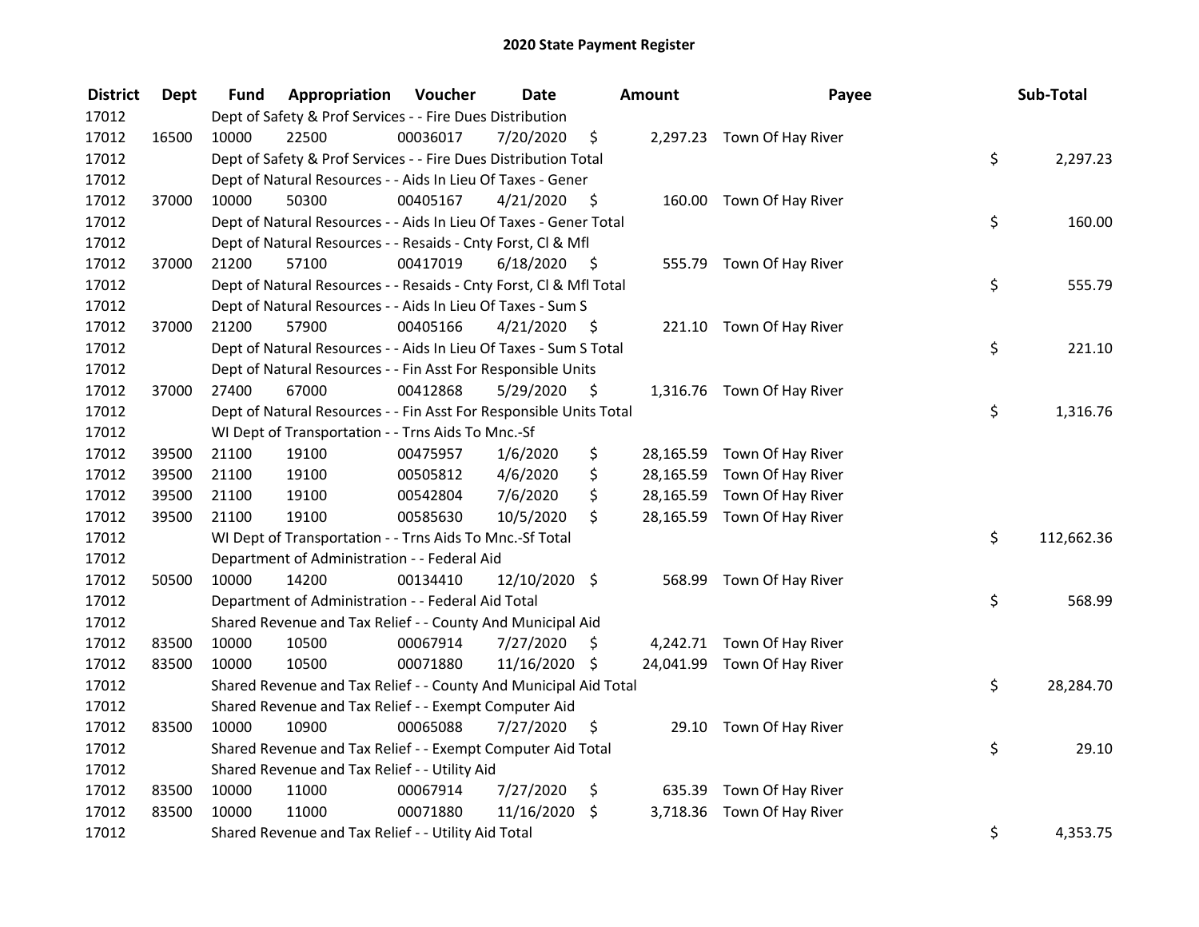# 2020 State Payment Register

| District | Dept | Fund | Appropriation | Voucher | Date | Amount | Payee | Sub-Total |
|---|---|---|---|---|---|---|---|---|
| 17012 | | Dept of Safety & Prof Services - - Fire Dues Distribution | | | | | | |
| 17012 | 16500 | 10000 | 22500 | 00036017 | 7/20/2020 | $ 2,297.23 | Town Of Hay River | |
| 17012 | | Dept of Safety & Prof Services - - Fire Dues Distribution Total | | | | | | $ 2,297.23 |
| 17012 | | Dept of Natural Resources - - Aids In Lieu Of Taxes - Gener | | | | | | |
| 17012 | 37000 | 10000 | 50300 | 00405167 | 4/21/2020 | $ 160.00 | Town Of Hay River | |
| 17012 | | Dept of Natural Resources - - Aids In Lieu Of Taxes - Gener Total | | | | | | $ 160.00 |
| 17012 | | Dept of Natural Resources - - Resaids - Cnty Forst, Cl & Mfl | | | | | | |
| 17012 | 37000 | 21200 | 57100 | 00417019 | 6/18/2020 | $ 555.79 | Town Of Hay River | |
| 17012 | | Dept of Natural Resources - - Resaids - Cnty Forst, Cl & Mfl Total | | | | | | $ 555.79 |
| 17012 | | Dept of Natural Resources - - Aids In Lieu Of Taxes - Sum S | | | | | | |
| 17012 | 37000 | 21200 | 57900 | 00405166 | 4/21/2020 | $ 221.10 | Town Of Hay River | |
| 17012 | | Dept of Natural Resources - - Aids In Lieu Of Taxes - Sum S Total | | | | | | $ 221.10 |
| 17012 | | Dept of Natural Resources - - Fin Asst For Responsible Units | | | | | | |
| 17012 | 37000 | 27400 | 67000 | 00412868 | 5/29/2020 | $ 1,316.76 | Town Of Hay River | |
| 17012 | | Dept of Natural Resources - - Fin Asst For Responsible Units Total | | | | | | $ 1,316.76 |
| 17012 | | WI Dept of Transportation - - Trns Aids To Mnc.-Sf | | | | | | |
| 17012 | 39500 | 21100 | 19100 | 00475957 | 1/6/2020 | $ 28,165.59 | Town Of Hay River | |
| 17012 | 39500 | 21100 | 19100 | 00505812 | 4/6/2020 | $ 28,165.59 | Town Of Hay River | |
| 17012 | 39500 | 21100 | 19100 | 00542804 | 7/6/2020 | $ 28,165.59 | Town Of Hay River | |
| 17012 | 39500 | 21100 | 19100 | 00585630 | 10/5/2020 | $ 28,165.59 | Town Of Hay River | |
| 17012 | | WI Dept of Transportation - - Trns Aids To Mnc.-Sf Total | | | | | | $ 112,662.36 |
| 17012 | | Department of Administration - - Federal Aid | | | | | | |
| 17012 | 50500 | 10000 | 14200 | 00134410 | 12/10/2020 | $ 568.99 | Town Of Hay River | |
| 17012 | | Department of Administration - - Federal Aid Total | | | | | | $ 568.99 |
| 17012 | | Shared Revenue and Tax Relief - - County And Municipal Aid | | | | | | |
| 17012 | 83500 | 10000 | 10500 | 00067914 | 7/27/2020 | $ 4,242.71 | Town Of Hay River | |
| 17012 | 83500 | 10000 | 10500 | 00071880 | 11/16/2020 | $ 24,041.99 | Town Of Hay River | |
| 17012 | | Shared Revenue and Tax Relief - - County And Municipal Aid Total | | | | | | $ 28,284.70 |
| 17012 | | Shared Revenue and Tax Relief - - Exempt Computer Aid | | | | | | |
| 17012 | 83500 | 10000 | 10900 | 00065088 | 7/27/2020 | $ 29.10 | Town Of Hay River | |
| 17012 | | Shared Revenue and Tax Relief - - Exempt Computer Aid Total | | | | | | $ 29.10 |
| 17012 | | Shared Revenue and Tax Relief - - Utility Aid | | | | | | |
| 17012 | 83500 | 10000 | 11000 | 00067914 | 7/27/2020 | $ 635.39 | Town Of Hay River | |
| 17012 | 83500 | 10000 | 11000 | 00071880 | 11/16/2020 | $ 3,718.36 | Town Of Hay River | |
| 17012 | | Shared Revenue and Tax Relief - - Utility Aid Total | | | | | | $ 4,353.75 |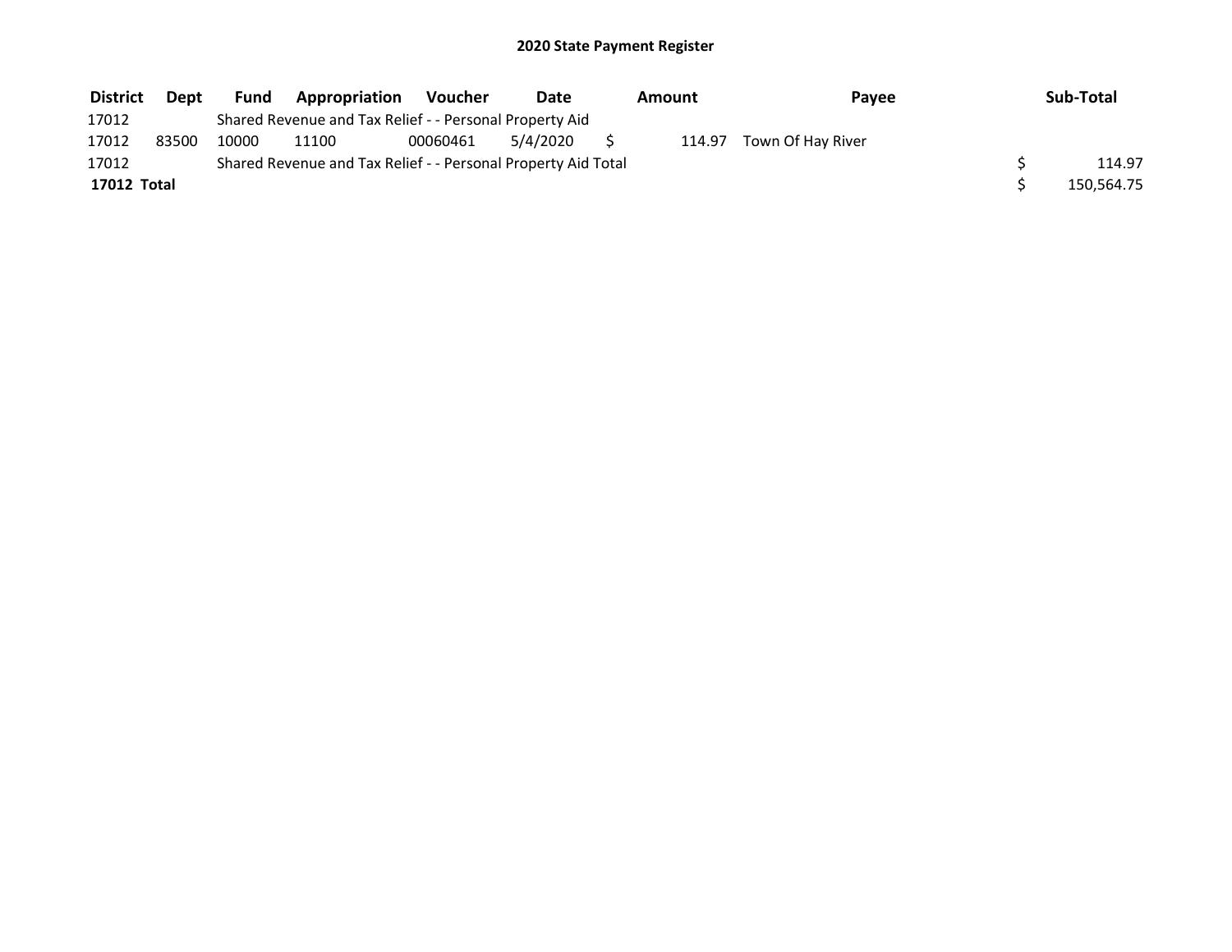## 2020 State Payment Register

| District | Dept | Fund | Appropriation | Voucher | Date | Amount | Payee | Sub-Total |
|---|---|---|---|---|---|---|---|---|
| 17012 | | Shared Revenue and Tax Relief - - Personal Property Aid | | | | | | |
| 17012 | 83500 | 10000 | 11100 | 00060461 | 5/4/2020 | $ 114.97 | Town Of Hay River | |
| 17012 | | Shared Revenue and Tax Relief - - Personal Property Aid Total | | | | | | $ 114.97 |
| **17012 Total** | | | | | | | | $ 150,564.75 |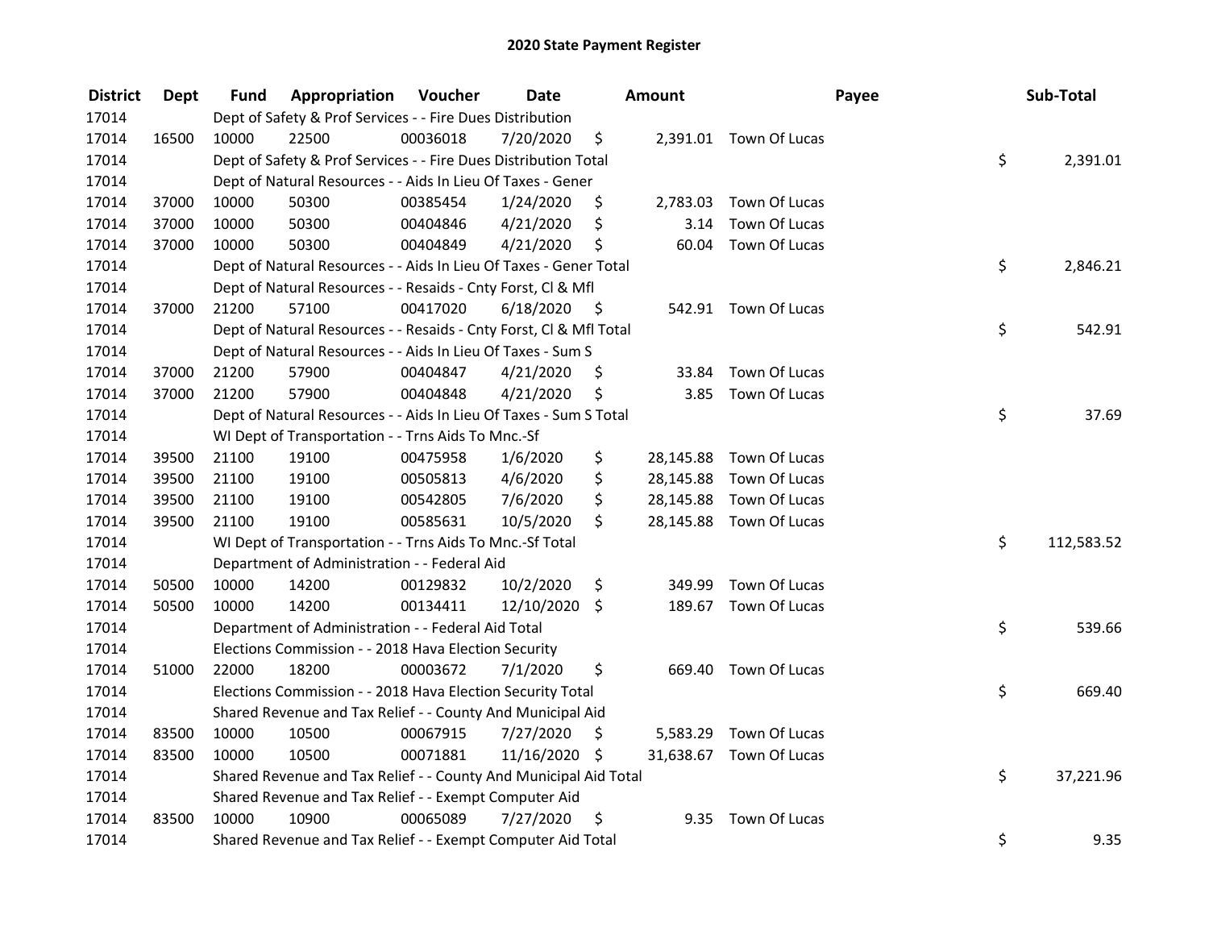# 2020 State Payment Register

| District | Dept | Fund | Appropriation | Voucher | Date | Amount | Payee | Sub-Total |
|---|---|---|---|---|---|---|---|---|
| 17014 | | Dept of Safety & Prof Services - - Fire Dues Distribution | | | | | | |
| 17014 | 16500 | 10000 | 22500 | 00036018 | 7/20/2020 | $ 2,391.01 | Town Of Lucas | |
| 17014 | | Dept of Safety & Prof Services - - Fire Dues Distribution Total | | | | | | $ 2,391.01 |
| 17014 | | Dept of Natural Resources - - Aids In Lieu Of Taxes - Gener | | | | | | |
| 17014 | 37000 | 10000 | 50300 | 00385454 | 1/24/2020 | $ 2,783.03 | Town Of Lucas | |
| 17014 | 37000 | 10000 | 50300 | 00404846 | 4/21/2020 | $ 3.14 | Town Of Lucas | |
| 17014 | 37000 | 10000 | 50300 | 00404849 | 4/21/2020 | $ 60.04 | Town Of Lucas | |
| 17014 | | Dept of Natural Resources - - Aids In Lieu Of Taxes - Gener Total | | | | | | $ 2,846.21 |
| 17014 | | Dept of Natural Resources - - Resaids - Cnty Forst, Cl & Mfl | | | | | | |
| 17014 | 37000 | 21200 | 57100 | 00417020 | 6/18/2020 | $ 542.91 | Town Of Lucas | |
| 17014 | | Dept of Natural Resources - - Resaids - Cnty Forst, Cl & Mfl Total | | | | | | $ 542.91 |
| 17014 | | Dept of Natural Resources - - Aids In Lieu Of Taxes - Sum S | | | | | | |
| 17014 | 37000 | 21200 | 57900 | 00404847 | 4/21/2020 | $ 33.84 | Town Of Lucas | |
| 17014 | 37000 | 21200 | 57900 | 00404848 | 4/21/2020 | $ 3.85 | Town Of Lucas | |
| 17014 | | Dept of Natural Resources - - Aids In Lieu Of Taxes - Sum S Total | | | | | | $ 37.69 |
| 17014 | | WI Dept of Transportation - - Trns Aids To Mnc.-Sf | | | | | | |
| 17014 | 39500 | 21100 | 19100 | 00475958 | 1/6/2020 | $ 28,145.88 | Town Of Lucas | |
| 17014 | 39500 | 21100 | 19100 | 00505813 | 4/6/2020 | $ 28,145.88 | Town Of Lucas | |
| 17014 | 39500 | 21100 | 19100 | 00542805 | 7/6/2020 | $ 28,145.88 | Town Of Lucas | |
| 17014 | 39500 | 21100 | 19100 | 00585631 | 10/5/2020 | $ 28,145.88 | Town Of Lucas | |
| 17014 | | WI Dept of Transportation - - Trns Aids To Mnc.-Sf Total | | | | | | $ 112,583.52 |
| 17014 | | Department of Administration - - Federal Aid | | | | | | |
| 17014 | 50500 | 10000 | 14200 | 00129832 | 10/2/2020 | $ 349.99 | Town Of Lucas | |
| 17014 | 50500 | 10000 | 14200 | 00134411 | 12/10/2020 | $ 189.67 | Town Of Lucas | |
| 17014 | | Department of Administration - - Federal Aid Total | | | | | | $ 539.66 |
| 17014 | | Elections Commission - - 2018 Hava Election Security | | | | | | |
| 17014 | 51000 | 22000 | 18200 | 00003672 | 7/1/2020 | $ 669.40 | Town Of Lucas | |
| 17014 | | Elections Commission - - 2018 Hava Election Security Total | | | | | | $ 669.40 |
| 17014 | | Shared Revenue and Tax Relief - - County And Municipal Aid | | | | | | |
| 17014 | 83500 | 10000 | 10500 | 00067915 | 7/27/2020 | $ 5,583.29 | Town Of Lucas | |
| 17014 | 83500 | 10000 | 10500 | 00071881 | 11/16/2020 | $ 31,638.67 | Town Of Lucas | |
| 17014 | | Shared Revenue and Tax Relief - - County And Municipal Aid Total | | | | | | $ 37,221.96 |
| 17014 | | Shared Revenue and Tax Relief - - Exempt Computer Aid | | | | | | |
| 17014 | 83500 | 10000 | 10900 | 00065089 | 7/27/2020 | $ 9.35 | Town Of Lucas | |
| 17014 | | Shared Revenue and Tax Relief - - Exempt Computer Aid Total | | | | | | $ 9.35 |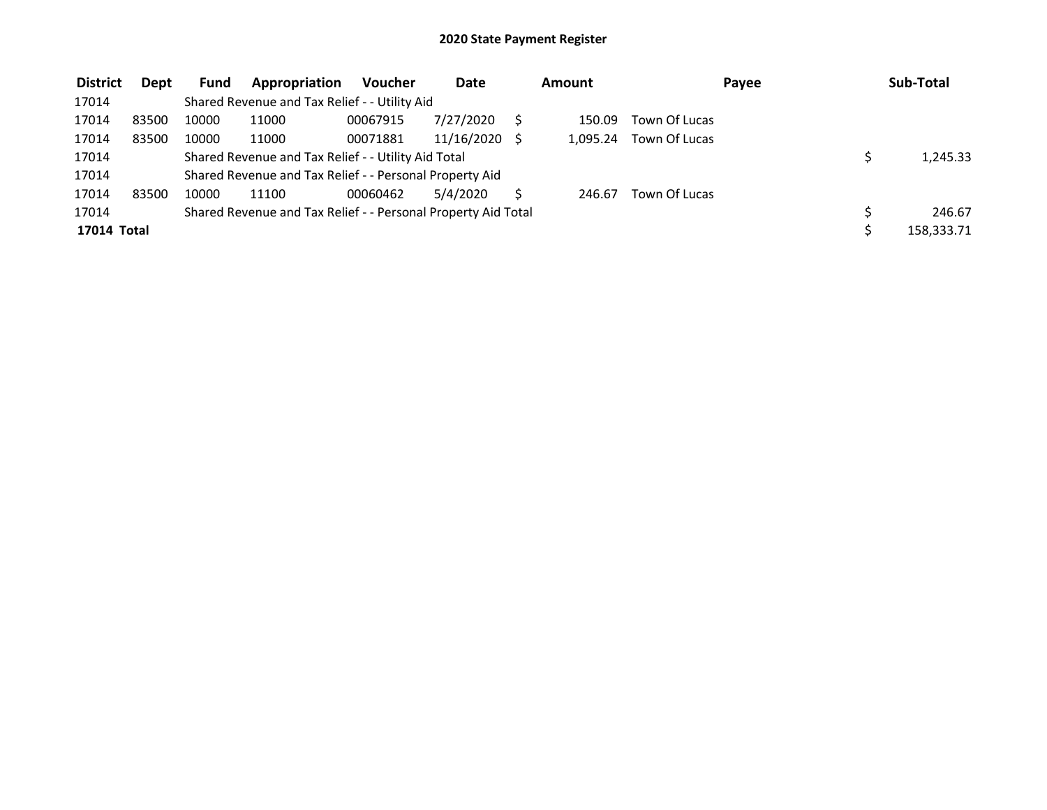# 2020 State Payment Register

| District | Dept | Fund | Appropriation | Voucher | Date | Amount | Payee | Sub-Total |
|---|---|---|---|---|---|---|---|---|
| 17014 | | Shared Revenue and Tax Relief - - Utility Aid | | | | | | |
| 17014 | 83500 | 10000 | 11000 | 00067915 | 7/27/2020 | $ 150.09 | Town Of Lucas | |
| 17014 | 83500 | 10000 | 11000 | 00071881 | 11/16/2020 | $ 1,095.24 | Town Of Lucas | |
| 17014 | | Shared Revenue and Tax Relief - - Utility Aid Total | | | | | | $ 1,245.33 |
| 17014 | | Shared Revenue and Tax Relief - - Personal Property Aid | | | | | | |
| 17014 | 83500 | 10000 | 11100 | 00060462 | 5/4/2020 | $ 246.67 | Town Of Lucas | |
| 17014 | | Shared Revenue and Tax Relief - - Personal Property Aid Total | | | | | | $ 246.67 |
| **17014 Total** | | | | | | | | $ 158,333.71 |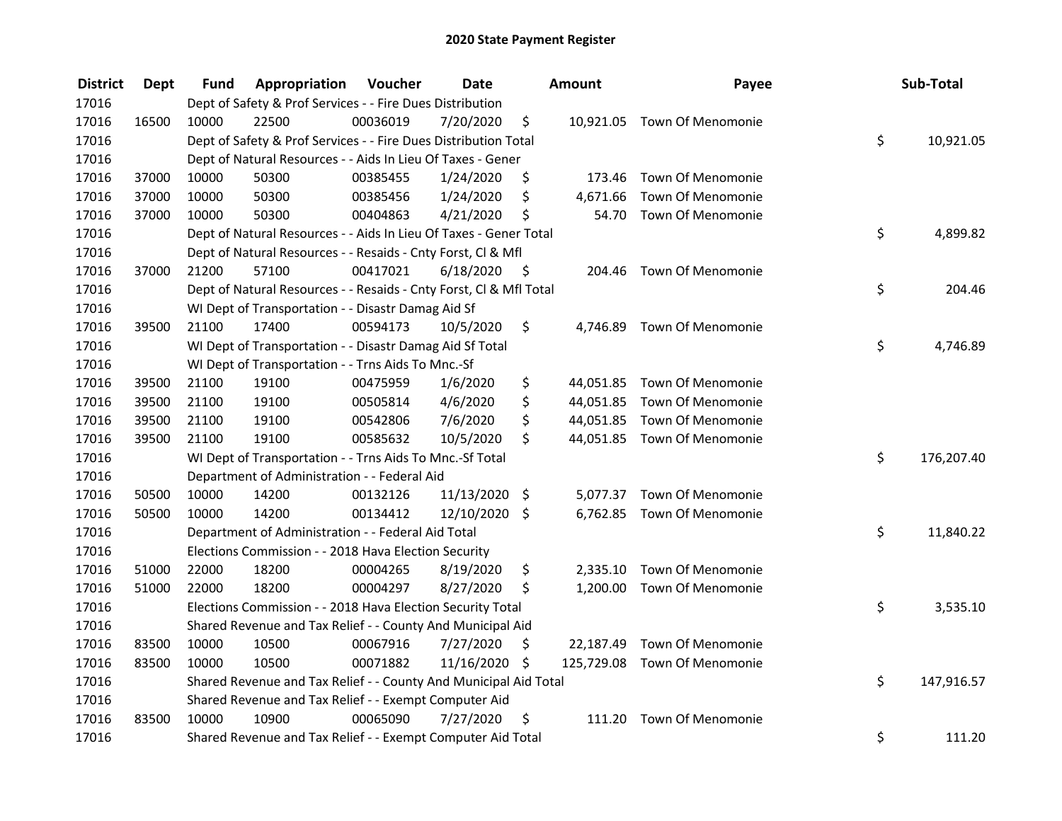# 2020 State Payment Register

| District | Dept | Fund | Appropriation | Voucher | Date | Amount | Payee | Sub-Total |
|---|---|---|---|---|---|---|---|---|
| 17016 | | Dept of Safety & Prof Services - - Fire Dues Distribution | | | | | | |
| 17016 | 16500 | 10000 | 22500 | 00036019 | 7/20/2020 | $ 10,921.05 | Town Of Menomonie | |
| 17016 | | Dept of Safety & Prof Services - - Fire Dues Distribution Total | | | | | | $ 10,921.05 |
| 17016 | | Dept of Natural Resources - - Aids In Lieu Of Taxes - Gener | | | | | | |
| 17016 | 37000 | 10000 | 50300 | 00385455 | 1/24/2020 | $ 173.46 | Town Of Menomonie | |
| 17016 | 37000 | 10000 | 50300 | 00385456 | 1/24/2020 | $ 4,671.66 | Town Of Menomonie | |
| 17016 | 37000 | 10000 | 50300 | 00404863 | 4/21/2020 | $ 54.70 | Town Of Menomonie | |
| 17016 | | Dept of Natural Resources - - Aids In Lieu Of Taxes - Gener Total | | | | | | $ 4,899.82 |
| 17016 | | Dept of Natural Resources - - Resaids - Cnty Forst, Cl & Mfl | | | | | | |
| 17016 | 37000 | 21200 | 57100 | 00417021 | 6/18/2020 | $ 204.46 | Town Of Menomonie | |
| 17016 | | Dept of Natural Resources - - Resaids - Cnty Forst, Cl & Mfl Total | | | | | | $ 204.46 |
| 17016 | | WI Dept of Transportation - - Disastr Damag Aid Sf | | | | | | |
| 17016 | 39500 | 21100 | 17400 | 00594173 | 10/5/2020 | $ 4,746.89 | Town Of Menomonie | |
| 17016 | | WI Dept of Transportation - - Disastr Damag Aid Sf Total | | | | | | $ 4,746.89 |
| 17016 | | WI Dept of Transportation - - Trns Aids To Mnc.-Sf | | | | | | |
| 17016 | 39500 | 21100 | 19100 | 00475959 | 1/6/2020 | $ 44,051.85 | Town Of Menomonie | |
| 17016 | 39500 | 21100 | 19100 | 00505814 | 4/6/2020 | $ 44,051.85 | Town Of Menomonie | |
| 17016 | 39500 | 21100 | 19100 | 00542806 | 7/6/2020 | $ 44,051.85 | Town Of Menomonie | |
| 17016 | 39500 | 21100 | 19100 | 00585632 | 10/5/2020 | $ 44,051.85 | Town Of Menomonie | |
| 17016 | | WI Dept of Transportation - - Trns Aids To Mnc.-Sf Total | | | | | | $ 176,207.40 |
| 17016 | | Department of Administration - - Federal Aid | | | | | | |
| 17016 | 50500 | 10000 | 14200 | 00132126 | 11/13/2020 | $ 5,077.37 | Town Of Menomonie | |
| 17016 | 50500 | 10000 | 14200 | 00134412 | 12/10/2020 | $ 6,762.85 | Town Of Menomonie | |
| 17016 | | Department of Administration - - Federal Aid Total | | | | | | $ 11,840.22 |
| 17016 | | Elections Commission - - 2018 Hava Election Security | | | | | | |
| 17016 | 51000 | 22000 | 18200 | 00004265 | 8/19/2020 | $ 2,335.10 | Town Of Menomonie | |
| 17016 | 51000 | 22000 | 18200 | 00004297 | 8/27/2020 | $ 1,200.00 | Town Of Menomonie | |
| 17016 | | Elections Commission - - 2018 Hava Election Security Total | | | | | | $ 3,535.10 |
| 17016 | | Shared Revenue and Tax Relief - - County And Municipal Aid | | | | | | |
| 17016 | 83500 | 10000 | 10500 | 00067916 | 7/27/2020 | $ 22,187.49 | Town Of Menomonie | |
| 17016 | 83500 | 10000 | 10500 | 00071882 | 11/16/2020 | $ 125,729.08 | Town Of Menomonie | |
| 17016 | | Shared Revenue and Tax Relief - - County And Municipal Aid Total | | | | | | $ 147,916.57 |
| 17016 | | Shared Revenue and Tax Relief - - Exempt Computer Aid | | | | | | |
| 17016 | 83500 | 10000 | 10900 | 00065090 | 7/27/2020 | $ 111.20 | Town Of Menomonie | |
| 17016 | | Shared Revenue and Tax Relief - - Exempt Computer Aid Total | | | | | | $ 111.20 |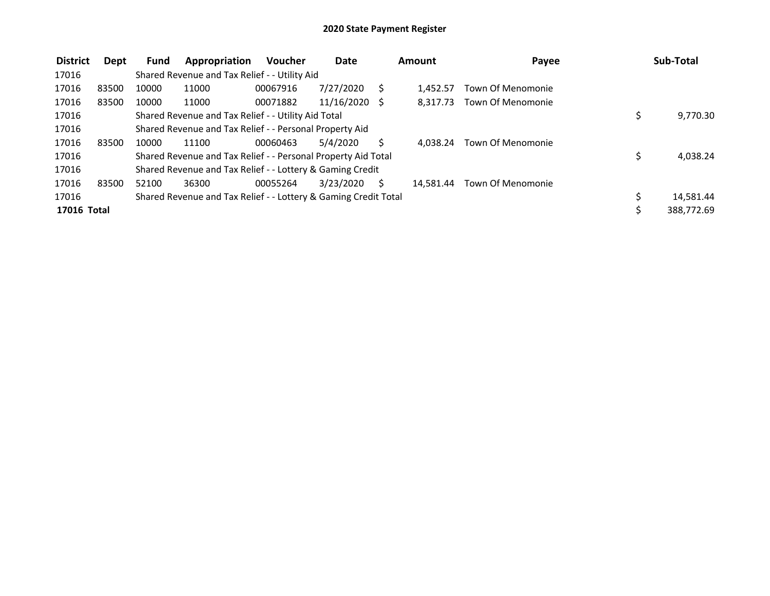# 2020 State Payment Register

| District | Dept | Fund | Appropriation | Voucher | Date | Amount | Payee | Sub-Total |
|---|---|---|---|---|---|---|---|---|
| 17016 | | Shared Revenue and Tax Relief - - Utility Aid | | | | | | |
| 17016 | 83500 | 10000 | 11000 | 00067916 | 7/27/2020 | $ 1,452.57 | Town Of Menomonie | |
| 17016 | 83500 | 10000 | 11000 | 00071882 | 11/16/2020 | $ 8,317.73 | Town Of Menomonie | |
| 17016 | | Shared Revenue and Tax Relief - - Utility Aid Total | | | | | | $ 9,770.30 |
| 17016 | | Shared Revenue and Tax Relief - - Personal Property Aid | | | | | | |
| 17016 | 83500 | 10000 | 11100 | 00060463 | 5/4/2020 | $ 4,038.24 | Town Of Menomonie | |
| 17016 | | Shared Revenue and Tax Relief - - Personal Property Aid Total | | | | | | $ 4,038.24 |
| 17016 | | Shared Revenue and Tax Relief - - Lottery & Gaming Credit | | | | | | |
| 17016 | 83500 | 52100 | 36300 | 00055264 | 3/23/2020 | $ 14,581.44 | Town Of Menomonie | |
| 17016 | | Shared Revenue and Tax Relief - - Lottery & Gaming Credit Total | | | | | | $ 14,581.44 |
| **17016 Total** | | | | | | | | $ 388,772.69 |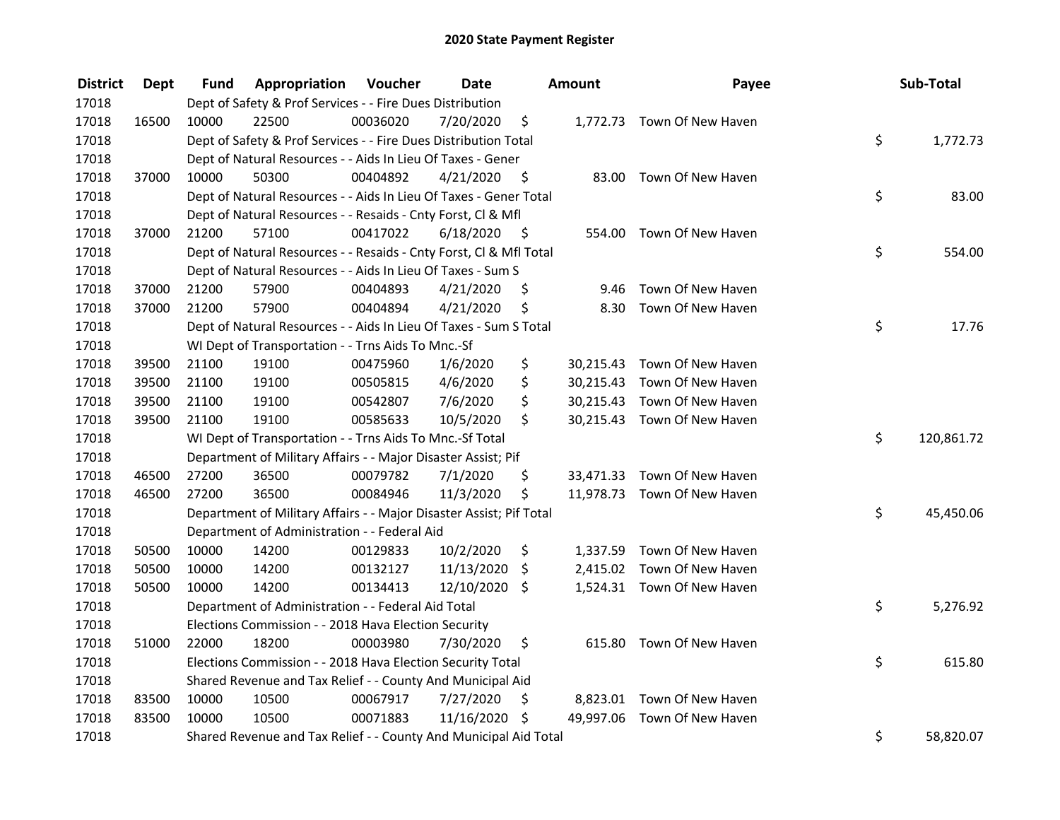# 2020 State Payment Register

| District | Dept | Fund | Appropriation | Voucher | Date | Amount | Payee | Sub-Total |
|---|---|---|---|---|---|---|---|---|
| 17018 | | Dept of Safety & Prof Services - - Fire Dues Distribution | | | | | | |
| 17018 | 16500 | 10000 | 22500 | 00036020 | 7/20/2020 | $ 1,772.73 | Town Of New Haven | |
| 17018 | | Dept of Safety & Prof Services - - Fire Dues Distribution Total | | | | | | $ 1,772.73 |
| 17018 | | Dept of Natural Resources - - Aids In Lieu Of Taxes - Gener | | | | | | |
| 17018 | 37000 | 10000 | 50300 | 00404892 | 4/21/2020 | $ 83.00 | Town Of New Haven | |
| 17018 | | Dept of Natural Resources - - Aids In Lieu Of Taxes - Gener Total | | | | | | $ 83.00 |
| 17018 | | Dept of Natural Resources - - Resaids - Cnty Forst, Cl & Mfl | | | | | | |
| 17018 | 37000 | 21200 | 57100 | 00417022 | 6/18/2020 | $ 554.00 | Town Of New Haven | |
| 17018 | | Dept of Natural Resources - - Resaids - Cnty Forst, Cl & Mfl Total | | | | | | $ 554.00 |
| 17018 | | Dept of Natural Resources - - Aids In Lieu Of Taxes - Sum S | | | | | | |
| 17018 | 37000 | 21200 | 57900 | 00404893 | 4/21/2020 | $ 9.46 | Town Of New Haven | |
| 17018 | 37000 | 21200 | 57900 | 00404894 | 4/21/2020 | $ 8.30 | Town Of New Haven | |
| 17018 | | Dept of Natural Resources - - Aids In Lieu Of Taxes - Sum S Total | | | | | | $ 17.76 |
| 17018 | | WI Dept of Transportation - - Trns Aids To Mnc.-Sf | | | | | | |
| 17018 | 39500 | 21100 | 19100 | 00475960 | 1/6/2020 | $ 30,215.43 | Town Of New Haven | |
| 17018 | 39500 | 21100 | 19100 | 00505815 | 4/6/2020 | $ 30,215.43 | Town Of New Haven | |
| 17018 | 39500 | 21100 | 19100 | 00542807 | 7/6/2020 | $ 30,215.43 | Town Of New Haven | |
| 17018 | 39500 | 21100 | 19100 | 00585633 | 10/5/2020 | $ 30,215.43 | Town Of New Haven | |
| 17018 | | WI Dept of Transportation - - Trns Aids To Mnc.-Sf Total | | | | | | $ 120,861.72 |
| 17018 | | Department of Military Affairs - - Major Disaster Assist; Pif | | | | | | |
| 17018 | 46500 | 27200 | 36500 | 00079782 | 7/1/2020 | $ 33,471.33 | Town Of New Haven | |
| 17018 | 46500 | 27200 | 36500 | 00084946 | 11/3/2020 | $ 11,978.73 | Town Of New Haven | |
| 17018 | | Department of Military Affairs - - Major Disaster Assist; Pif Total | | | | | | $ 45,450.06 |
| 17018 | | Department of Administration - - Federal Aid | | | | | | |
| 17018 | 50500 | 10000 | 14200 | 00129833 | 10/2/2020 | $ 1,337.59 | Town Of New Haven | |
| 17018 | 50500 | 10000 | 14200 | 00132127 | 11/13/2020 | $ 2,415.02 | Town Of New Haven | |
| 17018 | 50500 | 10000 | 14200 | 00134413 | 12/10/2020 | $ 1,524.31 | Town Of New Haven | |
| 17018 | | Department of Administration - - Federal Aid Total | | | | | | $ 5,276.92 |
| 17018 | | Elections Commission - - 2018 Hava Election Security | | | | | | |
| 17018 | 51000 | 22000 | 18200 | 00003980 | 7/30/2020 | $ 615.80 | Town Of New Haven | |
| 17018 | | Elections Commission - - 2018 Hava Election Security Total | | | | | | $ 615.80 |
| 17018 | | Shared Revenue and Tax Relief - - County And Municipal Aid | | | | | | |
| 17018 | 83500 | 10000 | 10500 | 00067917 | 7/27/2020 | $ 8,823.01 | Town Of New Haven | |
| 17018 | 83500 | 10000 | 10500 | 00071883 | 11/16/2020 | $ 49,997.06 | Town Of New Haven | |
| 17018 | | Shared Revenue and Tax Relief - - County And Municipal Aid Total | | | | | | $ 58,820.07 |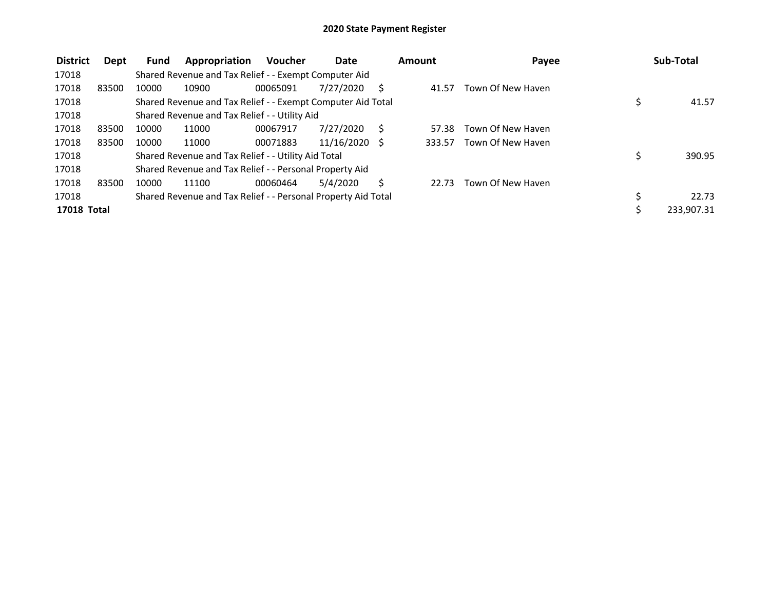# 2020 State Payment Register

| District | Dept | Fund | Appropriation | Voucher | Date | Amount | Payee | Sub-Total |
|---|---|---|---|---|---|---|---|---|
| 17018 | | Shared Revenue and Tax Relief - - Exempt Computer Aid | | | | | | |
| 17018 | 83500 | 10000 | 10900 | 00065091 | 7/27/2020 | $ 41.57 | Town Of New Haven | |
| 17018 | | Shared Revenue and Tax Relief - - Exempt Computer Aid Total | | | | | | $ 41.57 |
| 17018 | | Shared Revenue and Tax Relief - - Utility Aid | | | | | | |
| 17018 | 83500 | 10000 | 11000 | 00067917 | 7/27/2020 | $ 57.38 | Town Of New Haven | |
| 17018 | 83500 | 10000 | 11000 | 00071883 | 11/16/2020 | $ 333.57 | Town Of New Haven | |
| 17018 | | Shared Revenue and Tax Relief - - Utility Aid Total | | | | | | $ 390.95 |
| 17018 | | Shared Revenue and Tax Relief - - Personal Property Aid | | | | | | |
| 17018 | 83500 | 10000 | 11100 | 00060464 | 5/4/2020 | $ 22.73 | Town Of New Haven | |
| 17018 | | Shared Revenue and Tax Relief - - Personal Property Aid Total | | | | | | $ 22.73 |
| **17018 Total** | | | | | | | | $ 233,907.31 |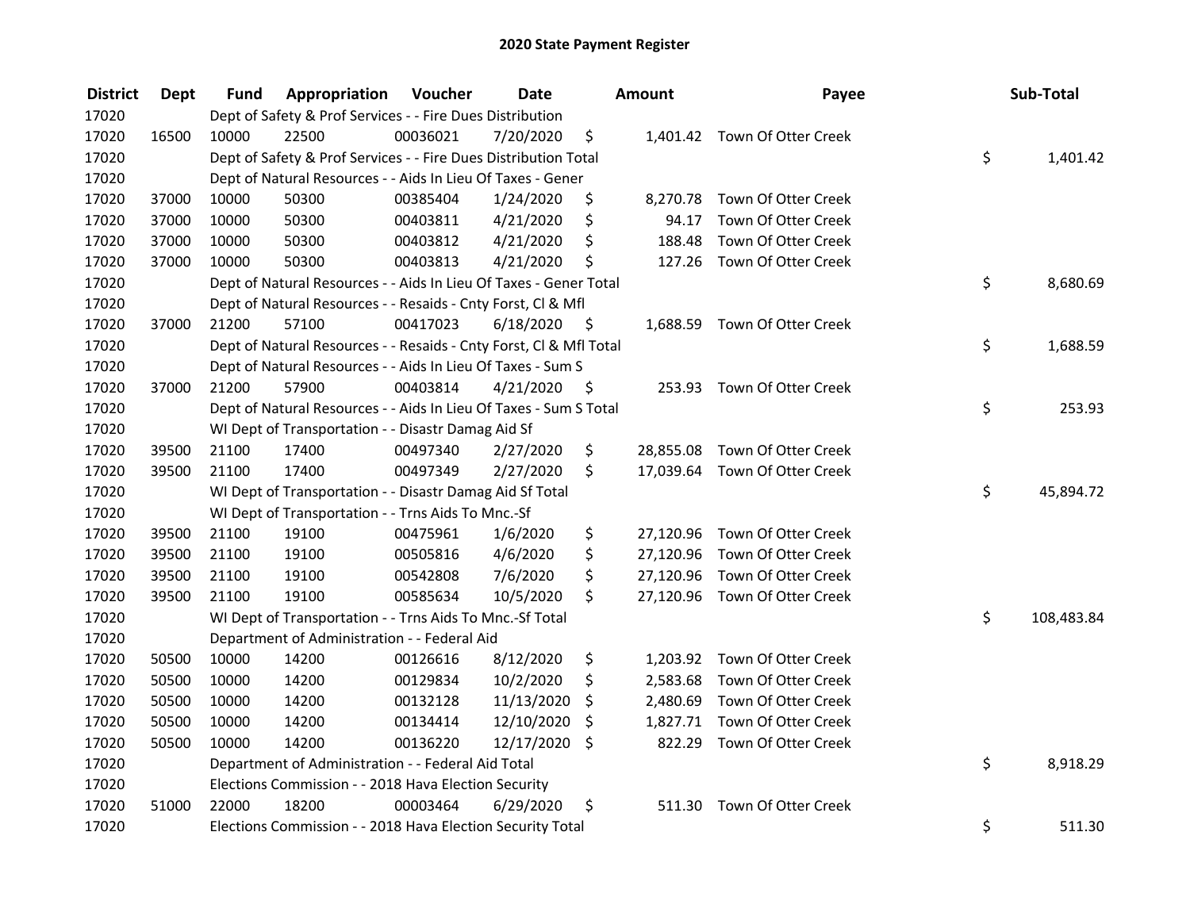# 2020 State Payment Register

| District | Dept | Fund | Appropriation | Voucher | Date | Amount | Payee | Sub-Total |
|---|---|---|---|---|---|---|---|---|
| 17020 | | | Dept of Safety & Prof Services - - Fire Dues Distribution | | | | | |
| 17020 | 16500 | 10000 | 22500 | 00036021 | 7/20/2020 | $ 1,401.42 | Town Of Otter Creek | |
| 17020 | | | Dept of Safety & Prof Services - - Fire Dues Distribution Total | | | | | $ 1,401.42 |
| 17020 | | | Dept of Natural Resources - - Aids In Lieu Of Taxes - Gener | | | | | |
| 17020 | 37000 | 10000 | 50300 | 00385404 | 1/24/2020 | $ 8,270.78 | Town Of Otter Creek | |
| 17020 | 37000 | 10000 | 50300 | 00403811 | 4/21/2020 | $ 94.17 | Town Of Otter Creek | |
| 17020 | 37000 | 10000 | 50300 | 00403812 | 4/21/2020 | $ 188.48 | Town Of Otter Creek | |
| 17020 | 37000 | 10000 | 50300 | 00403813 | 4/21/2020 | $ 127.26 | Town Of Otter Creek | |
| 17020 | | | Dept of Natural Resources - - Aids In Lieu Of Taxes - Gener Total | | | | | $ 8,680.69 |
| 17020 | | | Dept of Natural Resources - - Resaids - Cnty Forst, Cl & Mfl | | | | | |
| 17020 | 37000 | 21200 | 57100 | 00417023 | 6/18/2020 | $ 1,688.59 | Town Of Otter Creek | |
| 17020 | | | Dept of Natural Resources - - Resaids - Cnty Forst, Cl & Mfl Total | | | | | $ 1,688.59 |
| 17020 | | | Dept of Natural Resources - - Aids In Lieu Of Taxes - Sum S | | | | | |
| 17020 | 37000 | 21200 | 57900 | 00403814 | 4/21/2020 | $ 253.93 | Town Of Otter Creek | |
| 17020 | | | Dept of Natural Resources - - Aids In Lieu Of Taxes - Sum S Total | | | | | $ 253.93 |
| 17020 | | | WI Dept of Transportation - - Disastr Damag Aid Sf | | | | | |
| 17020 | 39500 | 21100 | 17400 | 00497340 | 2/27/2020 | $ 28,855.08 | Town Of Otter Creek | |
| 17020 | 39500 | 21100 | 17400 | 00497349 | 2/27/2020 | $ 17,039.64 | Town Of Otter Creek | |
| 17020 | | | WI Dept of Transportation - - Disastr Damag Aid Sf Total | | | | | $ 45,894.72 |
| 17020 | | | WI Dept of Transportation - - Trns Aids To Mnc.-Sf | | | | | |
| 17020 | 39500 | 21100 | 19100 | 00475961 | 1/6/2020 | $ 27,120.96 | Town Of Otter Creek | |
| 17020 | 39500 | 21100 | 19100 | 00505816 | 4/6/2020 | $ 27,120.96 | Town Of Otter Creek | |
| 17020 | 39500 | 21100 | 19100 | 00542808 | 7/6/2020 | $ 27,120.96 | Town Of Otter Creek | |
| 17020 | 39500 | 21100 | 19100 | 00585634 | 10/5/2020 | $ 27,120.96 | Town Of Otter Creek | |
| 17020 | | | WI Dept of Transportation - - Trns Aids To Mnc.-Sf Total | | | | | $ 108,483.84 |
| 17020 | | | Department of Administration - - Federal Aid | | | | | |
| 17020 | 50500 | 10000 | 14200 | 00126616 | 8/12/2020 | $ 1,203.92 | Town Of Otter Creek | |
| 17020 | 50500 | 10000 | 14200 | 00129834 | 10/2/2020 | $ 2,583.68 | Town Of Otter Creek | |
| 17020 | 50500 | 10000 | 14200 | 00132128 | 11/13/2020 | $ 2,480.69 | Town Of Otter Creek | |
| 17020 | 50500 | 10000 | 14200 | 00134414 | 12/10/2020 | $ 1,827.71 | Town Of Otter Creek | |
| 17020 | 50500 | 10000 | 14200 | 00136220 | 12/17/2020 | $ 822.29 | Town Of Otter Creek | |
| 17020 | | | Department of Administration - - Federal Aid Total | | | | | $ 8,918.29 |
| 17020 | | | Elections Commission - - 2018 Hava Election Security | | | | | |
| 17020 | 51000 | 22000 | 18200 | 00003464 | 6/29/2020 | $ 511.30 | Town Of Otter Creek | |
| 17020 | | | Elections Commission - - 2018 Hava Election Security Total | | | | | $ 511.30 |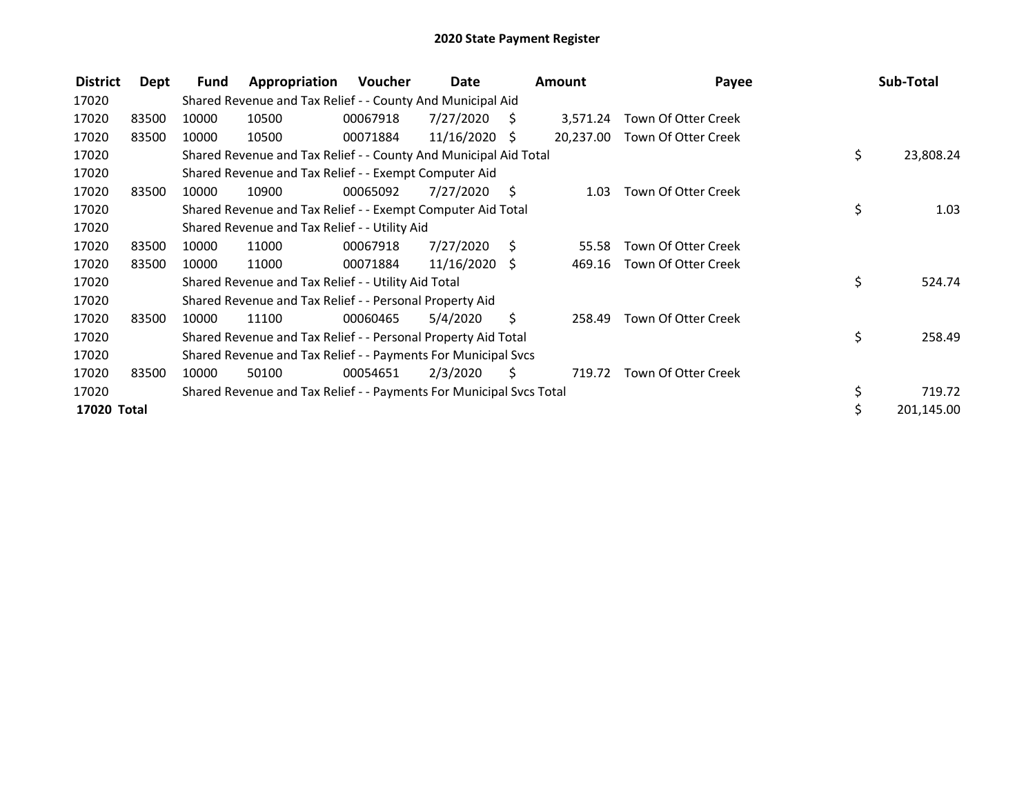# 2020 State Payment Register

| District | Dept | Fund | Appropriation | Voucher | Date | Amount | Payee | Sub-Total |
|---|---|---|---|---|---|---|---|---|
| 17020 | | Shared Revenue and Tax Relief - - County And Municipal Aid | | | | | | |
| 17020 | 83500 | 10000 | 10500 | 00067918 | 7/27/2020 | $ 3,571.24 | Town Of Otter Creek | |
| 17020 | 83500 | 10000 | 10500 | 00071884 | 11/16/2020 | $ 20,237.00 | Town Of Otter Creek | |
| 17020 | | Shared Revenue and Tax Relief - - County And Municipal Aid Total | | | | | | $ 23,808.24 |
| 17020 | | Shared Revenue and Tax Relief - - Exempt Computer Aid | | | | | | |
| 17020 | 83500 | 10000 | 10900 | 00065092 | 7/27/2020 | $ 1.03 | Town Of Otter Creek | |
| 17020 | | Shared Revenue and Tax Relief - - Exempt Computer Aid Total | | | | | | $ 1.03 |
| 17020 | | Shared Revenue and Tax Relief - - Utility Aid | | | | | | |
| 17020 | 83500 | 10000 | 11000 | 00067918 | 7/27/2020 | $ 55.58 | Town Of Otter Creek | |
| 17020 | 83500 | 10000 | 11000 | 00071884 | 11/16/2020 | $ 469.16 | Town Of Otter Creek | |
| 17020 | | Shared Revenue and Tax Relief - - Utility Aid Total | | | | | | $ 524.74 |
| 17020 | | Shared Revenue and Tax Relief - - Personal Property Aid | | | | | | |
| 17020 | 83500 | 10000 | 11100 | 00060465 | 5/4/2020 | $ 258.49 | Town Of Otter Creek | |
| 17020 | | Shared Revenue and Tax Relief - - Personal Property Aid Total | | | | | | $ 258.49 |
| 17020 | | Shared Revenue and Tax Relief - - Payments For Municipal Svcs | | | | | | |
| 17020 | 83500 | 10000 | 50100 | 00054651 | 2/3/2020 | $ 719.72 | Town Of Otter Creek | |
| 17020 | | Shared Revenue and Tax Relief - - Payments For Municipal Svcs Total | | | | | | $ 719.72 |
| **17020 Total** | | | | | | | | $ 201,145.00 |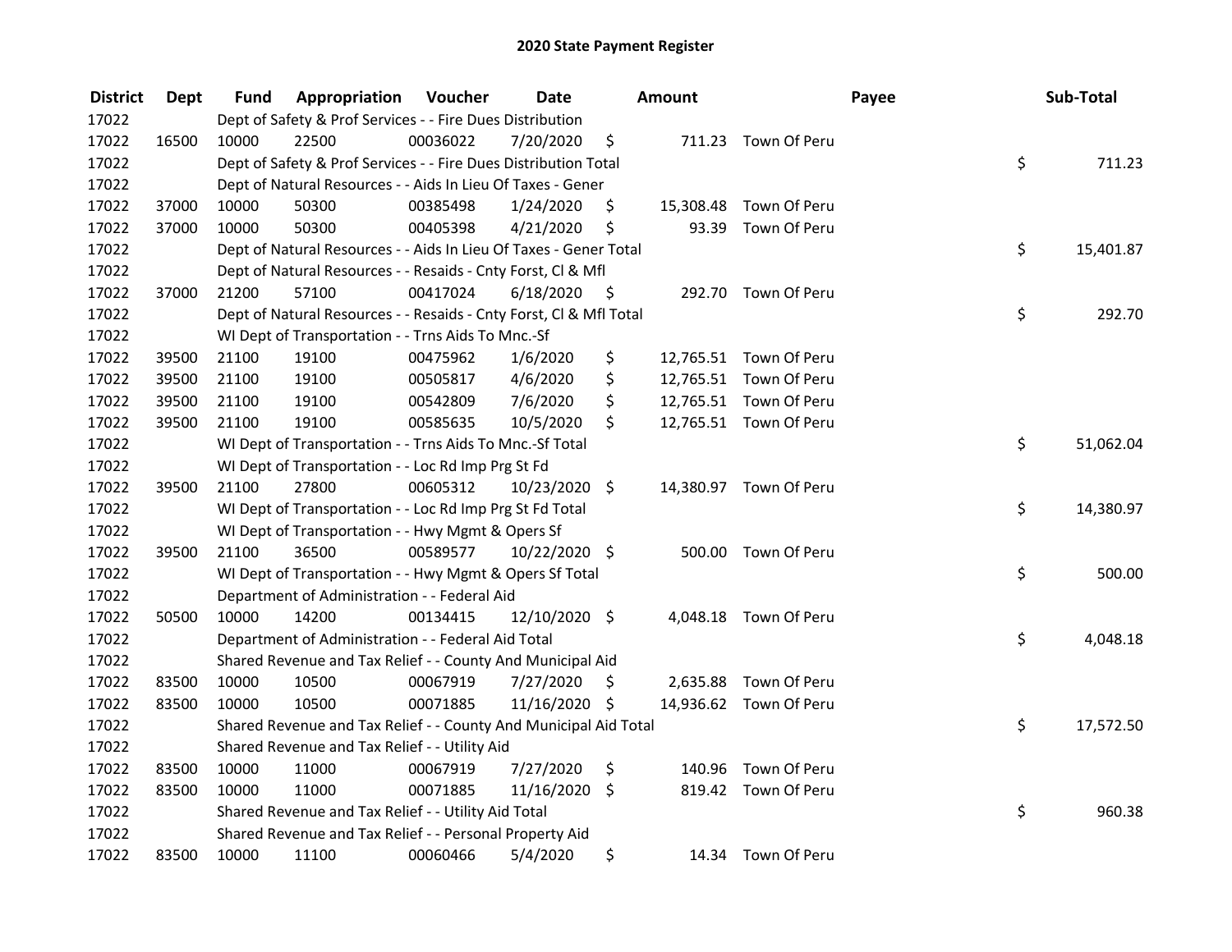# 2020 State Payment Register

| District | Dept | Fund | Appropriation | Voucher | Date | Amount | Payee | Sub-Total |
|---|---|---|---|---|---|---|---|---|
| 17022 | | Dept of Safety & Prof Services - - Fire Dues Distribution | | | | | | |
| 17022 | 16500 | 10000 | 22500 | 00036022 | 7/20/2020 | $ 711.23 | Town Of Peru | |
| 17022 | | Dept of Safety & Prof Services - - Fire Dues Distribution Total | | | | | | $ 711.23 |
| 17022 | | Dept of Natural Resources - - Aids In Lieu Of Taxes - Gener | | | | | | |
| 17022 | 37000 | 10000 | 50300 | 00385498 | 1/24/2020 | $ 15,308.48 | Town Of Peru | |
| 17022 | 37000 | 10000 | 50300 | 00405398 | 4/21/2020 | $ 93.39 | Town Of Peru | |
| 17022 | | Dept of Natural Resources - - Aids In Lieu Of Taxes - Gener Total | | | | | | $ 15,401.87 |
| 17022 | | Dept of Natural Resources - - Resaids - Cnty Forst, Cl & Mfl | | | | | | |
| 17022 | 37000 | 21200 | 57100 | 00417024 | 6/18/2020 | $ 292.70 | Town Of Peru | |
| 17022 | | Dept of Natural Resources - - Resaids - Cnty Forst, Cl & Mfl Total | | | | | | $ 292.70 |
| 17022 | | WI Dept of Transportation - - Trns Aids To Mnc.-Sf | | | | | | |
| 17022 | 39500 | 21100 | 19100 | 00475962 | 1/6/2020 | $ 12,765.51 | Town Of Peru | |
| 17022 | 39500 | 21100 | 19100 | 00505817 | 4/6/2020 | $ 12,765.51 | Town Of Peru | |
| 17022 | 39500 | 21100 | 19100 | 00542809 | 7/6/2020 | $ 12,765.51 | Town Of Peru | |
| 17022 | 39500 | 21100 | 19100 | 00585635 | 10/5/2020 | $ 12,765.51 | Town Of Peru | |
| 17022 | | WI Dept of Transportation - - Trns Aids To Mnc.-Sf Total | | | | | | $ 51,062.04 |
| 17022 | | WI Dept of Transportation - - Loc Rd Imp Prg St Fd | | | | | | |
| 17022 | 39500 | 21100 | 27800 | 00605312 | 10/23/2020 | $ 14,380.97 | Town Of Peru | |
| 17022 | | WI Dept of Transportation - - Loc Rd Imp Prg St Fd Total | | | | | | $ 14,380.97 |
| 17022 | | WI Dept of Transportation - - Hwy Mgmt & Opers Sf | | | | | | |
| 17022 | 39500 | 21100 | 36500 | 00589577 | 10/22/2020 | $ 500.00 | Town Of Peru | |
| 17022 | | WI Dept of Transportation - - Hwy Mgmt & Opers Sf Total | | | | | | $ 500.00 |
| 17022 | | Department of Administration - - Federal Aid | | | | | | |
| 17022 | 50500 | 10000 | 14200 | 00134415 | 12/10/2020 | $ 4,048.18 | Town Of Peru | |
| 17022 | | Department of Administration - - Federal Aid Total | | | | | | $ 4,048.18 |
| 17022 | | Shared Revenue and Tax Relief - - County And Municipal Aid | | | | | | |
| 17022 | 83500 | 10000 | 10500 | 00067919 | 7/27/2020 | $ 2,635.88 | Town Of Peru | |
| 17022 | 83500 | 10000 | 10500 | 00071885 | 11/16/2020 | $ 14,936.62 | Town Of Peru | |
| 17022 | | Shared Revenue and Tax Relief - - County And Municipal Aid Total | | | | | | $ 17,572.50 |
| 17022 | | Shared Revenue and Tax Relief - - Utility Aid | | | | | | |
| 17022 | 83500 | 10000 | 11000 | 00067919 | 7/27/2020 | $ 140.96 | Town Of Peru | |
| 17022 | 83500 | 10000 | 11000 | 00071885 | 11/16/2020 | $ 819.42 | Town Of Peru | |
| 17022 | | Shared Revenue and Tax Relief - - Utility Aid Total | | | | | | $ 960.38 |
| 17022 | | Shared Revenue and Tax Relief - - Personal Property Aid | | | | | | |
| 17022 | 83500 | 10000 | 11100 | 00060466 | 5/4/2020 | $ 14.34 | Town Of Peru | |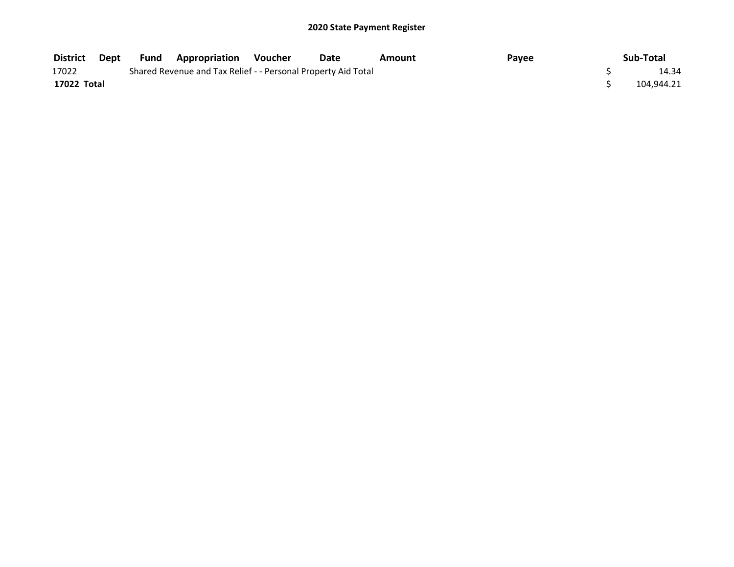# 2020 State Payment Register

| District | Dept | Fund | Appropriation | Voucher | Date | Amount | Payee | Sub-Total |
|---|---|---|---|---|---|---|---|---|
| 17022 | | Shared Revenue and Tax Relief - - Personal Property Aid Total | | | | | | $ 14.34 |
| **17022 Total** | | | | | | | | $ 104,944.21 |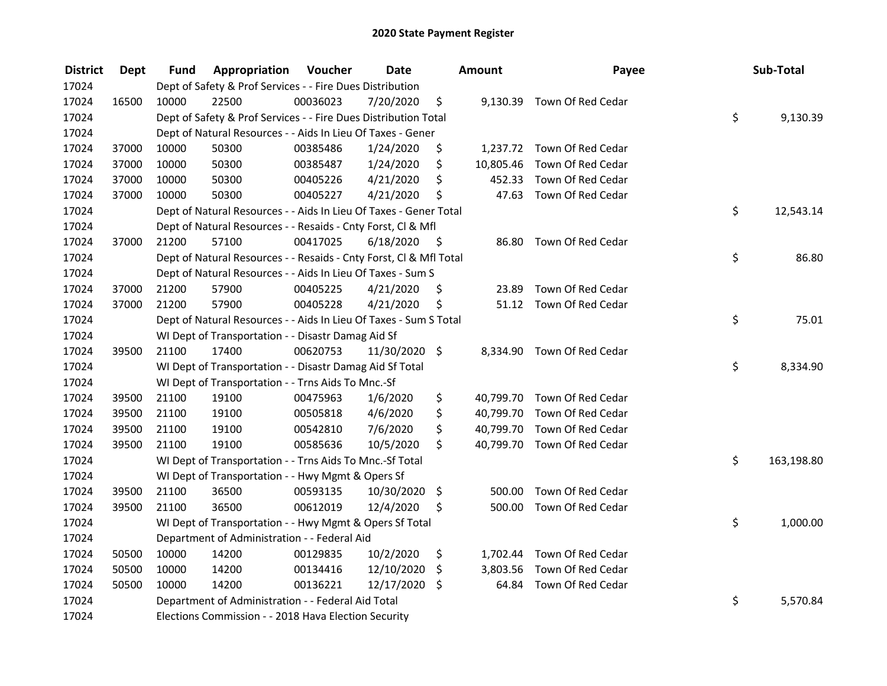# 2020 State Payment Register

| District | Dept | Fund | Appropriation | Voucher | Date | Amount | Payee | Sub-Total |
|---|---|---|---|---|---|---|---|---|
| 17024 | | Dept of Safety & Prof Services - - Fire Dues Distribution | | | | | | |
| 17024 | 16500 | 10000 | 22500 | 00036023 | 7/20/2020 | $ 9,130.39 | Town Of Red Cedar | |
| 17024 | | Dept of Safety & Prof Services - - Fire Dues Distribution Total | | | | | | $ 9,130.39 |
| 17024 | | Dept of Natural Resources - - Aids In Lieu Of Taxes - Gener | | | | | | |
| 17024 | 37000 | 10000 | 50300 | 00385486 | 1/24/2020 | $ 1,237.72 | Town Of Red Cedar | |
| 17024 | 37000 | 10000 | 50300 | 00385487 | 1/24/2020 | $ 10,805.46 | Town Of Red Cedar | |
| 17024 | 37000 | 10000 | 50300 | 00405226 | 4/21/2020 | $ 452.33 | Town Of Red Cedar | |
| 17024 | 37000 | 10000 | 50300 | 00405227 | 4/21/2020 | $ 47.63 | Town Of Red Cedar | |
| 17024 | | Dept of Natural Resources - - Aids In Lieu Of Taxes - Gener Total | | | | | | $ 12,543.14 |
| 17024 | | Dept of Natural Resources - - Resaids - Cnty Forst, Cl & Mfl | | | | | | |
| 17024 | 37000 | 21200 | 57100 | 00417025 | 6/18/2020 | $ 86.80 | Town Of Red Cedar | |
| 17024 | | Dept of Natural Resources - - Resaids - Cnty Forst, Cl & Mfl Total | | | | | | $ 86.80 |
| 17024 | | Dept of Natural Resources - - Aids In Lieu Of Taxes - Sum S | | | | | | |
| 17024 | 37000 | 21200 | 57900 | 00405225 | 4/21/2020 | $ 23.89 | Town Of Red Cedar | |
| 17024 | 37000 | 21200 | 57900 | 00405228 | 4/21/2020 | $ 51.12 | Town Of Red Cedar | |
| 17024 | | Dept of Natural Resources - - Aids In Lieu Of Taxes - Sum S Total | | | | | | $ 75.01 |
| 17024 | | WI Dept of Transportation - - Disastr Damag Aid Sf | | | | | | |
| 17024 | 39500 | 21100 | 17400 | 00620753 | 11/30/2020 | $ 8,334.90 | Town Of Red Cedar | |
| 17024 | | WI Dept of Transportation - - Disastr Damag Aid Sf Total | | | | | | $ 8,334.90 |
| 17024 | | WI Dept of Transportation - - Trns Aids To Mnc.-Sf | | | | | | |
| 17024 | 39500 | 21100 | 19100 | 00475963 | 1/6/2020 | $ 40,799.70 | Town Of Red Cedar | |
| 17024 | 39500 | 21100 | 19100 | 00505818 | 4/6/2020 | $ 40,799.70 | Town Of Red Cedar | |
| 17024 | 39500 | 21100 | 19100 | 00542810 | 7/6/2020 | $ 40,799.70 | Town Of Red Cedar | |
| 17024 | 39500 | 21100 | 19100 | 00585636 | 10/5/2020 | $ 40,799.70 | Town Of Red Cedar | |
| 17024 | | WI Dept of Transportation - - Trns Aids To Mnc.-Sf Total | | | | | | $ 163,198.80 |
| 17024 | | WI Dept of Transportation - - Hwy Mgmt & Opers Sf | | | | | | |
| 17024 | 39500 | 21100 | 36500 | 00593135 | 10/30/2020 | $ 500.00 | Town Of Red Cedar | |
| 17024 | 39500 | 21100 | 36500 | 00612019 | 12/4/2020 | $ 500.00 | Town Of Red Cedar | |
| 17024 | | WI Dept of Transportation - - Hwy Mgmt & Opers Sf Total | | | | | | $ 1,000.00 |
| 17024 | | Department of Administration - - Federal Aid | | | | | | |
| 17024 | 50500 | 10000 | 14200 | 00129835 | 10/2/2020 | $ 1,702.44 | Town Of Red Cedar | |
| 17024 | 50500 | 10000 | 14200 | 00134416 | 12/10/2020 | $ 3,803.56 | Town Of Red Cedar | |
| 17024 | 50500 | 10000 | 14200 | 00136221 | 12/17/2020 | $ 64.84 | Town Of Red Cedar | |
| 17024 | | Department of Administration - - Federal Aid Total | | | | | | $ 5,570.84 |
| 17024 | | Elections Commission - - 2018 Hava Election Security | | | | | | |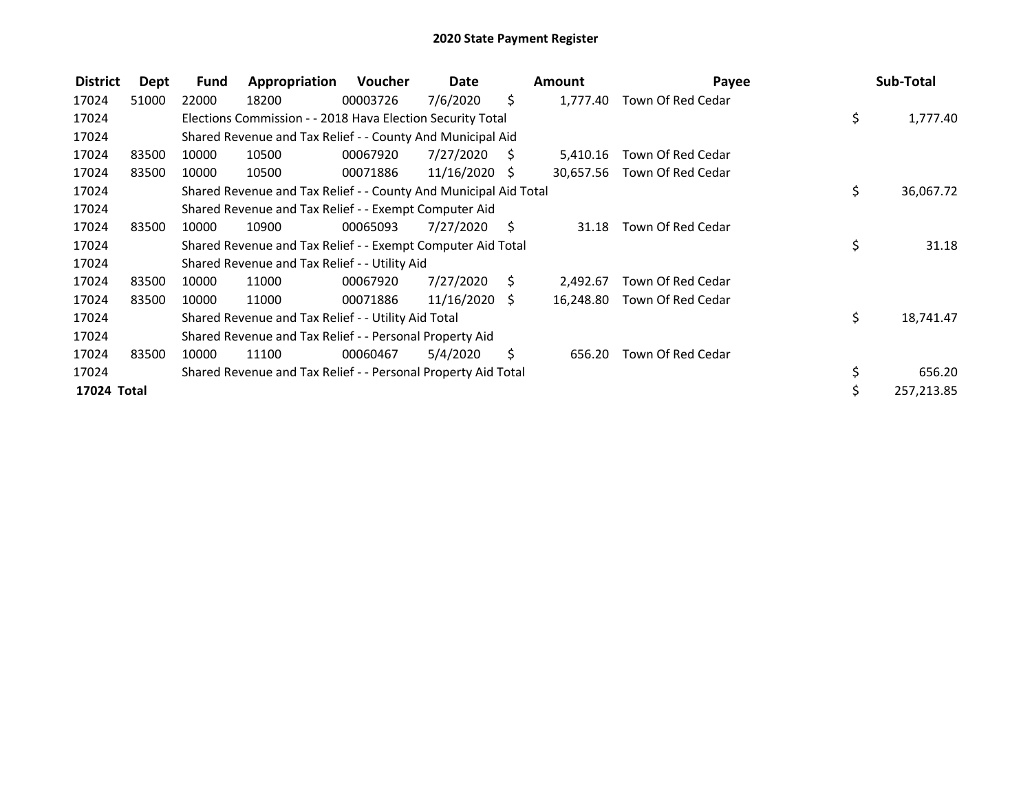# 2020 State Payment Register

| District | Dept | Fund | Appropriation | Voucher | Date | Amount | Payee | Sub-Total |
|---|---|---|---|---|---|---|---|---|
| 17024 | 51000 | 22000 | 18200 | 00003726 | 7/6/2020 | $ 1,777.40 | Town Of Red Cedar | |
| 17024 | | Elections Commission - - 2018 Hava Election Security Total | | | | | | $ 1,777.40 |
| 17024 | | Shared Revenue and Tax Relief - - County And Municipal Aid | | | | | | |
| 17024 | 83500 | 10000 | 10500 | 00067920 | 7/27/2020 | $ 5,410.16 | Town Of Red Cedar | |
| 17024 | 83500 | 10000 | 10500 | 00071886 | 11/16/2020 | $ 30,657.56 | Town Of Red Cedar | |
| 17024 | | Shared Revenue and Tax Relief - - County And Municipal Aid Total | | | | | | $ 36,067.72 |
| 17024 | | Shared Revenue and Tax Relief - - Exempt Computer Aid | | | | | | |
| 17024 | 83500 | 10000 | 10900 | 00065093 | 7/27/2020 | $ 31.18 | Town Of Red Cedar | |
| 17024 | | Shared Revenue and Tax Relief - - Exempt Computer Aid Total | | | | | | $ 31.18 |
| 17024 | | Shared Revenue and Tax Relief - - Utility Aid | | | | | | |
| 17024 | 83500 | 10000 | 11000 | 00067920 | 7/27/2020 | $ 2,492.67 | Town Of Red Cedar | |
| 17024 | 83500 | 10000 | 11000 | 00071886 | 11/16/2020 | $ 16,248.80 | Town Of Red Cedar | |
| 17024 | | Shared Revenue and Tax Relief - - Utility Aid Total | | | | | | $ 18,741.47 |
| 17024 | | Shared Revenue and Tax Relief - - Personal Property Aid | | | | | | |
| 17024 | 83500 | 10000 | 11100 | 00060467 | 5/4/2020 | $ 656.20 | Town Of Red Cedar | |
| 17024 | | Shared Revenue and Tax Relief - - Personal Property Aid Total | | | | | | $ 656.20 |
| **17024 Total** | | | | | | | | $ 257,213.85 |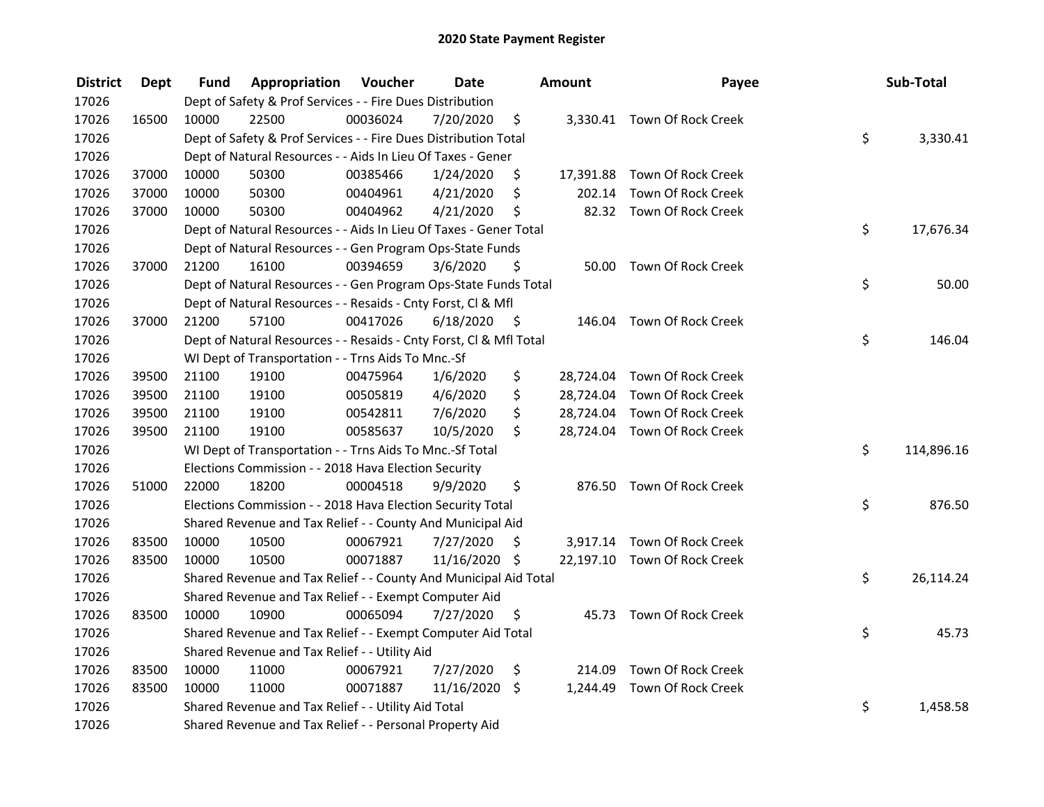# 2020 State Payment Register

| District | Dept | Fund | Appropriation | Voucher | Date | Amount | Payee | Sub-Total |
|---|---|---|---|---|---|---|---|---|
| 17026 | | Dept of Safety & Prof Services - - Fire Dues Distribution | | | | | | |
| 17026 | 16500 | 10000 | 22500 | 00036024 | 7/20/2020 | $ 3,330.41 | Town Of Rock Creek | |
| 17026 | | Dept of Safety & Prof Services - - Fire Dues Distribution Total | | | | | | $ 3,330.41 |
| 17026 | | Dept of Natural Resources - - Aids In Lieu Of Taxes - Gener | | | | | | |
| 17026 | 37000 | 10000 | 50300 | 00385466 | 1/24/2020 | $ 17,391.88 | Town Of Rock Creek | |
| 17026 | 37000 | 10000 | 50300 | 00404961 | 4/21/2020 | $ 202.14 | Town Of Rock Creek | |
| 17026 | 37000 | 10000 | 50300 | 00404962 | 4/21/2020 | $ 82.32 | Town Of Rock Creek | |
| 17026 | | Dept of Natural Resources - - Aids In Lieu Of Taxes - Gener Total | | | | | | $ 17,676.34 |
| 17026 | | Dept of Natural Resources - - Gen Program Ops-State Funds | | | | | | |
| 17026 | 37000 | 21200 | 16100 | 00394659 | 3/6/2020 | $ 50.00 | Town Of Rock Creek | |
| 17026 | | Dept of Natural Resources - - Gen Program Ops-State Funds Total | | | | | | $ 50.00 |
| 17026 | | Dept of Natural Resources - - Resaids - Cnty Forst, Cl & Mfl | | | | | | |
| 17026 | 37000 | 21200 | 57100 | 00417026 | 6/18/2020 | $ 146.04 | Town Of Rock Creek | |
| 17026 | | Dept of Natural Resources - - Resaids - Cnty Forst, Cl & Mfl Total | | | | | | $ 146.04 |
| 17026 | | WI Dept of Transportation - - Trns Aids To Mnc.-Sf | | | | | | |
| 17026 | 39500 | 21100 | 19100 | 00475964 | 1/6/2020 | $ 28,724.04 | Town Of Rock Creek | |
| 17026 | 39500 | 21100 | 19100 | 00505819 | 4/6/2020 | $ 28,724.04 | Town Of Rock Creek | |
| 17026 | 39500 | 21100 | 19100 | 00542811 | 7/6/2020 | $ 28,724.04 | Town Of Rock Creek | |
| 17026 | 39500 | 21100 | 19100 | 00585637 | 10/5/2020 | $ 28,724.04 | Town Of Rock Creek | |
| 17026 | | WI Dept of Transportation - - Trns Aids To Mnc.-Sf Total | | | | | | $ 114,896.16 |
| 17026 | | Elections Commission - - 2018 Hava Election Security | | | | | | |
| 17026 | 51000 | 22000 | 18200 | 00004518 | 9/9/2020 | $ 876.50 | Town Of Rock Creek | |
| 17026 | | Elections Commission - - 2018 Hava Election Security Total | | | | | | $ 876.50 |
| 17026 | | Shared Revenue and Tax Relief - - County And Municipal Aid | | | | | | |
| 17026 | 83500 | 10000 | 10500 | 00067921 | 7/27/2020 | $ 3,917.14 | Town Of Rock Creek | |
| 17026 | 83500 | 10000 | 10500 | 00071887 | 11/16/2020 | $ 22,197.10 | Town Of Rock Creek | |
| 17026 | | Shared Revenue and Tax Relief - - County And Municipal Aid Total | | | | | | $ 26,114.24 |
| 17026 | | Shared Revenue and Tax Relief - - Exempt Computer Aid | | | | | | |
| 17026 | 83500 | 10000 | 10900 | 00065094 | 7/27/2020 | $ 45.73 | Town Of Rock Creek | |
| 17026 | | Shared Revenue and Tax Relief - - Exempt Computer Aid Total | | | | | | $ 45.73 |
| 17026 | | Shared Revenue and Tax Relief - - Utility Aid | | | | | | |
| 17026 | 83500 | 10000 | 11000 | 00067921 | 7/27/2020 | $ 214.09 | Town Of Rock Creek | |
| 17026 | 83500 | 10000 | 11000 | 00071887 | 11/16/2020 | $ 1,244.49 | Town Of Rock Creek | |
| 17026 | | Shared Revenue and Tax Relief - - Utility Aid Total | | | | | | $ 1,458.58 |
| 17026 | | Shared Revenue and Tax Relief - - Personal Property Aid | | | | | | |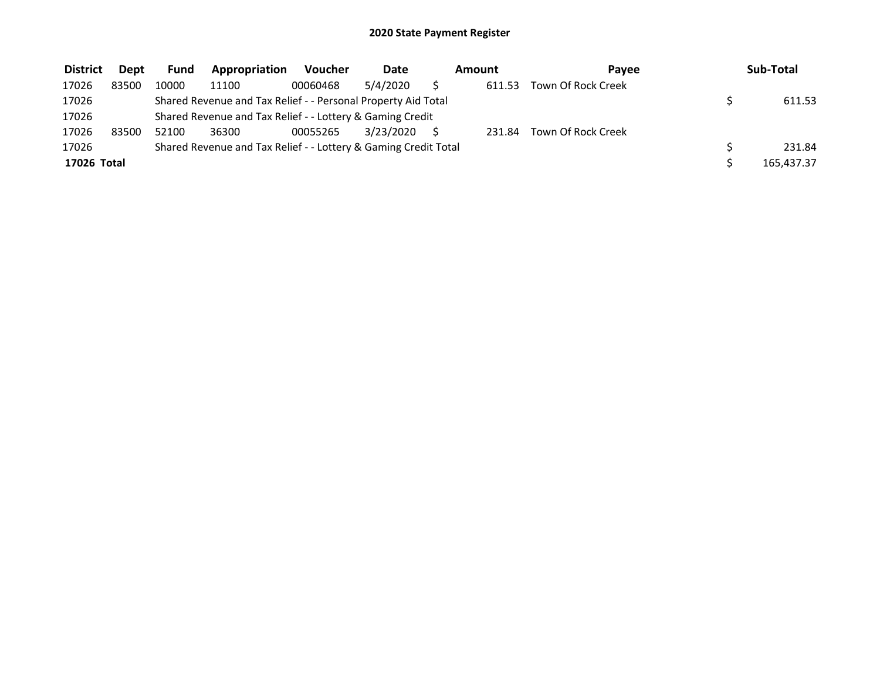# 2020 State Payment Register

| District | Dept | Fund | Appropriation | Voucher | Date | Amount | Payee | Sub-Total |
|---|---|---|---|---|---|---|---|---|
| 17026 | 83500 | 10000 | 11100 | 00060468 | 5/4/2020 | $ 611.53 | Town Of Rock Creek | |
| 17026 | | Shared Revenue and Tax Relief - - Personal Property Aid Total | | | | | | $ 611.53 |
| 17026 | | Shared Revenue and Tax Relief - - Lottery & Gaming Credit | | | | | | |
| 17026 | 83500 | 52100 | 36300 | 00055265 | 3/23/2020 | $ 231.84 | Town Of Rock Creek | |
| 17026 | | Shared Revenue and Tax Relief - - Lottery & Gaming Credit Total | | | | | | $ 231.84 |
| **17026 Total** | | | | | | | | $ 165,437.37 |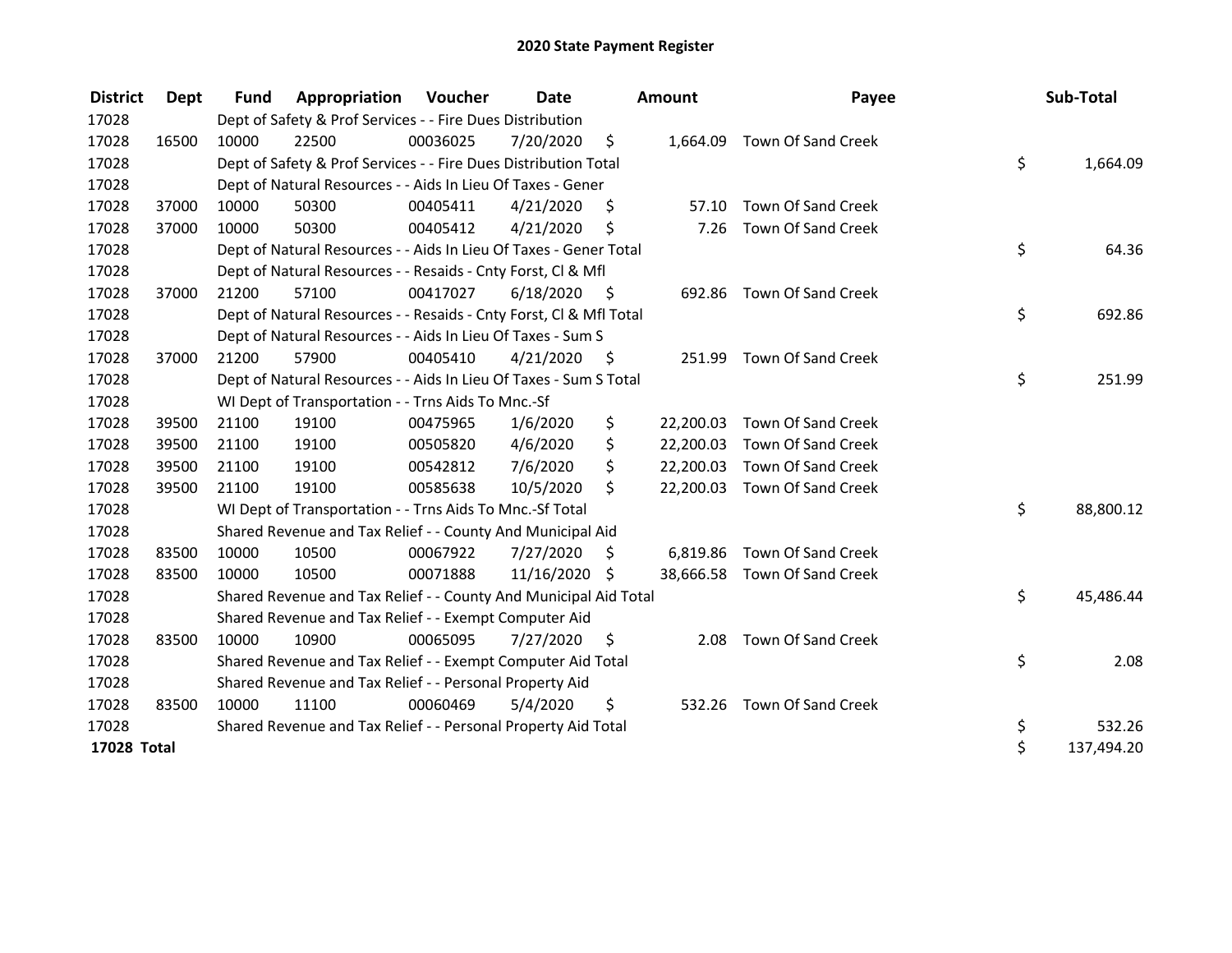# 2020 State Payment Register

| District | Dept | Fund | Appropriation | Voucher | Date | Amount | Payee | Sub-Total |
|---|---|---|---|---|---|---|---|---|
| 17028 | | Dept of Safety & Prof Services - - Fire Dues Distribution | | | | | | |
| 17028 | 16500 | 10000 | 22500 | 00036025 | 7/20/2020 | $ 1,664.09 | Town Of Sand Creek | |
| 17028 | | Dept of Safety & Prof Services - - Fire Dues Distribution Total | | | | | | $ 1,664.09 |
| 17028 | | Dept of Natural Resources - - Aids In Lieu Of Taxes - Gener | | | | | | |
| 17028 | 37000 | 10000 | 50300 | 00405411 | 4/21/2020 | $ 57.10 | Town Of Sand Creek | |
| 17028 | 37000 | 10000 | 50300 | 00405412 | 4/21/2020 | $ 7.26 | Town Of Sand Creek | |
| 17028 | | Dept of Natural Resources - - Aids In Lieu Of Taxes - Gener Total | | | | | | $ 64.36 |
| 17028 | | Dept of Natural Resources - - Resaids - Cnty Forst, Cl & Mfl | | | | | | |
| 17028 | 37000 | 21200 | 57100 | 00417027 | 6/18/2020 | $ 692.86 | Town Of Sand Creek | |
| 17028 | | Dept of Natural Resources - - Resaids - Cnty Forst, Cl & Mfl Total | | | | | | $ 692.86 |
| 17028 | | Dept of Natural Resources - - Aids In Lieu Of Taxes - Sum S | | | | | | |
| 17028 | 37000 | 21200 | 57900 | 00405410 | 4/21/2020 | $ 251.99 | Town Of Sand Creek | |
| 17028 | | Dept of Natural Resources - - Aids In Lieu Of Taxes - Sum S Total | | | | | | $ 251.99 |
| 17028 | | WI Dept of Transportation - - Trns Aids To Mnc.-Sf | | | | | | |
| 17028 | 39500 | 21100 | 19100 | 00475965 | 1/6/2020 | $ 22,200.03 | Town Of Sand Creek | |
| 17028 | 39500 | 21100 | 19100 | 00505820 | 4/6/2020 | $ 22,200.03 | Town Of Sand Creek | |
| 17028 | 39500 | 21100 | 19100 | 00542812 | 7/6/2020 | $ 22,200.03 | Town Of Sand Creek | |
| 17028 | 39500 | 21100 | 19100 | 00585638 | 10/5/2020 | $ 22,200.03 | Town Of Sand Creek | |
| 17028 | | WI Dept of Transportation - - Trns Aids To Mnc.-Sf Total | | | | | | $ 88,800.12 |
| 17028 | | Shared Revenue and Tax Relief - - County And Municipal Aid | | | | | | |
| 17028 | 83500 | 10000 | 10500 | 00067922 | 7/27/2020 | $ 6,819.86 | Town Of Sand Creek | |
| 17028 | 83500 | 10000 | 10500 | 00071888 | 11/16/2020 | $ 38,666.58 | Town Of Sand Creek | |
| 17028 | | Shared Revenue and Tax Relief - - County And Municipal Aid Total | | | | | | $ 45,486.44 |
| 17028 | | Shared Revenue and Tax Relief - - Exempt Computer Aid | | | | | | |
| 17028 | 83500 | 10000 | 10900 | 00065095 | 7/27/2020 | $ 2.08 | Town Of Sand Creek | |
| 17028 | | Shared Revenue and Tax Relief - - Exempt Computer Aid Total | | | | | | $ 2.08 |
| 17028 | | Shared Revenue and Tax Relief - - Personal Property Aid | | | | | | |
| 17028 | 83500 | 10000 | 11100 | 00060469 | 5/4/2020 | $ 532.26 | Town Of Sand Creek | |
| 17028 | | Shared Revenue and Tax Relief - - Personal Property Aid Total | | | | | | $ 532.26 |
| **17028 Total** | | | | | | | | $ 137,494.20 |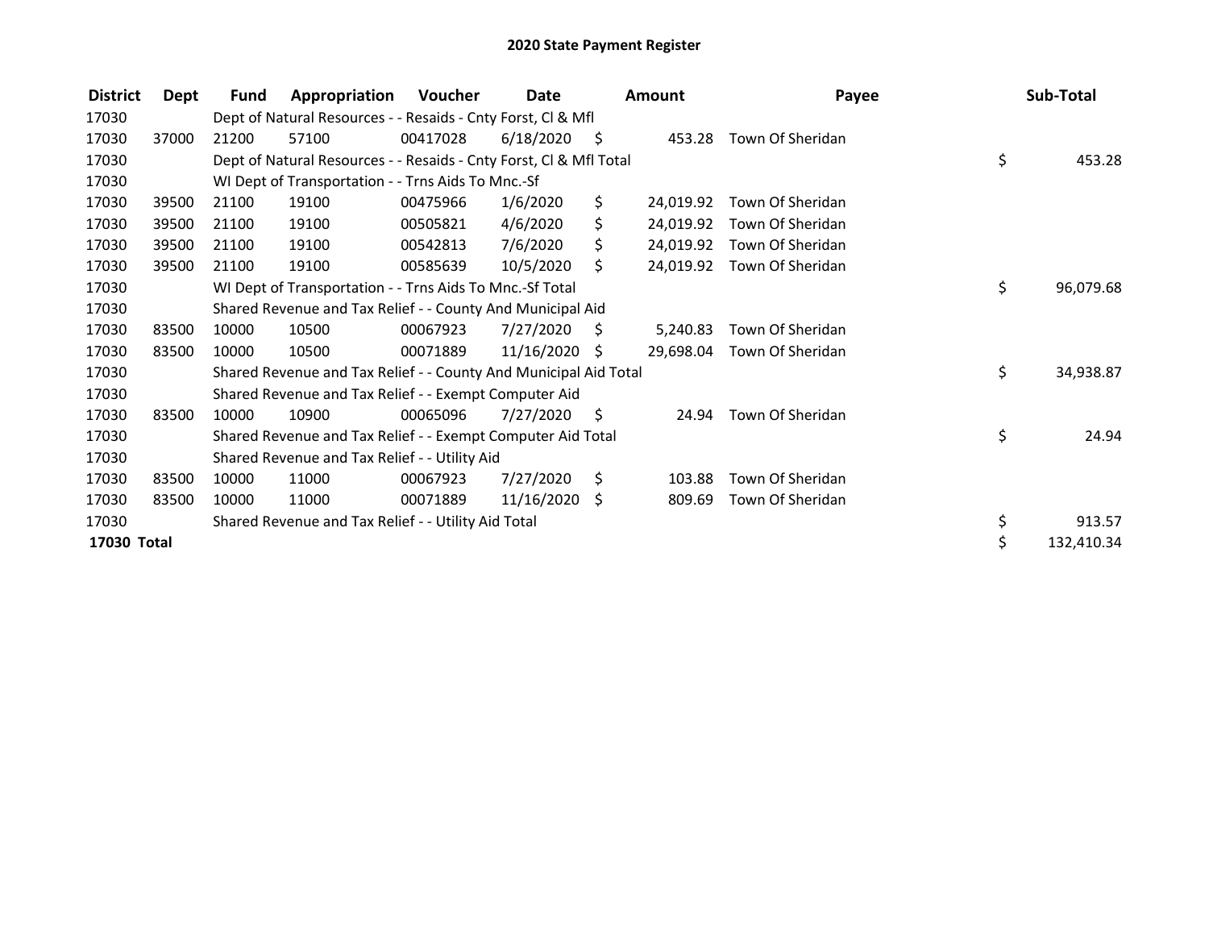# 2020 State Payment Register

| District | Dept | Fund | Appropriation | Voucher | Date | Amount | Payee | Sub-Total |
|---|---|---|---|---|---|---|---|---|
| 17030 | | Dept of Natural Resources - - Resaids - Cnty Forst, Cl & Mfl | | | | | | |
| 17030 | 37000 | 21200 | 57100 | 00417028 | 6/18/2020 | $ 453.28 | Town Of Sheridan | |
| 17030 | | Dept of Natural Resources - - Resaids - Cnty Forst, Cl & Mfl Total | | | | | | $ 453.28 |
| 17030 | | WI Dept of Transportation - - Trns Aids To Mnc.-Sf | | | | | | |
| 17030 | 39500 | 21100 | 19100 | 00475966 | 1/6/2020 | $ 24,019.92 | Town Of Sheridan | |
| 17030 | 39500 | 21100 | 19100 | 00505821 | 4/6/2020 | $ 24,019.92 | Town Of Sheridan | |
| 17030 | 39500 | 21100 | 19100 | 00542813 | 7/6/2020 | $ 24,019.92 | Town Of Sheridan | |
| 17030 | 39500 | 21100 | 19100 | 00585639 | 10/5/2020 | $ 24,019.92 | Town Of Sheridan | |
| 17030 | | WI Dept of Transportation - - Trns Aids To Mnc.-Sf Total | | | | | | $ 96,079.68 |
| 17030 | | Shared Revenue and Tax Relief - - County And Municipal Aid | | | | | | |
| 17030 | 83500 | 10000 | 10500 | 00067923 | 7/27/2020 | $ 5,240.83 | Town Of Sheridan | |
| 17030 | 83500 | 10000 | 10500 | 00071889 | 11/16/2020 | $ 29,698.04 | Town Of Sheridan | |
| 17030 | | Shared Revenue and Tax Relief - - County And Municipal Aid Total | | | | | | $ 34,938.87 |
| 17030 | | Shared Revenue and Tax Relief - - Exempt Computer Aid | | | | | | |
| 17030 | 83500 | 10000 | 10900 | 00065096 | 7/27/2020 | $ 24.94 | Town Of Sheridan | |
| 17030 | | Shared Revenue and Tax Relief - - Exempt Computer Aid Total | | | | | | $ 24.94 |
| 17030 | | Shared Revenue and Tax Relief - - Utility Aid | | | | | | |
| 17030 | 83500 | 10000 | 11000 | 00067923 | 7/27/2020 | $ 103.88 | Town Of Sheridan | |
| 17030 | 83500 | 10000 | 11000 | 00071889 | 11/16/2020 | $ 809.69 | Town Of Sheridan | |
| 17030 | | Shared Revenue and Tax Relief - - Utility Aid Total | | | | | | $ 913.57 |
| **17030 Total** | | | | | | | | $ 132,410.34 |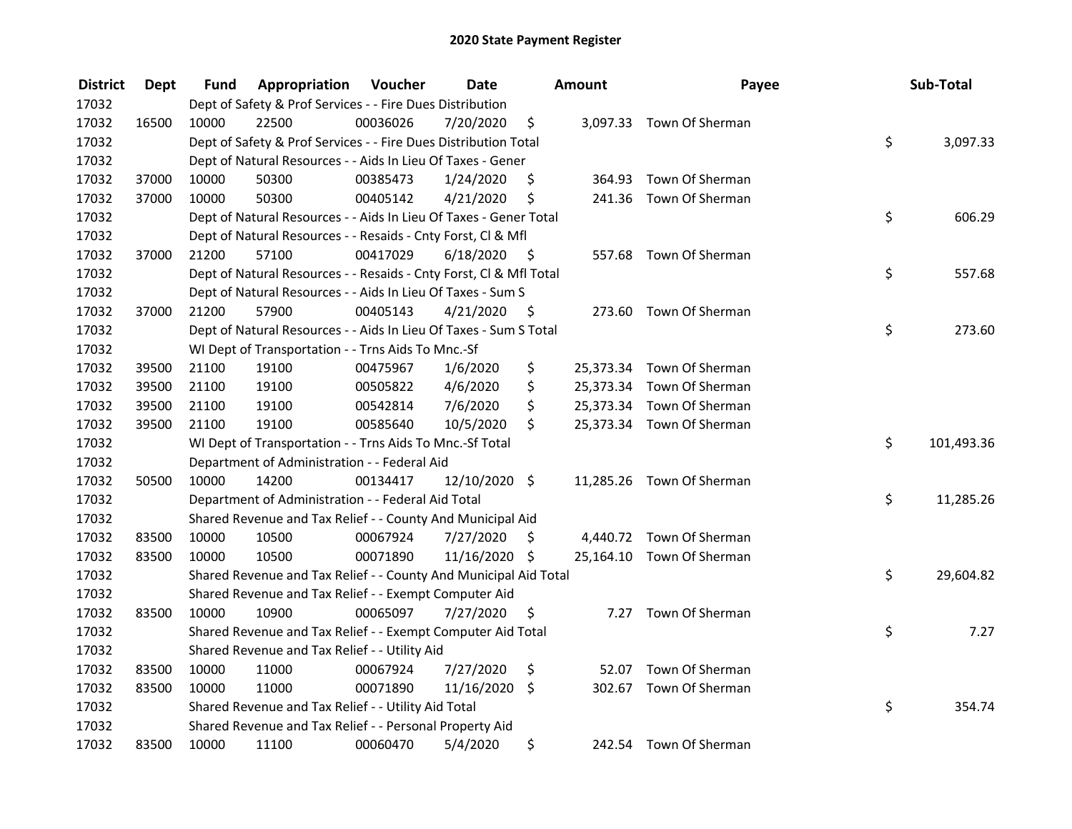# 2020 State Payment Register

| District | Dept | Fund | Appropriation | Voucher | Date | Amount | Payee | Sub-Total |
|---|---|---|---|---|---|---|---|---|
| 17032 | | | Dept of Safety & Prof Services - - Fire Dues Distribution | | | | | |
| 17032 | 16500 | 10000 | 22500 | 00036026 | 7/20/2020 | $ 3,097.33 | Town Of Sherman | |
| 17032 | | | Dept of Safety & Prof Services - - Fire Dues Distribution Total | | | | | $ 3,097.33 |
| 17032 | | | Dept of Natural Resources - - Aids In Lieu Of Taxes - Gener | | | | | |
| 17032 | 37000 | 10000 | 50300 | 00385473 | 1/24/2020 | $ 364.93 | Town Of Sherman | |
| 17032 | 37000 | 10000 | 50300 | 00405142 | 4/21/2020 | $ 241.36 | Town Of Sherman | |
| 17032 | | | Dept of Natural Resources - - Aids In Lieu Of Taxes - Gener Total | | | | | $ 606.29 |
| 17032 | | | Dept of Natural Resources - - Resaids - Cnty Forst, Cl & Mfl | | | | | |
| 17032 | 37000 | 21200 | 57100 | 00417029 | 6/18/2020 | $ 557.68 | Town Of Sherman | |
| 17032 | | | Dept of Natural Resources - - Resaids - Cnty Forst, Cl & Mfl Total | | | | | $ 557.68 |
| 17032 | | | Dept of Natural Resources - - Aids In Lieu Of Taxes - Sum S | | | | | |
| 17032 | 37000 | 21200 | 57900 | 00405143 | 4/21/2020 | $ 273.60 | Town Of Sherman | |
| 17032 | | | Dept of Natural Resources - - Aids In Lieu Of Taxes - Sum S Total | | | | | $ 273.60 |
| 17032 | | | WI Dept of Transportation - - Trns Aids To Mnc.-Sf | | | | | |
| 17032 | 39500 | 21100 | 19100 | 00475967 | 1/6/2020 | $ 25,373.34 | Town Of Sherman | |
| 17032 | 39500 | 21100 | 19100 | 00505822 | 4/6/2020 | $ 25,373.34 | Town Of Sherman | |
| 17032 | 39500 | 21100 | 19100 | 00542814 | 7/6/2020 | $ 25,373.34 | Town Of Sherman | |
| 17032 | 39500 | 21100 | 19100 | 00585640 | 10/5/2020 | $ 25,373.34 | Town Of Sherman | |
| 17032 | | | WI Dept of Transportation - - Trns Aids To Mnc.-Sf Total | | | | | $ 101,493.36 |
| 17032 | | | Department of Administration - - Federal Aid | | | | | |
| 17032 | 50500 | 10000 | 14200 | 00134417 | 12/10/2020 | $ 11,285.26 | Town Of Sherman | |
| 17032 | | | Department of Administration - - Federal Aid Total | | | | | $ 11,285.26 |
| 17032 | | | Shared Revenue and Tax Relief - - County And Municipal Aid | | | | | |
| 17032 | 83500 | 10000 | 10500 | 00067924 | 7/27/2020 | $ 4,440.72 | Town Of Sherman | |
| 17032 | 83500 | 10000 | 10500 | 00071890 | 11/16/2020 | $ 25,164.10 | Town Of Sherman | |
| 17032 | | | Shared Revenue and Tax Relief - - County And Municipal Aid Total | | | | | $ 29,604.82 |
| 17032 | | | Shared Revenue and Tax Relief - - Exempt Computer Aid | | | | | |
| 17032 | 83500 | 10000 | 10900 | 00065097 | 7/27/2020 | $ 7.27 | Town Of Sherman | |
| 17032 | | | Shared Revenue and Tax Relief - - Exempt Computer Aid Total | | | | | $ 7.27 |
| 17032 | | | Shared Revenue and Tax Relief - - Utility Aid | | | | | |
| 17032 | 83500 | 10000 | 11000 | 00067924 | 7/27/2020 | $ 52.07 | Town Of Sherman | |
| 17032 | 83500 | 10000 | 11000 | 00071890 | 11/16/2020 | $ 302.67 | Town Of Sherman | |
| 17032 | | | Shared Revenue and Tax Relief - - Utility Aid Total | | | | | $ 354.74 |
| 17032 | | | Shared Revenue and Tax Relief - - Personal Property Aid | | | | | |
| 17032 | 83500 | 10000 | 11100 | 00060470 | 5/4/2020 | $ 242.54 | Town Of Sherman | |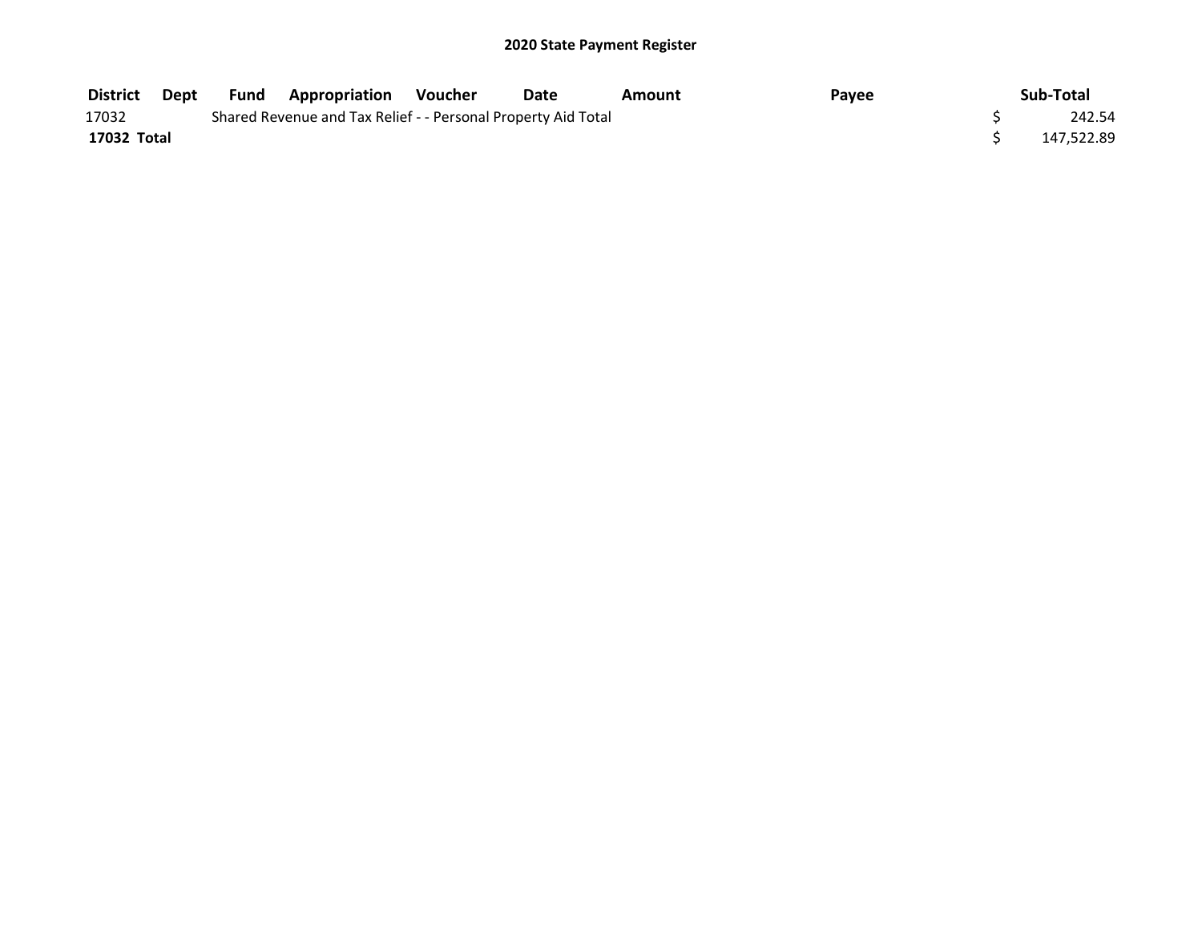# 2020 State Payment Register

| District | Dept | Fund | Appropriation | Voucher | Date | Amount | Payee | Sub-Total |
|---|---|---|---|---|---|---|---|---|
| 17032 | | Shared Revenue and Tax Relief - - Personal Property Aid Total | | | | | | $ 242.54 |
| **17032 Total** | | | | | | | | $ 147,522.89 |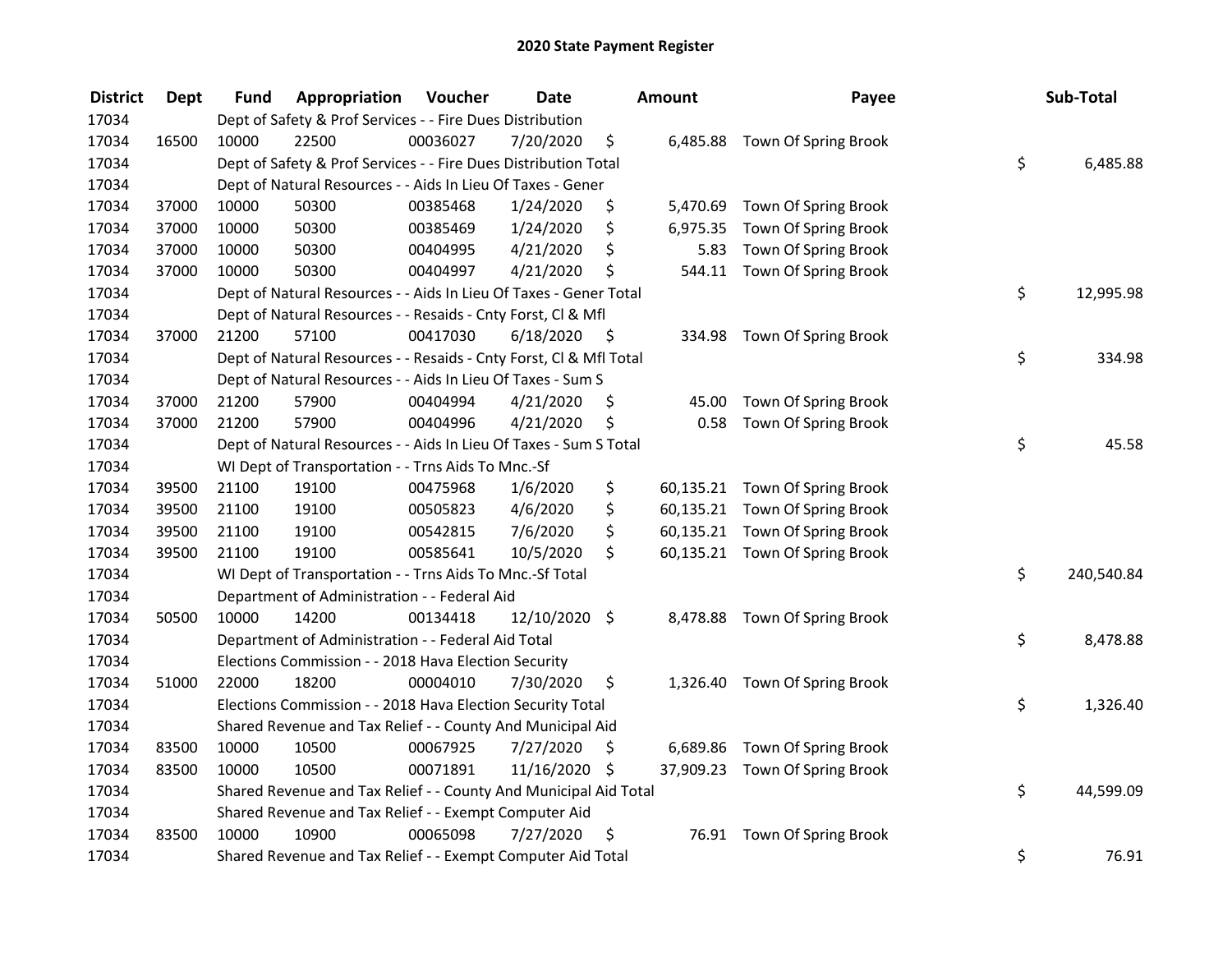# 2020 State Payment Register

| District | Dept | Fund | Appropriation | Voucher | Date | Amount | Payee | Sub-Total |
|---|---|---|---|---|---|---|---|---|
| 17034 | | Dept of Safety & Prof Services - - Fire Dues Distribution | | | | | | |
| 17034 | 16500 | 10000 | 22500 | 00036027 | 7/20/2020 | $ 6,485.88 | Town Of Spring Brook | |
| 17034 | | Dept of Safety & Prof Services - - Fire Dues Distribution Total | | | | | | $ 6,485.88 |
| 17034 | | Dept of Natural Resources - - Aids In Lieu Of Taxes - Gener | | | | | | |
| 17034 | 37000 | 10000 | 50300 | 00385468 | 1/24/2020 | $ 5,470.69 | Town Of Spring Brook | |
| 17034 | 37000 | 10000 | 50300 | 00385469 | 1/24/2020 | $ 6,975.35 | Town Of Spring Brook | |
| 17034 | 37000 | 10000 | 50300 | 00404995 | 4/21/2020 | $ 5.83 | Town Of Spring Brook | |
| 17034 | 37000 | 10000 | 50300 | 00404997 | 4/21/2020 | $ 544.11 | Town Of Spring Brook | |
| 17034 | | Dept of Natural Resources - - Aids In Lieu Of Taxes - Gener Total | | | | | | $ 12,995.98 |
| 17034 | | Dept of Natural Resources - - Resaids - Cnty Forst, Cl & Mfl | | | | | | |
| 17034 | 37000 | 21200 | 57100 | 00417030 | 6/18/2020 | $ 334.98 | Town Of Spring Brook | |
| 17034 | | Dept of Natural Resources - - Resaids - Cnty Forst, Cl & Mfl Total | | | | | | $ 334.98 |
| 17034 | | Dept of Natural Resources - - Aids In Lieu Of Taxes - Sum S | | | | | | |
| 17034 | 37000 | 21200 | 57900 | 00404994 | 4/21/2020 | $ 45.00 | Town Of Spring Brook | |
| 17034 | 37000 | 21200 | 57900 | 00404996 | 4/21/2020 | $ 0.58 | Town Of Spring Brook | |
| 17034 | | Dept of Natural Resources - - Aids In Lieu Of Taxes - Sum S Total | | | | | | $ 45.58 |
| 17034 | | WI Dept of Transportation - - Trns Aids To Mnc.-Sf | | | | | | |
| 17034 | 39500 | 21100 | 19100 | 00475968 | 1/6/2020 | $ 60,135.21 | Town Of Spring Brook | |
| 17034 | 39500 | 21100 | 19100 | 00505823 | 4/6/2020 | $ 60,135.21 | Town Of Spring Brook | |
| 17034 | 39500 | 21100 | 19100 | 00542815 | 7/6/2020 | $ 60,135.21 | Town Of Spring Brook | |
| 17034 | 39500 | 21100 | 19100 | 00585641 | 10/5/2020 | $ 60,135.21 | Town Of Spring Brook | |
| 17034 | | WI Dept of Transportation - - Trns Aids To Mnc.-Sf Total | | | | | | $ 240,540.84 |
| 17034 | | Department of Administration - - Federal Aid | | | | | | |
| 17034 | 50500 | 10000 | 14200 | 00134418 | 12/10/2020 | $ 8,478.88 | Town Of Spring Brook | |
| 17034 | | Department of Administration - - Federal Aid Total | | | | | | $ 8,478.88 |
| 17034 | | Elections Commission - - 2018 Hava Election Security | | | | | | |
| 17034 | 51000 | 22000 | 18200 | 00004010 | 7/30/2020 | $ 1,326.40 | Town Of Spring Brook | |
| 17034 | | Elections Commission - - 2018 Hava Election Security Total | | | | | | $ 1,326.40 |
| 17034 | | Shared Revenue and Tax Relief - - County And Municipal Aid | | | | | | |
| 17034 | 83500 | 10000 | 10500 | 00067925 | 7/27/2020 | $ 6,689.86 | Town Of Spring Brook | |
| 17034 | 83500 | 10000 | 10500 | 00071891 | 11/16/2020 | $ 37,909.23 | Town Of Spring Brook | |
| 17034 | | Shared Revenue and Tax Relief - - County And Municipal Aid Total | | | | | | $ 44,599.09 |
| 17034 | | Shared Revenue and Tax Relief - - Exempt Computer Aid | | | | | | |
| 17034 | 83500 | 10000 | 10900 | 00065098 | 7/27/2020 | $ 76.91 | Town Of Spring Brook | |
| 17034 | | Shared Revenue and Tax Relief - - Exempt Computer Aid Total | | | | | | $ 76.91 |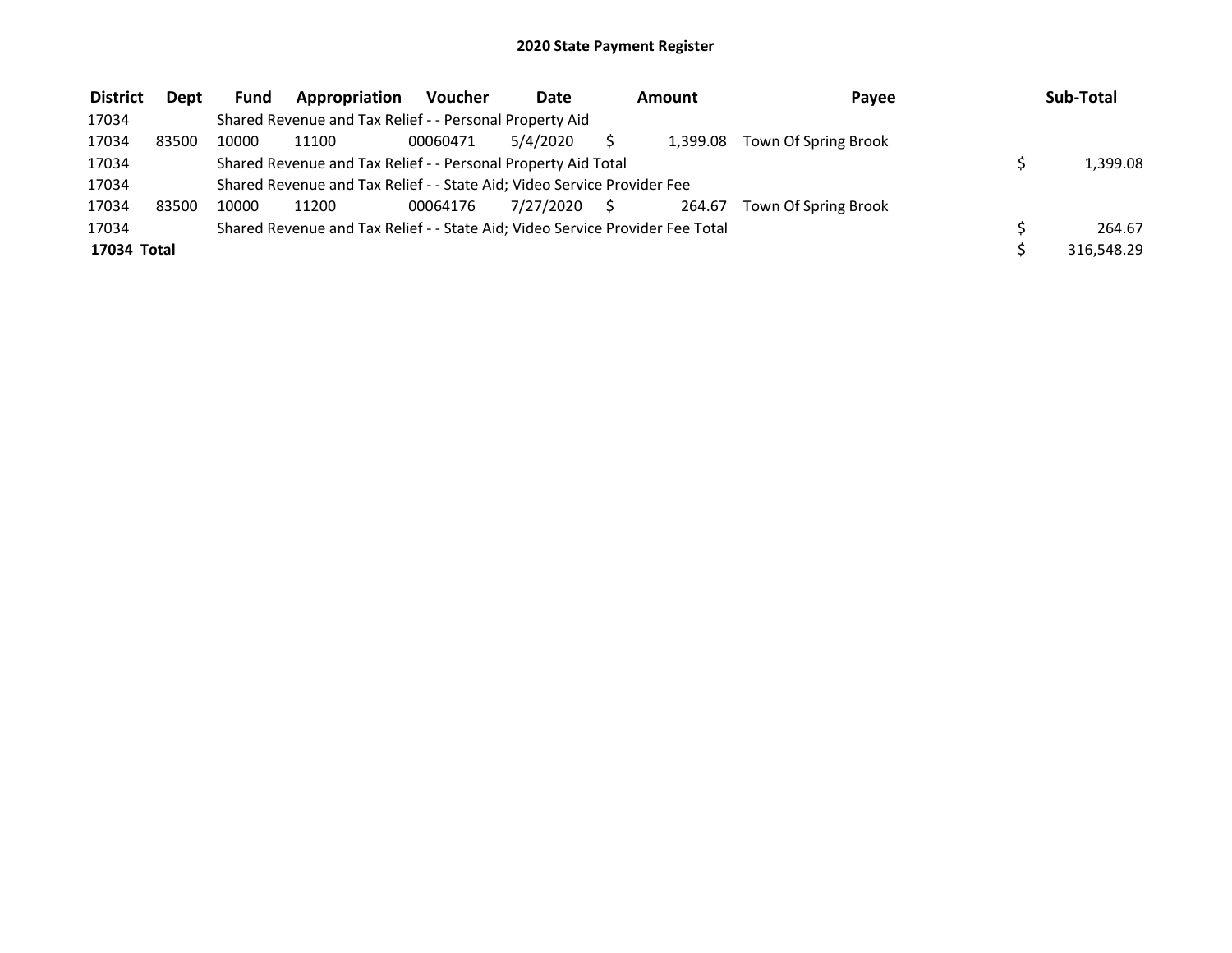# 2020 State Payment Register

| District | Dept | Fund | Appropriation | Voucher | Date | Amount | Payee | Sub-Total |
|---|---|---|---|---|---|---|---|---|
| 17034 | | Shared Revenue and Tax Relief - - Personal Property Aid | | | | | | |
| 17034 | 83500 | 10000 | 11100 | 00060471 | 5/4/2020 | $ 1,399.08 | Town Of Spring Brook | |
| 17034 | | Shared Revenue and Tax Relief - - Personal Property Aid Total | | | | | | $ 1,399.08 |
| 17034 | | Shared Revenue and Tax Relief - - State Aid; Video Service Provider Fee | | | | | | |
| 17034 | 83500 | 10000 | 11200 | 00064176 | 7/27/2020 | $ 264.67 | Town Of Spring Brook | |
| 17034 | | Shared Revenue and Tax Relief - - State Aid; Video Service Provider Fee Total | | | | | | $ 264.67 |
| **17034 Total** | | | | | | | | $ 316,548.29 |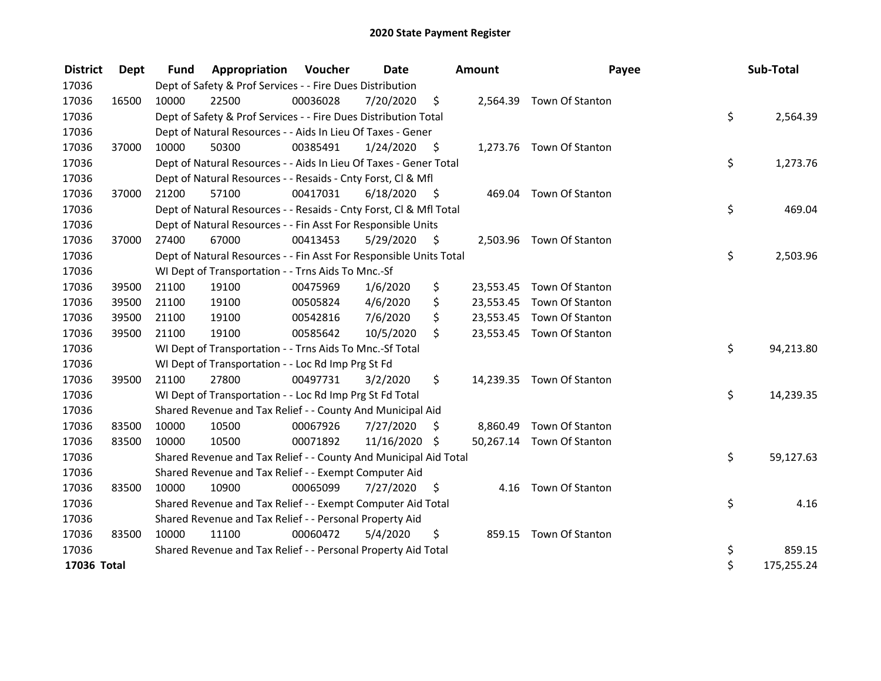# 2020 State Payment Register

| District | Dept | Fund | Appropriation | Voucher | Date | Amount | Payee | Sub-Total |
|---|---|---|---|---|---|---|---|---|
| 17036 | | Dept of Safety & Prof Services - - Fire Dues Distribution | | | | | | |
| 17036 | 16500 | 10000 | 22500 | 00036028 | 7/20/2020 | $ 2,564.39 | Town Of Stanton | |
| 17036 | | Dept of Safety & Prof Services - - Fire Dues Distribution Total | | | | | | $ 2,564.39 |
| 17036 | | Dept of Natural Resources - - Aids In Lieu Of Taxes - Gener | | | | | | |
| 17036 | 37000 | 10000 | 50300 | 00385491 | 1/24/2020 | $ 1,273.76 | Town Of Stanton | |
| 17036 | | Dept of Natural Resources - - Aids In Lieu Of Taxes - Gener Total | | | | | | $ 1,273.76 |
| 17036 | | Dept of Natural Resources - - Resaids - Cnty Forst, Cl & Mfl | | | | | | |
| 17036 | 37000 | 21200 | 57100 | 00417031 | 6/18/2020 | $ 469.04 | Town Of Stanton | |
| 17036 | | Dept of Natural Resources - - Resaids - Cnty Forst, Cl & Mfl Total | | | | | | $ 469.04 |
| 17036 | | Dept of Natural Resources - - Fin Asst For Responsible Units | | | | | | |
| 17036 | 37000 | 27400 | 67000 | 00413453 | 5/29/2020 | $ 2,503.96 | Town Of Stanton | |
| 17036 | | Dept of Natural Resources - - Fin Asst For Responsible Units Total | | | | | | $ 2,503.96 |
| 17036 | | WI Dept of Transportation - - Trns Aids To Mnc.-Sf | | | | | | |
| 17036 | 39500 | 21100 | 19100 | 00475969 | 1/6/2020 | $ 23,553.45 | Town Of Stanton | |
| 17036 | 39500 | 21100 | 19100 | 00505824 | 4/6/2020 | $ 23,553.45 | Town Of Stanton | |
| 17036 | 39500 | 21100 | 19100 | 00542816 | 7/6/2020 | $ 23,553.45 | Town Of Stanton | |
| 17036 | 39500 | 21100 | 19100 | 00585642 | 10/5/2020 | $ 23,553.45 | Town Of Stanton | |
| 17036 | | WI Dept of Transportation - - Trns Aids To Mnc.-Sf Total | | | | | | $ 94,213.80 |
| 17036 | | WI Dept of Transportation - - Loc Rd Imp Prg St Fd | | | | | | |
| 17036 | 39500 | 21100 | 27800 | 00497731 | 3/2/2020 | $ 14,239.35 | Town Of Stanton | |
| 17036 | | WI Dept of Transportation - - Loc Rd Imp Prg St Fd Total | | | | | | $ 14,239.35 |
| 17036 | | Shared Revenue and Tax Relief - - County And Municipal Aid | | | | | | |
| 17036 | 83500 | 10000 | 10500 | 00067926 | 7/27/2020 | $ 8,860.49 | Town Of Stanton | |
| 17036 | 83500 | 10000 | 10500 | 00071892 | 11/16/2020 | $ 50,267.14 | Town Of Stanton | |
| 17036 | | Shared Revenue and Tax Relief - - County And Municipal Aid Total | | | | | | $ 59,127.63 |
| 17036 | | Shared Revenue and Tax Relief - - Exempt Computer Aid | | | | | | |
| 17036 | 83500 | 10000 | 10900 | 00065099 | 7/27/2020 | $ 4.16 | Town Of Stanton | |
| 17036 | | Shared Revenue and Tax Relief - - Exempt Computer Aid Total | | | | | | $ 4.16 |
| 17036 | | Shared Revenue and Tax Relief - - Personal Property Aid | | | | | | |
| 17036 | 83500 | 10000 | 11100 | 00060472 | 5/4/2020 | $ 859.15 | Town Of Stanton | |
| 17036 | | Shared Revenue and Tax Relief - - Personal Property Aid Total | | | | | | $ 859.15 |
| **17036 Total** | | | | | | | | $ 175,255.24 |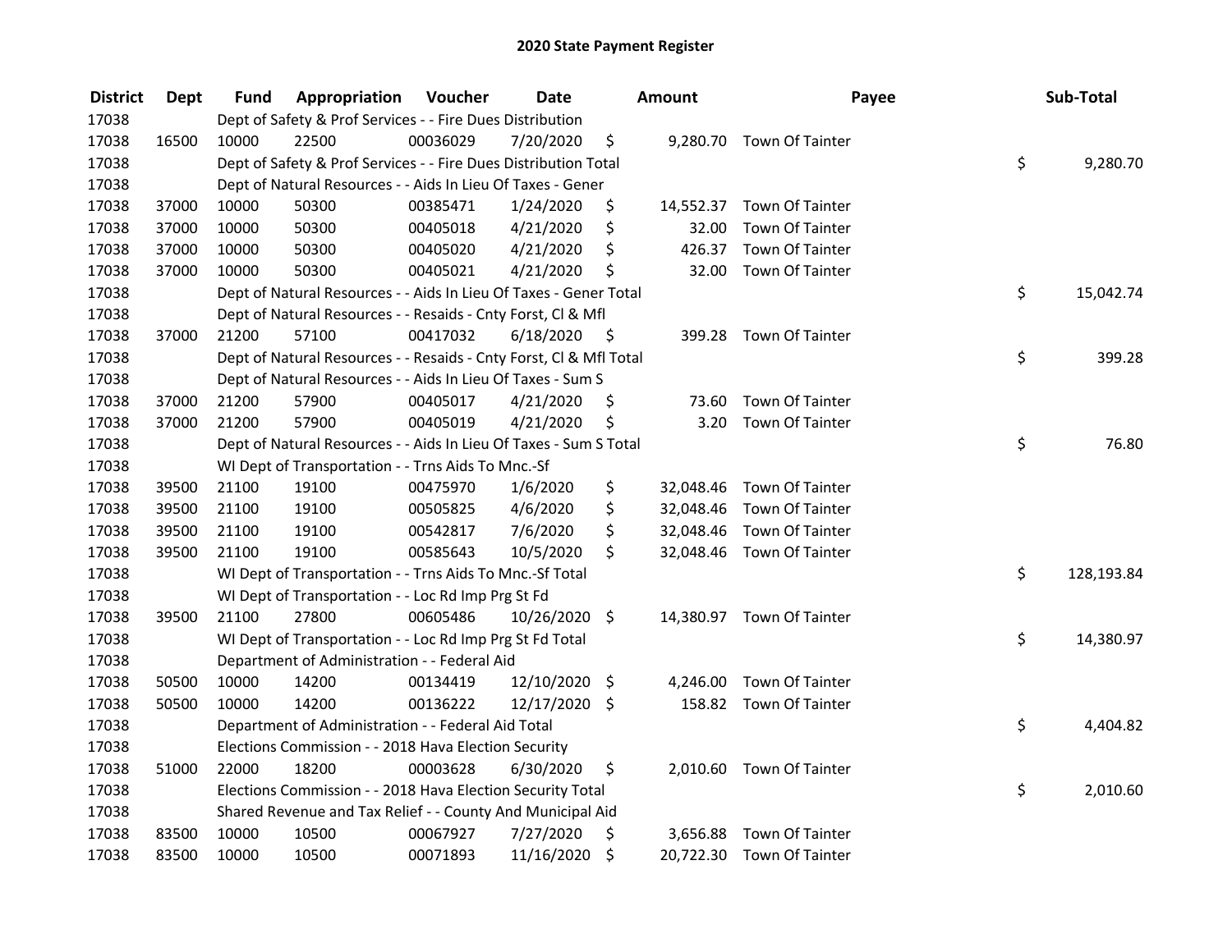# 2020 State Payment Register

| District | Dept | Fund | Appropriation | Voucher | Date | Amount | Payee | Sub-Total |
|---|---|---|---|---|---|---|---|---|
| 17038 | | Dept of Safety & Prof Services - - Fire Dues Distribution | | | | | | |
| 17038 | 16500 | 10000 | 22500 | 00036029 | 7/20/2020 | $ 9,280.70 | Town Of Tainter | |
| 17038 | | Dept of Safety & Prof Services - - Fire Dues Distribution Total | | | | | | $ 9,280.70 |
| 17038 | | Dept of Natural Resources - - Aids In Lieu Of Taxes - Gener | | | | | | |
| 17038 | 37000 | 10000 | 50300 | 00385471 | 1/24/2020 | $ 14,552.37 | Town Of Tainter | |
| 17038 | 37000 | 10000 | 50300 | 00405018 | 4/21/2020 | $ 32.00 | Town Of Tainter | |
| 17038 | 37000 | 10000 | 50300 | 00405020 | 4/21/2020 | $ 426.37 | Town Of Tainter | |
| 17038 | 37000 | 10000 | 50300 | 00405021 | 4/21/2020 | $ 32.00 | Town Of Tainter | |
| 17038 | | Dept of Natural Resources - - Aids In Lieu Of Taxes - Gener Total | | | | | | $ 15,042.74 |
| 17038 | | Dept of Natural Resources - - Resaids - Cnty Forst, Cl & Mfl | | | | | | |
| 17038 | 37000 | 21200 | 57100 | 00417032 | 6/18/2020 | $ 399.28 | Town Of Tainter | |
| 17038 | | Dept of Natural Resources - - Resaids - Cnty Forst, Cl & Mfl Total | | | | | | $ 399.28 |
| 17038 | | Dept of Natural Resources - - Aids In Lieu Of Taxes - Sum S | | | | | | |
| 17038 | 37000 | 21200 | 57900 | 00405017 | 4/21/2020 | $ 73.60 | Town Of Tainter | |
| 17038 | 37000 | 21200 | 57900 | 00405019 | 4/21/2020 | $ 3.20 | Town Of Tainter | |
| 17038 | | Dept of Natural Resources - - Aids In Lieu Of Taxes - Sum S Total | | | | | | $ 76.80 |
| 17038 | | WI Dept of Transportation - - Trns Aids To Mnc.-Sf | | | | | | |
| 17038 | 39500 | 21100 | 19100 | 00475970 | 1/6/2020 | $ 32,048.46 | Town Of Tainter | |
| 17038 | 39500 | 21100 | 19100 | 00505825 | 4/6/2020 | $ 32,048.46 | Town Of Tainter | |
| 17038 | 39500 | 21100 | 19100 | 00542817 | 7/6/2020 | $ 32,048.46 | Town Of Tainter | |
| 17038 | 39500 | 21100 | 19100 | 00585643 | 10/5/2020 | $ 32,048.46 | Town Of Tainter | |
| 17038 | | WI Dept of Transportation - - Trns Aids To Mnc.-Sf Total | | | | | | $ 128,193.84 |
| 17038 | | WI Dept of Transportation - - Loc Rd Imp Prg St Fd | | | | | | |
| 17038 | 39500 | 21100 | 27800 | 00605486 | 10/26/2020 | $ 14,380.97 | Town Of Tainter | |
| 17038 | | WI Dept of Transportation - - Loc Rd Imp Prg St Fd Total | | | | | | $ 14,380.97 |
| 17038 | | Department of Administration - - Federal Aid | | | | | | |
| 17038 | 50500 | 10000 | 14200 | 00134419 | 12/10/2020 | $ 4,246.00 | Town Of Tainter | |
| 17038 | 50500 | 10000 | 14200 | 00136222 | 12/17/2020 | $ 158.82 | Town Of Tainter | |
| 17038 | | Department of Administration - - Federal Aid Total | | | | | | $ 4,404.82 |
| 17038 | | Elections Commission - - 2018 Hava Election Security | | | | | | |
| 17038 | 51000 | 22000 | 18200 | 00003628 | 6/30/2020 | $ 2,010.60 | Town Of Tainter | |
| 17038 | | Elections Commission - - 2018 Hava Election Security Total | | | | | | $ 2,010.60 |
| 17038 | | Shared Revenue and Tax Relief - - County And Municipal Aid | | | | | | |
| 17038 | 83500 | 10000 | 10500 | 00067927 | 7/27/2020 | $ 3,656.88 | Town Of Tainter | |
| 17038 | 83500 | 10000 | 10500 | 00071893 | 11/16/2020 | $ 20,722.30 | Town Of Tainter | |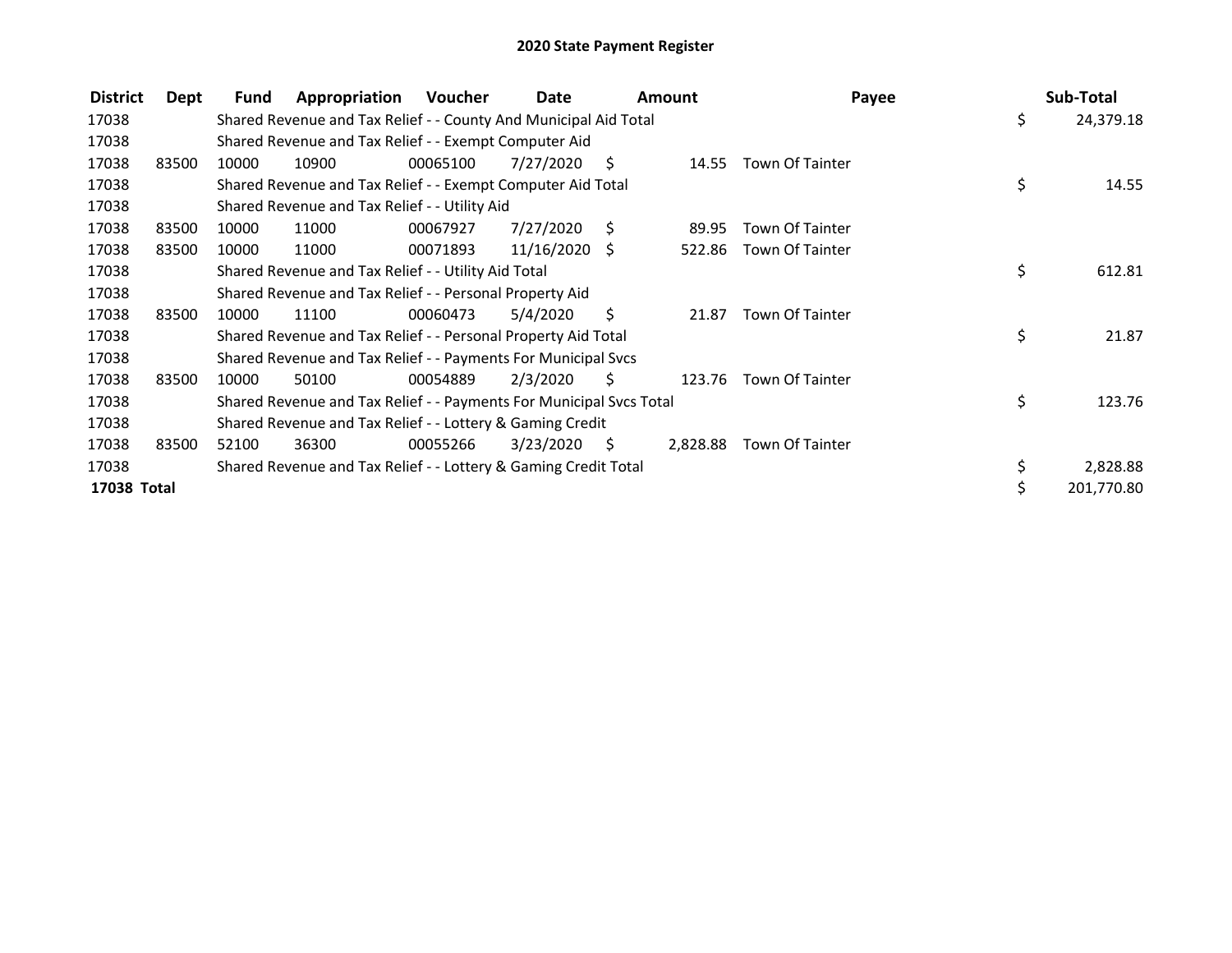# 2020 State Payment Register

| District | Dept | Fund | Appropriation | Voucher | Date | Amount | Payee | Sub-Total |
|---|---|---|---|---|---|---|---|---|
| 17038 | | Shared Revenue and Tax Relief - - County And Municipal Aid Total | | | | | | $ 24,379.18 |
| 17038 | | Shared Revenue and Tax Relief - - Exempt Computer Aid | | | | | | |
| 17038 | 83500 | 10000 | 10900 | 00065100 | 7/27/2020 | $ 14.55 | Town Of Tainter | |
| 17038 | | Shared Revenue and Tax Relief - - Exempt Computer Aid Total | | | | | | $ 14.55 |
| 17038 | | Shared Revenue and Tax Relief - - Utility Aid | | | | | | |
| 17038 | 83500 | 10000 | 11000 | 00067927 | 7/27/2020 | $ 89.95 | Town Of Tainter | |
| 17038 | 83500 | 10000 | 11000 | 00071893 | 11/16/2020 | $ 522.86 | Town Of Tainter | |
| 17038 | | Shared Revenue and Tax Relief - - Utility Aid Total | | | | | | $ 612.81 |
| 17038 | | Shared Revenue and Tax Relief - - Personal Property Aid | | | | | | |
| 17038 | 83500 | 10000 | 11100 | 00060473 | 5/4/2020 | $ 21.87 | Town Of Tainter | |
| 17038 | | Shared Revenue and Tax Relief - - Personal Property Aid Total | | | | | | $ 21.87 |
| 17038 | | Shared Revenue and Tax Relief - - Payments For Municipal Svcs | | | | | | |
| 17038 | 83500 | 10000 | 50100 | 00054889 | 2/3/2020 | $ 123.76 | Town Of Tainter | |
| 17038 | | Shared Revenue and Tax Relief - - Payments For Municipal Svcs Total | | | | | | $ 123.76 |
| 17038 | | Shared Revenue and Tax Relief - - Lottery & Gaming Credit | | | | | | |
| 17038 | 83500 | 52100 | 36300 | 00055266 | 3/23/2020 | $ 2,828.88 | Town Of Tainter | |
| 17038 | | Shared Revenue and Tax Relief - - Lottery & Gaming Credit Total | | | | | | $ 2,828.88 |
| **17038 Total** | | | | | | | | $ 201,770.80 |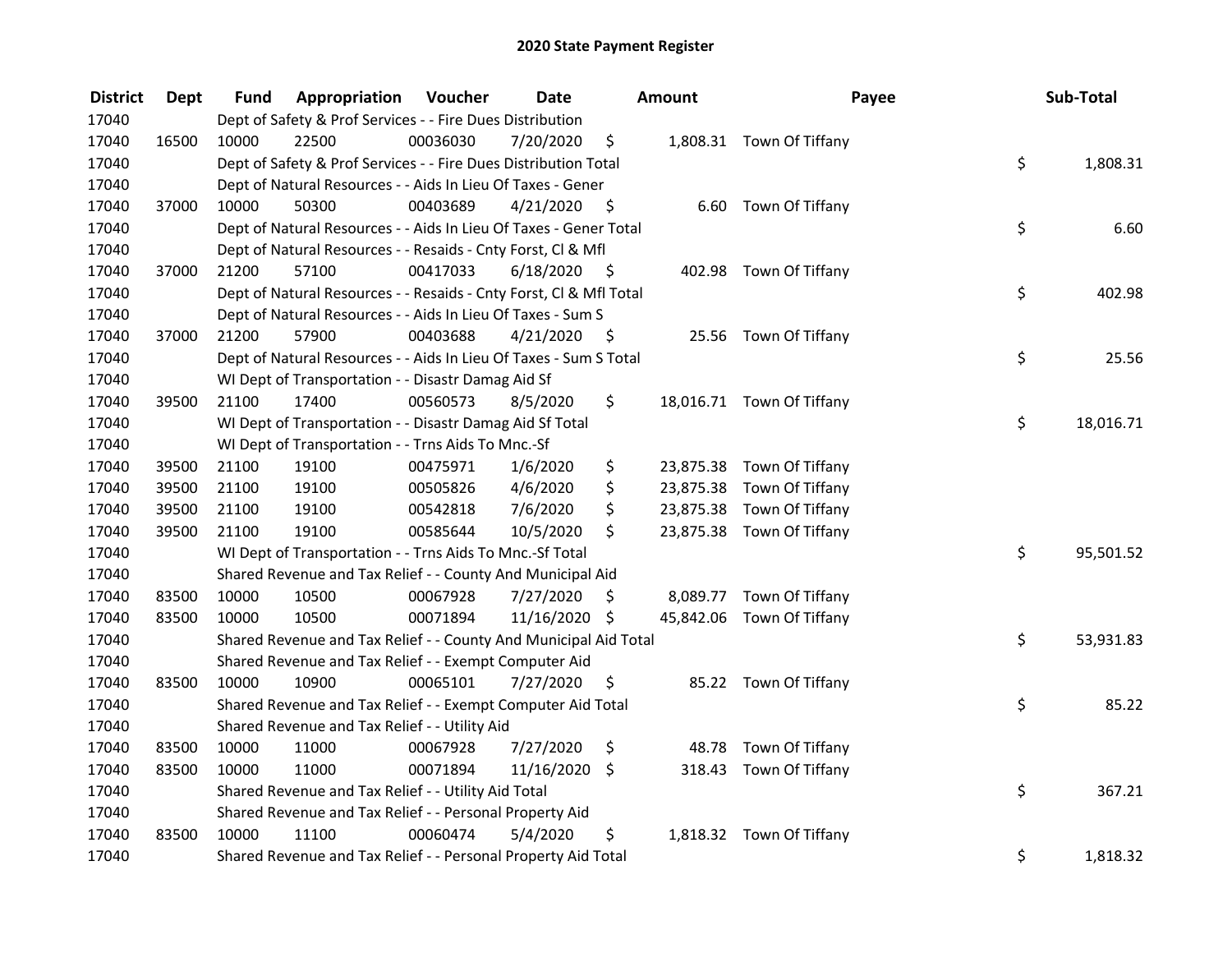# 2020 State Payment Register

| District | Dept | Fund | Appropriation | Voucher | Date | Amount | Payee | Sub-Total |
|---|---|---|---|---|---|---|---|---|
| 17040 | | Dept of Safety & Prof Services - - Fire Dues Distribution | | | | | | |
| 17040 | 16500 | 10000 | 22500 | 00036030 | 7/20/2020 | $ 1,808.31 | Town Of Tiffany | |
| 17040 | | Dept of Safety & Prof Services - - Fire Dues Distribution Total | | | | | | $ 1,808.31 |
| 17040 | | Dept of Natural Resources - - Aids In Lieu Of Taxes - Gener | | | | | | |
| 17040 | 37000 | 10000 | 50300 | 00403689 | 4/21/2020 | $ 6.60 | Town Of Tiffany | |
| 17040 | | Dept of Natural Resources - - Aids In Lieu Of Taxes - Gener Total | | | | | | $ 6.60 |
| 17040 | | Dept of Natural Resources - - Resaids - Cnty Forst, Cl & Mfl | | | | | | |
| 17040 | 37000 | 21200 | 57100 | 00417033 | 6/18/2020 | $ 402.98 | Town Of Tiffany | |
| 17040 | | Dept of Natural Resources - - Resaids - Cnty Forst, Cl & Mfl Total | | | | | | $ 402.98 |
| 17040 | | Dept of Natural Resources - - Aids In Lieu Of Taxes - Sum S | | | | | | |
| 17040 | 37000 | 21200 | 57900 | 00403688 | 4/21/2020 | $ 25.56 | Town Of Tiffany | |
| 17040 | | Dept of Natural Resources - - Aids In Lieu Of Taxes - Sum S Total | | | | | | $ 25.56 |
| 17040 | | WI Dept of Transportation - - Disastr Damag Aid Sf | | | | | | |
| 17040 | 39500 | 21100 | 17400 | 00560573 | 8/5/2020 | $ 18,016.71 | Town Of Tiffany | |
| 17040 | | WI Dept of Transportation - - Disastr Damag Aid Sf Total | | | | | | $ 18,016.71 |
| 17040 | | WI Dept of Transportation - - Trns Aids To Mnc.-Sf | | | | | | |
| 17040 | 39500 | 21100 | 19100 | 00475971 | 1/6/2020 | $ 23,875.38 | Town Of Tiffany | |
| 17040 | 39500 | 21100 | 19100 | 00505826 | 4/6/2020 | $ 23,875.38 | Town Of Tiffany | |
| 17040 | 39500 | 21100 | 19100 | 00542818 | 7/6/2020 | $ 23,875.38 | Town Of Tiffany | |
| 17040 | 39500 | 21100 | 19100 | 00585644 | 10/5/2020 | $ 23,875.38 | Town Of Tiffany | |
| 17040 | | WI Dept of Transportation - - Trns Aids To Mnc.-Sf Total | | | | | | $ 95,501.52 |
| 17040 | | Shared Revenue and Tax Relief - - County And Municipal Aid | | | | | | |
| 17040 | 83500 | 10000 | 10500 | 00067928 | 7/27/2020 | $ 8,089.77 | Town Of Tiffany | |
| 17040 | 83500 | 10000 | 10500 | 00071894 | 11/16/2020 | $ 45,842.06 | Town Of Tiffany | |
| 17040 | | Shared Revenue and Tax Relief - - County And Municipal Aid Total | | | | | | $ 53,931.83 |
| 17040 | | Shared Revenue and Tax Relief - - Exempt Computer Aid | | | | | | |
| 17040 | 83500 | 10000 | 10900 | 00065101 | 7/27/2020 | $ 85.22 | Town Of Tiffany | |
| 17040 | | Shared Revenue and Tax Relief - - Exempt Computer Aid Total | | | | | | $ 85.22 |
| 17040 | | Shared Revenue and Tax Relief - - Utility Aid | | | | | | |
| 17040 | 83500 | 10000 | 11000 | 00067928 | 7/27/2020 | $ 48.78 | Town Of Tiffany | |
| 17040 | 83500 | 10000 | 11000 | 00071894 | 11/16/2020 | $ 318.43 | Town Of Tiffany | |
| 17040 | | Shared Revenue and Tax Relief - - Utility Aid Total | | | | | | $ 367.21 |
| 17040 | | Shared Revenue and Tax Relief - - Personal Property Aid | | | | | | |
| 17040 | 83500 | 10000 | 11100 | 00060474 | 5/4/2020 | $ 1,818.32 | Town Of Tiffany | |
| 17040 | | Shared Revenue and Tax Relief - - Personal Property Aid Total | | | | | | $ 1,818.32 |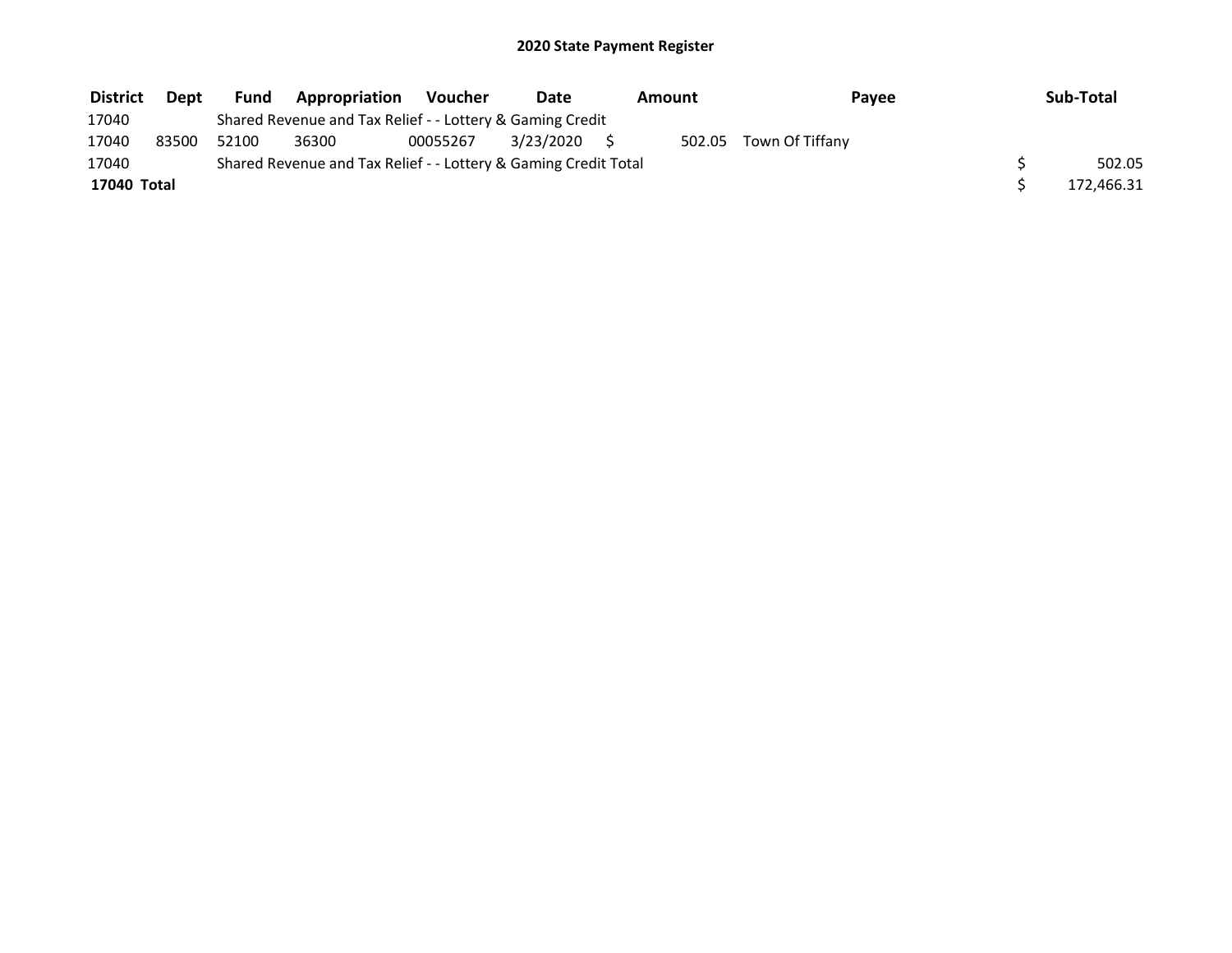# 2020 State Payment Register

| District | Dept | Fund | Appropriation | Voucher | Date | Amount | Payee | Sub-Total |
|---|---|---|---|---|---|---|---|---|
| 17040 | | Shared Revenue and Tax Relief - - Lottery & Gaming Credit | | | | | | |
| 17040 | 83500 | 52100 | 36300 | 00055267 | 3/23/2020 | $ 502.05 | Town Of Tiffany | |
| 17040 | | Shared Revenue and Tax Relief - - Lottery & Gaming Credit Total | | | | | | $ 502.05 |
| **17040 Total** | | | | | | | | $ 172,466.31 |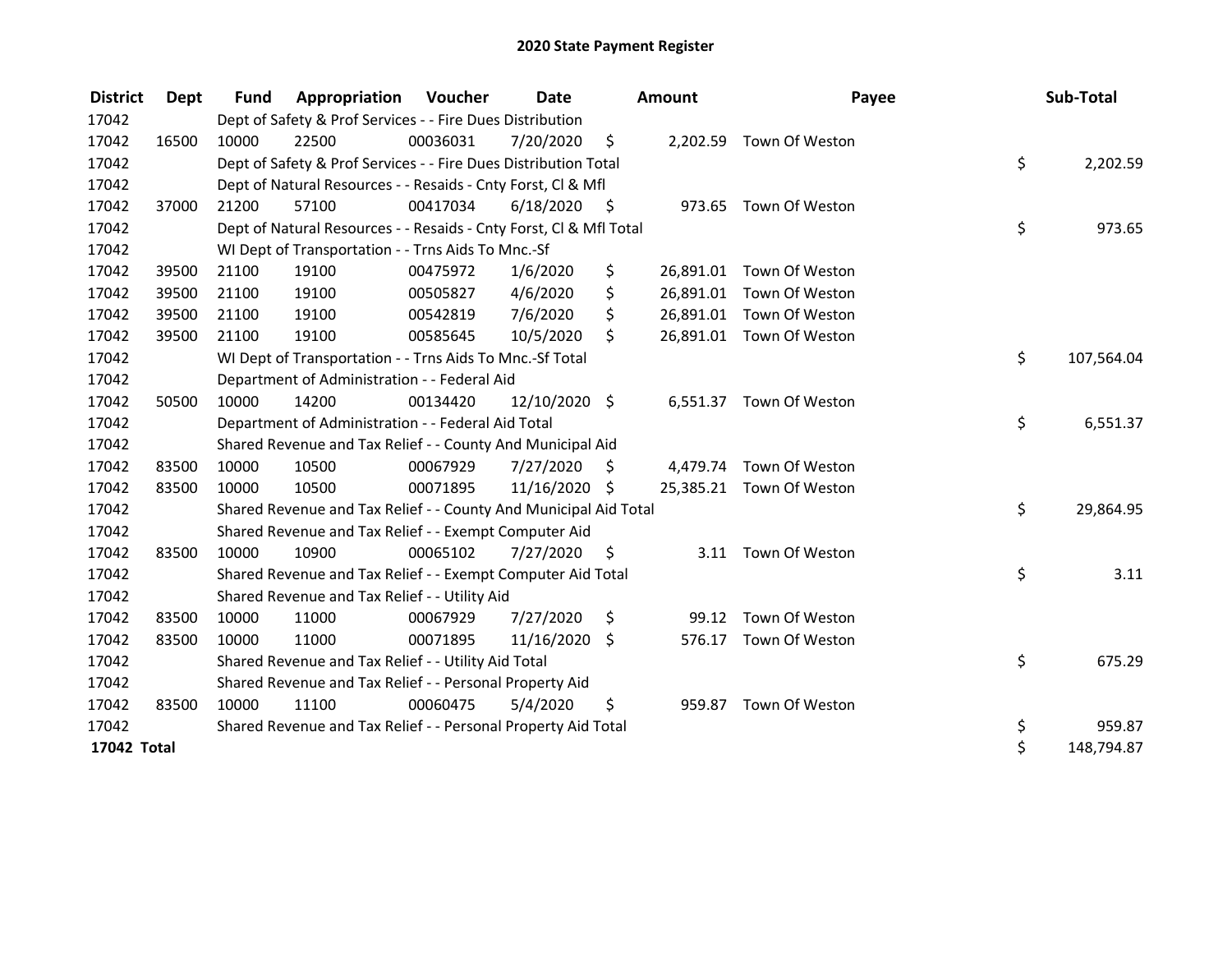# 2020 State Payment Register

| District | Dept | Fund | Appropriation | Voucher | Date | Amount | Payee | Sub-Total |
|---|---|---|---|---|---|---|---|---|
| 17042 | | Dept of Safety & Prof Services - - Fire Dues Distribution | | | | | | |
| 17042 | 16500 | 10000 | 22500 | 00036031 | 7/20/2020 | $ 2,202.59 | Town Of Weston | |
| 17042 | | Dept of Safety & Prof Services - - Fire Dues Distribution Total | | | | | | $ 2,202.59 |
| 17042 | | Dept of Natural Resources - - Resaids - Cnty Forst, Cl & Mfl | | | | | | |
| 17042 | 37000 | 21200 | 57100 | 00417034 | 6/18/2020 | $ 973.65 | Town Of Weston | |
| 17042 | | Dept of Natural Resources - - Resaids - Cnty Forst, Cl & Mfl Total | | | | | | $ 973.65 |
| 17042 | | WI Dept of Transportation - - Trns Aids To Mnc.-Sf | | | | | | |
| 17042 | 39500 | 21100 | 19100 | 00475972 | 1/6/2020 | $ 26,891.01 | Town Of Weston | |
| 17042 | 39500 | 21100 | 19100 | 00505827 | 4/6/2020 | $ 26,891.01 | Town Of Weston | |
| 17042 | 39500 | 21100 | 19100 | 00542819 | 7/6/2020 | $ 26,891.01 | Town Of Weston | |
| 17042 | 39500 | 21100 | 19100 | 00585645 | 10/5/2020 | $ 26,891.01 | Town Of Weston | |
| 17042 | | WI Dept of Transportation - - Trns Aids To Mnc.-Sf Total | | | | | | $ 107,564.04 |
| 17042 | | Department of Administration - - Federal Aid | | | | | | |
| 17042 | 50500 | 10000 | 14200 | 00134420 | 12/10/2020 | $ 6,551.37 | Town Of Weston | |
| 17042 | | Department of Administration - - Federal Aid Total | | | | | | $ 6,551.37 |
| 17042 | | Shared Revenue and Tax Relief - - County And Municipal Aid | | | | | | |
| 17042 | 83500 | 10000 | 10500 | 00067929 | 7/27/2020 | $ 4,479.74 | Town Of Weston | |
| 17042 | 83500 | 10000 | 10500 | 00071895 | 11/16/2020 | $ 25,385.21 | Town Of Weston | |
| 17042 | | Shared Revenue and Tax Relief - - County And Municipal Aid Total | | | | | | $ 29,864.95 |
| 17042 | | Shared Revenue and Tax Relief - - Exempt Computer Aid | | | | | | |
| 17042 | 83500 | 10000 | 10900 | 00065102 | 7/27/2020 | $ 3.11 | Town Of Weston | |
| 17042 | | Shared Revenue and Tax Relief - - Exempt Computer Aid Total | | | | | | $ 3.11 |
| 17042 | | Shared Revenue and Tax Relief - - Utility Aid | | | | | | |
| 17042 | 83500 | 10000 | 11000 | 00067929 | 7/27/2020 | $ 99.12 | Town Of Weston | |
| 17042 | 83500 | 10000 | 11000 | 00071895 | 11/16/2020 | $ 576.17 | Town Of Weston | |
| 17042 | | Shared Revenue and Tax Relief - - Utility Aid Total | | | | | | $ 675.29 |
| 17042 | | Shared Revenue and Tax Relief - - Personal Property Aid | | | | | | |
| 17042 | 83500 | 10000 | 11100 | 00060475 | 5/4/2020 | $ 959.87 | Town Of Weston | |
| 17042 | | Shared Revenue and Tax Relief - - Personal Property Aid Total | | | | | | $ 959.87 |
| **17042 Total** | | | | | | | | $ 148,794.87 |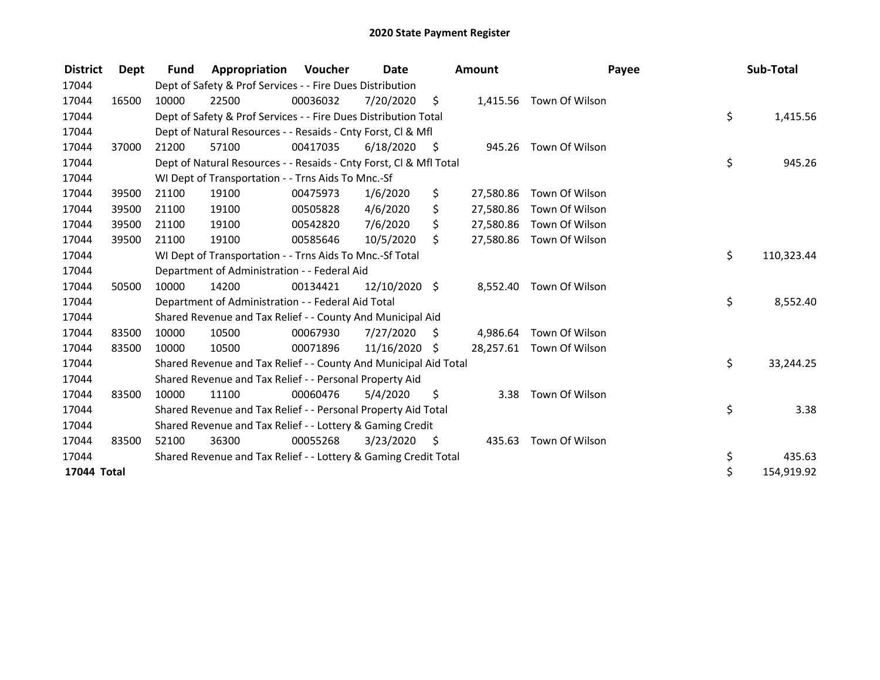# 2020 State Payment Register

| District | Dept | Fund | Appropriation | Voucher | Date | Amount | Payee | Sub-Total |
|---|---|---|---|---|---|---|---|---|
| 17044 | | Dept of Safety & Prof Services - - Fire Dues Distribution | | | | | | |
| 17044 | 16500 | 10000 | 22500 | 00036032 | 7/20/2020 | $ 1,415.56 | Town Of Wilson | |
| 17044 | | Dept of Safety & Prof Services - - Fire Dues Distribution Total | | | | | | $ 1,415.56 |
| 17044 | | Dept of Natural Resources - - Resaids - Cnty Forst, Cl & Mfl | | | | | | |
| 17044 | 37000 | 21200 | 57100 | 00417035 | 6/18/2020 | $ 945.26 | Town Of Wilson | |
| 17044 | | Dept of Natural Resources - - Resaids - Cnty Forst, Cl & Mfl Total | | | | | | $ 945.26 |
| 17044 | | WI Dept of Transportation - - Trns Aids To Mnc.-Sf | | | | | | |
| 17044 | 39500 | 21100 | 19100 | 00475973 | 1/6/2020 | $ 27,580.86 | Town Of Wilson | |
| 17044 | 39500 | 21100 | 19100 | 00505828 | 4/6/2020 | $ 27,580.86 | Town Of Wilson | |
| 17044 | 39500 | 21100 | 19100 | 00542820 | 7/6/2020 | $ 27,580.86 | Town Of Wilson | |
| 17044 | 39500 | 21100 | 19100 | 00585646 | 10/5/2020 | $ 27,580.86 | Town Of Wilson | |
| 17044 | | WI Dept of Transportation - - Trns Aids To Mnc.-Sf Total | | | | | | $ 110,323.44 |
| 17044 | | Department of Administration - - Federal Aid | | | | | | |
| 17044 | 50500 | 10000 | 14200 | 00134421 | 12/10/2020 | $ 8,552.40 | Town Of Wilson | |
| 17044 | | Department of Administration - - Federal Aid Total | | | | | | $ 8,552.40 |
| 17044 | | Shared Revenue and Tax Relief - - County And Municipal Aid | | | | | | |
| 17044 | 83500 | 10000 | 10500 | 00067930 | 7/27/2020 | $ 4,986.64 | Town Of Wilson | |
| 17044 | 83500 | 10000 | 10500 | 00071896 | 11/16/2020 | $ 28,257.61 | Town Of Wilson | |
| 17044 | | Shared Revenue and Tax Relief - - County And Municipal Aid Total | | | | | | $ 33,244.25 |
| 17044 | | Shared Revenue and Tax Relief - - Personal Property Aid | | | | | | |
| 17044 | 83500 | 10000 | 11100 | 00060476 | 5/4/2020 | $ 3.38 | Town Of Wilson | |
| 17044 | | Shared Revenue and Tax Relief - - Personal Property Aid Total | | | | | | $ 3.38 |
| 17044 | | Shared Revenue and Tax Relief - - Lottery & Gaming Credit | | | | | | |
| 17044 | 83500 | 52100 | 36300 | 00055268 | 3/23/2020 | $ 435.63 | Town Of Wilson | |
| 17044 | | Shared Revenue and Tax Relief - - Lottery & Gaming Credit Total | | | | | | $ 435.63 |
| **17044 Total** | | | | | | | | $ 154,919.92 |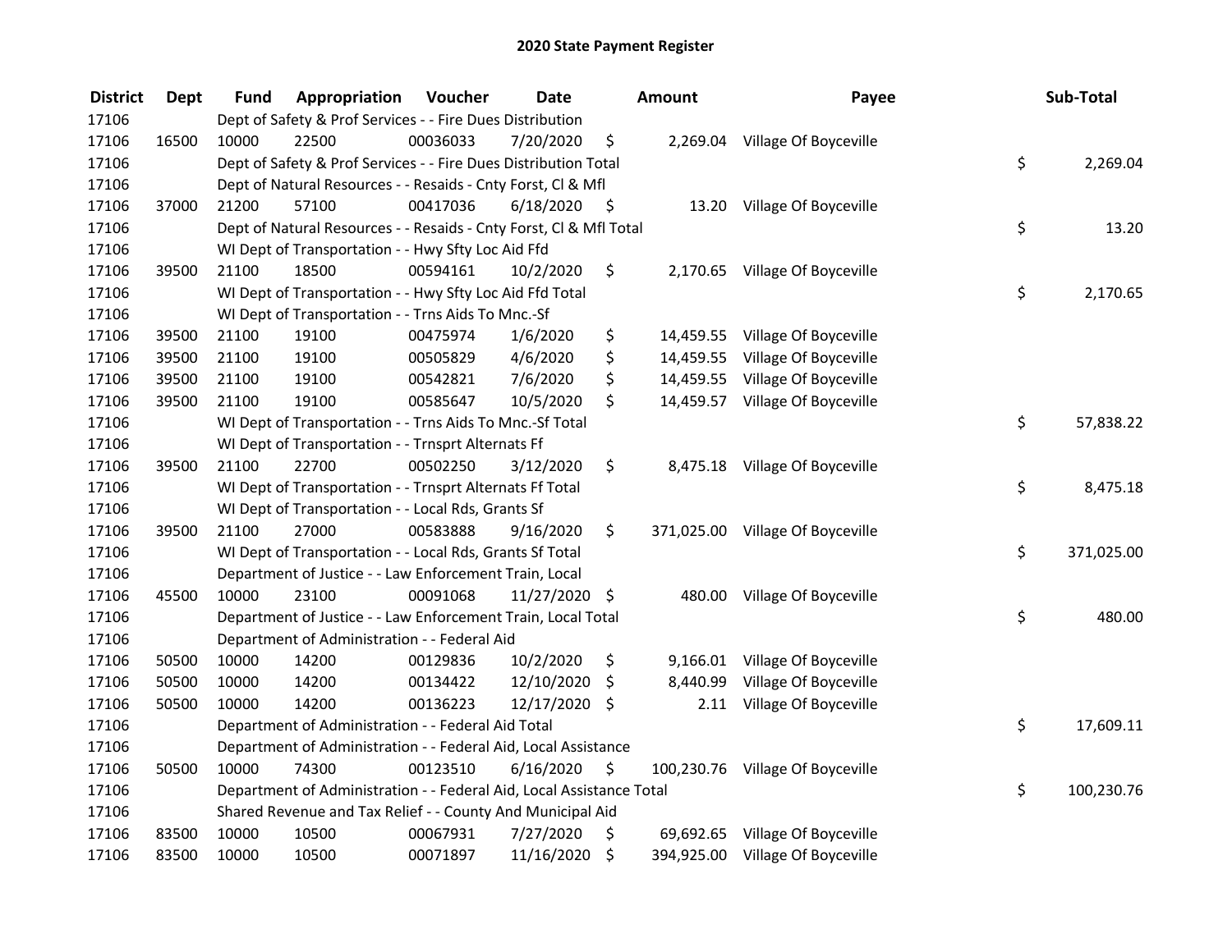# 2020 State Payment Register

| District | Dept | Fund | Appropriation | Voucher | Date | Amount | Payee | Sub-Total |
|---|---|---|---|---|---|---|---|---|
| 17106 | | | Dept of Safety & Prof Services - - Fire Dues Distribution | | | | | |
| 17106 | 16500 | 10000 | 22500 | 00036033 | 7/20/2020 | $ 2,269.04 | Village Of Boyceville | |
| 17106 | | | Dept of Safety & Prof Services - - Fire Dues Distribution Total | | | | | $ 2,269.04 |
| 17106 | | | Dept of Natural Resources - - Resaids - Cnty Forst, Cl & Mfl | | | | | |
| 17106 | 37000 | 21200 | 57100 | 00417036 | 6/18/2020 | $ 13.20 | Village Of Boyceville | |
| 17106 | | | Dept of Natural Resources - - Resaids - Cnty Forst, Cl & Mfl Total | | | | | $ 13.20 |
| 17106 | | | WI Dept of Transportation - - Hwy Sfty Loc Aid Ffd | | | | | |
| 17106 | 39500 | 21100 | 18500 | 00594161 | 10/2/2020 | $ 2,170.65 | Village Of Boyceville | |
| 17106 | | | WI Dept of Transportation - - Hwy Sfty Loc Aid Ffd Total | | | | | $ 2,170.65 |
| 17106 | | | WI Dept of Transportation - - Trns Aids To Mnc.-Sf | | | | | |
| 17106 | 39500 | 21100 | 19100 | 00475974 | 1/6/2020 | $ 14,459.55 | Village Of Boyceville | |
| 17106 | 39500 | 21100 | 19100 | 00505829 | 4/6/2020 | $ 14,459.55 | Village Of Boyceville | |
| 17106 | 39500 | 21100 | 19100 | 00542821 | 7/6/2020 | $ 14,459.55 | Village Of Boyceville | |
| 17106 | 39500 | 21100 | 19100 | 00585647 | 10/5/2020 | $ 14,459.57 | Village Of Boyceville | |
| 17106 | | | WI Dept of Transportation - - Trns Aids To Mnc.-Sf Total | | | | | $ 57,838.22 |
| 17106 | | | WI Dept of Transportation - - Trnsprt Alternats Ff | | | | | |
| 17106 | 39500 | 21100 | 22700 | 00502250 | 3/12/2020 | $ 8,475.18 | Village Of Boyceville | |
| 17106 | | | WI Dept of Transportation - - Trnsprt Alternats Ff Total | | | | | $ 8,475.18 |
| 17106 | | | WI Dept of Transportation - - Local Rds, Grants Sf | | | | | |
| 17106 | 39500 | 21100 | 27000 | 00583888 | 9/16/2020 | $ 371,025.00 | Village Of Boyceville | |
| 17106 | | | WI Dept of Transportation - - Local Rds, Grants Sf Total | | | | | $ 371,025.00 |
| 17106 | | | Department of Justice - - Law Enforcement Train, Local | | | | | |
| 17106 | 45500 | 10000 | 23100 | 00091068 | 11/27/2020 | $ 480.00 | Village Of Boyceville | |
| 17106 | | | Department of Justice - - Law Enforcement Train, Local Total | | | | | $ 480.00 |
| 17106 | | | Department of Administration - - Federal Aid | | | | | |
| 17106 | 50500 | 10000 | 14200 | 00129836 | 10/2/2020 | $ 9,166.01 | Village Of Boyceville | |
| 17106 | 50500 | 10000 | 14200 | 00134422 | 12/10/2020 | $ 8,440.99 | Village Of Boyceville | |
| 17106 | 50500 | 10000 | 14200 | 00136223 | 12/17/2020 | $ 2.11 | Village Of Boyceville | |
| 17106 | | | Department of Administration - - Federal Aid Total | | | | | $ 17,609.11 |
| 17106 | | | Department of Administration - - Federal Aid, Local Assistance | | | | | |
| 17106 | 50500 | 10000 | 74300 | 00123510 | 6/16/2020 | $ 100,230.76 | Village Of Boyceville | |
| 17106 | | | Department of Administration - - Federal Aid, Local Assistance Total | | | | | $ 100,230.76 |
| 17106 | | | Shared Revenue and Tax Relief - - County And Municipal Aid | | | | | |
| 17106 | 83500 | 10000 | 10500 | 00067931 | 7/27/2020 | $ 69,692.65 | Village Of Boyceville | |
| 17106 | 83500 | 10000 | 10500 | 00071897 | 11/16/2020 | $ 394,925.00 | Village Of Boyceville | |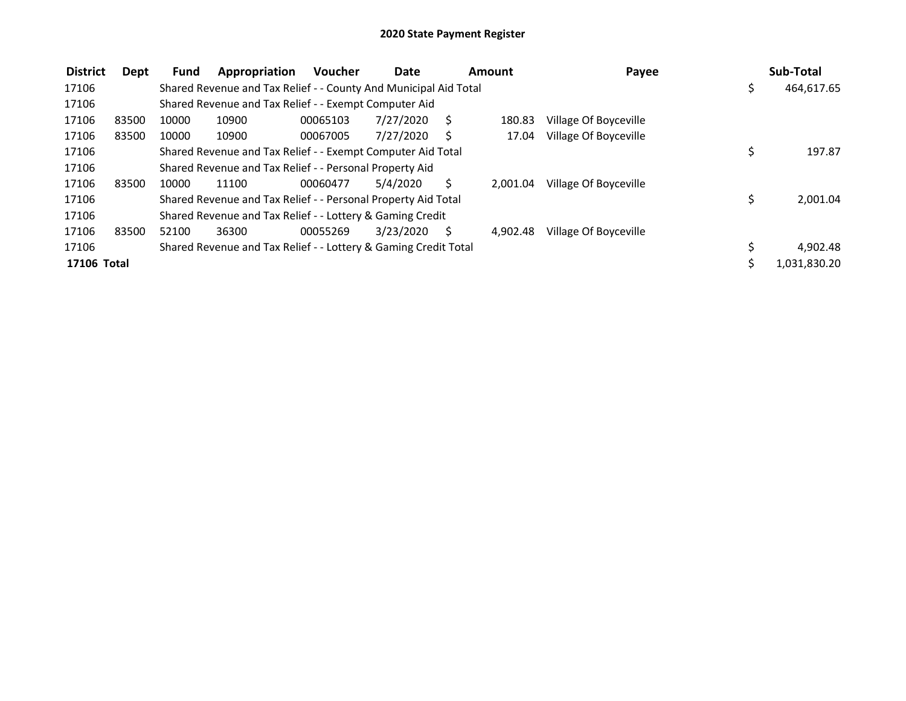# 2020 State Payment Register

| District | Dept | Fund | Appropriation | Voucher | Date | Amount | Payee | Sub-Total |
|---|---|---|---|---|---|---|---|---|
| 17106 | | Shared Revenue and Tax Relief - - County And Municipal Aid Total | | | | | | $ 464,617.65 |
| 17106 | | Shared Revenue and Tax Relief - - Exempt Computer Aid | | | | | | |
| 17106 | 83500 | 10000 | 10900 | 00065103 | 7/27/2020 | $ 180.83 | Village Of Boyceville | |
| 17106 | 83500 | 10000 | 10900 | 00067005 | 7/27/2020 | $ 17.04 | Village Of Boyceville | |
| 17106 | | Shared Revenue and Tax Relief - - Exempt Computer Aid Total | | | | | | $ 197.87 |
| 17106 | | Shared Revenue and Tax Relief - - Personal Property Aid | | | | | | |
| 17106 | 83500 | 10000 | 11100 | 00060477 | 5/4/2020 | $ 2,001.04 | Village Of Boyceville | |
| 17106 | | Shared Revenue and Tax Relief - - Personal Property Aid Total | | | | | | $ 2,001.04 |
| 17106 | | Shared Revenue and Tax Relief - - Lottery & Gaming Credit | | | | | | |
| 17106 | 83500 | 52100 | 36300 | 00055269 | 3/23/2020 | $ 4,902.48 | Village Of Boyceville | |
| 17106 | | Shared Revenue and Tax Relief - - Lottery & Gaming Credit Total | | | | | | $ 4,902.48 |
| **17106 Total** | | | | | | | | $ 1,031,830.20 |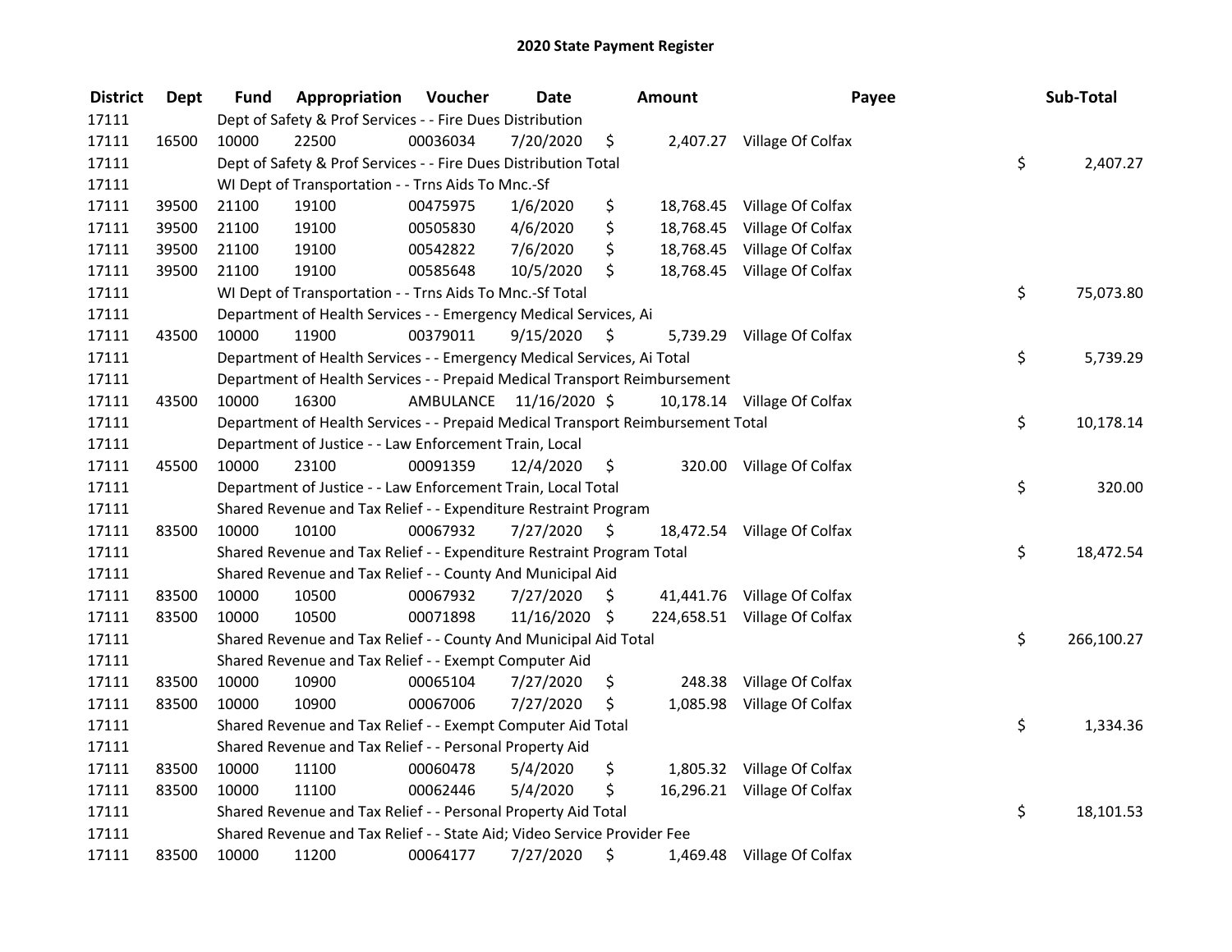# 2020 State Payment Register

| District | Dept | Fund | Appropriation | Voucher | Date | Amount | Payee | Sub-Total |
|---|---|---|---|---|---|---|---|---|
| 17111 | | Dept of Safety & Prof Services - - Fire Dues Distribution | | | | | | |
| 17111 | 16500 | 10000 | 22500 | 00036034 | 7/20/2020 | $ 2,407.27 | Village Of Colfax | |
| 17111 | | Dept of Safety & Prof Services - - Fire Dues Distribution Total | | | | | | $ 2,407.27 |
| 17111 | | WI Dept of Transportation - - Trns Aids To Mnc.-Sf | | | | | | |
| 17111 | 39500 | 21100 | 19100 | 00475975 | 1/6/2020 | $ 18,768.45 | Village Of Colfax | |
| 17111 | 39500 | 21100 | 19100 | 00505830 | 4/6/2020 | $ 18,768.45 | Village Of Colfax | |
| 17111 | 39500 | 21100 | 19100 | 00542822 | 7/6/2020 | $ 18,768.45 | Village Of Colfax | |
| 17111 | 39500 | 21100 | 19100 | 00585648 | 10/5/2020 | $ 18,768.45 | Village Of Colfax | |
| 17111 | | WI Dept of Transportation - - Trns Aids To Mnc.-Sf Total | | | | | | $ 75,073.80 |
| 17111 | | Department of Health Services - - Emergency Medical Services, Ai | | | | | | |
| 17111 | 43500 | 10000 | 11900 | 00379011 | 9/15/2020 | $ 5,739.29 | Village Of Colfax | |
| 17111 | | Department of Health Services - - Emergency Medical Services, Ai Total | | | | | | $ 5,739.29 |
| 17111 | | Department of Health Services - - Prepaid Medical Transport Reimbursement | | | | | | |
| 17111 | 43500 | 10000 | 16300 | AMBULANCE | 11/16/2020 | $ 10,178.14 | Village Of Colfax | |
| 17111 | | Department of Health Services - - Prepaid Medical Transport Reimbursement Total | | | | | | $ 10,178.14 |
| 17111 | | Department of Justice - - Law Enforcement Train, Local | | | | | | |
| 17111 | 45500 | 10000 | 23100 | 00091359 | 12/4/2020 | $ 320.00 | Village Of Colfax | |
| 17111 | | Department of Justice - - Law Enforcement Train, Local Total | | | | | | $ 320.00 |
| 17111 | | Shared Revenue and Tax Relief - - Expenditure Restraint Program | | | | | | |
| 17111 | 83500 | 10000 | 10100 | 00067932 | 7/27/2020 | $ 18,472.54 | Village Of Colfax | |
| 17111 | | Shared Revenue and Tax Relief - - Expenditure Restraint Program Total | | | | | | $ 18,472.54 |
| 17111 | | Shared Revenue and Tax Relief - - County And Municipal Aid | | | | | | |
| 17111 | 83500 | 10000 | 10500 | 00067932 | 7/27/2020 | $ 41,441.76 | Village Of Colfax | |
| 17111 | 83500 | 10000 | 10500 | 00071898 | 11/16/2020 | $ 224,658.51 | Village Of Colfax | |
| 17111 | | Shared Revenue and Tax Relief - - County And Municipal Aid Total | | | | | | $ 266,100.27 |
| 17111 | | Shared Revenue and Tax Relief - - Exempt Computer Aid | | | | | | |
| 17111 | 83500 | 10000 | 10900 | 00065104 | 7/27/2020 | $ 248.38 | Village Of Colfax | |
| 17111 | 83500 | 10000 | 10900 | 00067006 | 7/27/2020 | $ 1,085.98 | Village Of Colfax | |
| 17111 | | Shared Revenue and Tax Relief - - Exempt Computer Aid Total | | | | | | $ 1,334.36 |
| 17111 | | Shared Revenue and Tax Relief - - Personal Property Aid | | | | | | |
| 17111 | 83500 | 10000 | 11100 | 00060478 | 5/4/2020 | $ 1,805.32 | Village Of Colfax | |
| 17111 | 83500 | 10000 | 11100 | 00062446 | 5/4/2020 | $ 16,296.21 | Village Of Colfax | |
| 17111 | | Shared Revenue and Tax Relief - - Personal Property Aid Total | | | | | | $ 18,101.53 |
| 17111 | | Shared Revenue and Tax Relief - - State Aid; Video Service Provider Fee | | | | | | |
| 17111 | 83500 | 10000 | 11200 | 00064177 | 7/27/2020 | $ 1,469.48 | Village Of Colfax | |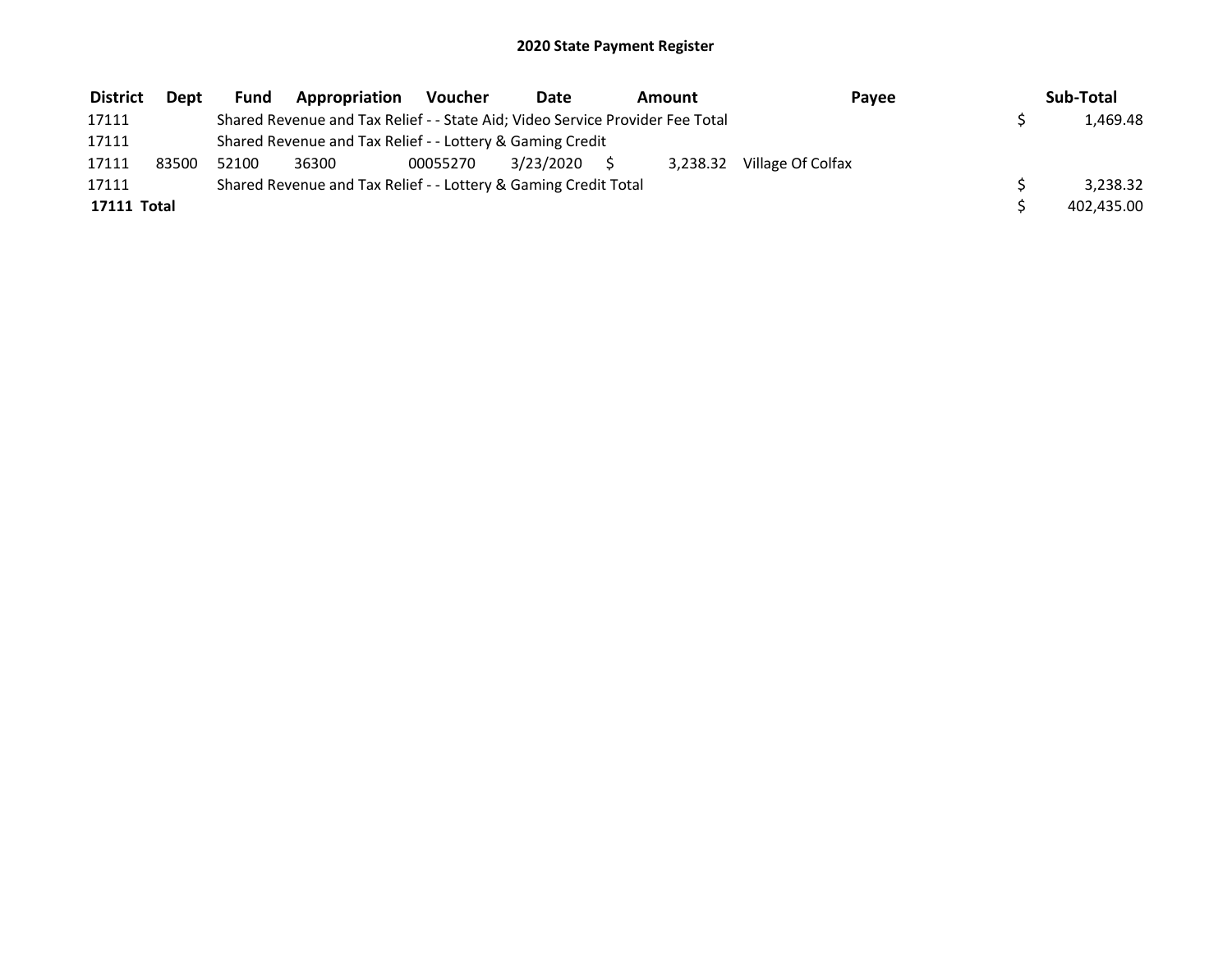## 2020 State Payment Register

| District | Dept | Fund | Appropriation | Voucher | Date | Amount | Payee | Sub-Total |
|---|---|---|---|---|---|---|---|---|
| 17111 | | Shared Revenue and Tax Relief - - State Aid; Video Service Provider Fee Total | | | | | | $ 1,469.48 |
| 17111 | | Shared Revenue and Tax Relief - - Lottery & Gaming Credit | | | | | | |
| 17111 | 83500 | 52100 | 36300 | 00055270 | 3/23/2020 | $ 3,238.32 | Village Of Colfax | |
| 17111 | | Shared Revenue and Tax Relief - - Lottery & Gaming Credit Total | | | | | | $ 3,238.32 |
| **17111 Total** | | | | | | | | $ 402,435.00 |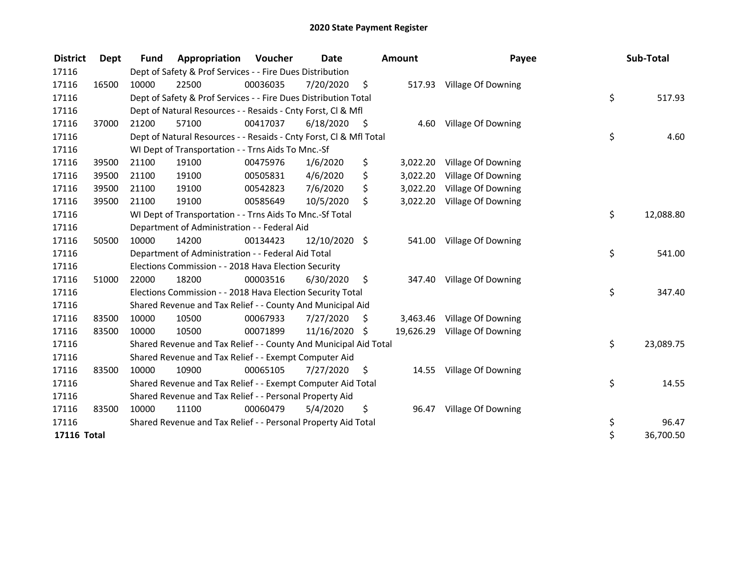# 2020 State Payment Register

| District | Dept | Fund | Appropriation | Voucher | Date | Amount | Payee | Sub-Total |
|---|---|---|---|---|---|---|---|---|
| 17116 | | Dept of Safety & Prof Services - - Fire Dues Distribution | | | | | | |
| 17116 | 16500 | 10000 | 22500 | 00036035 | 7/20/2020 | $ 517.93 | Village Of Downing | |
| 17116 | | Dept of Safety & Prof Services - - Fire Dues Distribution Total | | | | | | $ 517.93 |
| 17116 | | Dept of Natural Resources - - Resaids - Cnty Forst, Cl & Mfl | | | | | | |
| 17116 | 37000 | 21200 | 57100 | 00417037 | 6/18/2020 | $ 4.60 | Village Of Downing | |
| 17116 | | Dept of Natural Resources - - Resaids - Cnty Forst, Cl & Mfl Total | | | | | | $ 4.60 |
| 17116 | | WI Dept of Transportation - - Trns Aids To Mnc.-Sf | | | | | | |
| 17116 | 39500 | 21100 | 19100 | 00475976 | 1/6/2020 | $ 3,022.20 | Village Of Downing | |
| 17116 | 39500 | 21100 | 19100 | 00505831 | 4/6/2020 | $ 3,022.20 | Village Of Downing | |
| 17116 | 39500 | 21100 | 19100 | 00542823 | 7/6/2020 | $ 3,022.20 | Village Of Downing | |
| 17116 | 39500 | 21100 | 19100 | 00585649 | 10/5/2020 | $ 3,022.20 | Village Of Downing | |
| 17116 | | WI Dept of Transportation - - Trns Aids To Mnc.-Sf Total | | | | | | $ 12,088.80 |
| 17116 | | Department of Administration - - Federal Aid | | | | | | |
| 17116 | 50500 | 10000 | 14200 | 00134423 | 12/10/2020 | $ 541.00 | Village Of Downing | |
| 17116 | | Department of Administration - - Federal Aid Total | | | | | | $ 541.00 |
| 17116 | | Elections Commission - - 2018 Hava Election Security | | | | | | |
| 17116 | 51000 | 22000 | 18200 | 00003516 | 6/30/2020 | $ 347.40 | Village Of Downing | |
| 17116 | | Elections Commission - - 2018 Hava Election Security Total | | | | | | $ 347.40 |
| 17116 | | Shared Revenue and Tax Relief - - County And Municipal Aid | | | | | | |
| 17116 | 83500 | 10000 | 10500 | 00067933 | 7/27/2020 | $ 3,463.46 | Village Of Downing | |
| 17116 | 83500 | 10000 | 10500 | 00071899 | 11/16/2020 | $ 19,626.29 | Village Of Downing | |
| 17116 | | Shared Revenue and Tax Relief - - County And Municipal Aid Total | | | | | | $ 23,089.75 |
| 17116 | | Shared Revenue and Tax Relief - - Exempt Computer Aid | | | | | | |
| 17116 | 83500 | 10000 | 10900 | 00065105 | 7/27/2020 | $ 14.55 | Village Of Downing | |
| 17116 | | Shared Revenue and Tax Relief - - Exempt Computer Aid Total | | | | | | $ 14.55 |
| 17116 | | Shared Revenue and Tax Relief - - Personal Property Aid | | | | | | |
| 17116 | 83500 | 10000 | 11100 | 00060479 | 5/4/2020 | $ 96.47 | Village Of Downing | |
| 17116 | | Shared Revenue and Tax Relief - - Personal Property Aid Total | | | | | | $ 96.47 |
| **17116 Total** | | | | | | | | $ 36,700.50 |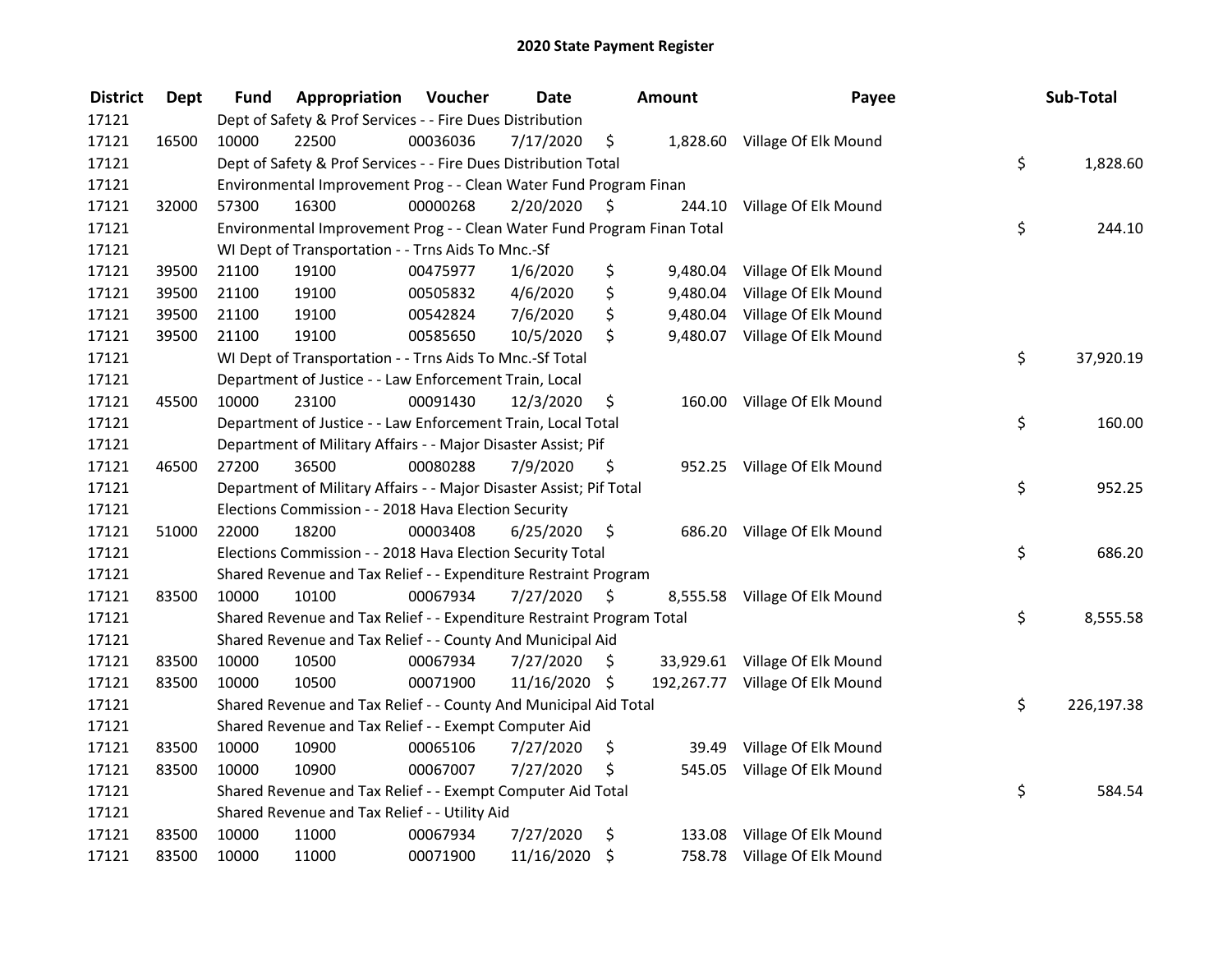# 2020 State Payment Register

| District | Dept | Fund | Appropriation | Voucher | Date | Amount | Payee | Sub-Total |
|---|---|---|---|---|---|---|---|---|
| 17121 | | Dept of Safety & Prof Services - - Fire Dues Distribution | | | | | | |
| 17121 | 16500 | 10000 | 22500 | 00036036 | 7/17/2020 | $ 1,828.60 | Village Of Elk Mound | |
| 17121 | | Dept of Safety & Prof Services - - Fire Dues Distribution Total | | | | | | $ 1,828.60 |
| 17121 | | Environmental Improvement Prog - - Clean Water Fund Program Finan | | | | | | |
| 17121 | 32000 | 57300 | 16300 | 00000268 | 2/20/2020 | $ 244.10 | Village Of Elk Mound | |
| 17121 | | Environmental Improvement Prog - - Clean Water Fund Program Finan Total | | | | | | $ 244.10 |
| 17121 | | WI Dept of Transportation - - Trns Aids To Mnc.-Sf | | | | | | |
| 17121 | 39500 | 21100 | 19100 | 00475977 | 1/6/2020 | $ 9,480.04 | Village Of Elk Mound | |
| 17121 | 39500 | 21100 | 19100 | 00505832 | 4/6/2020 | $ 9,480.04 | Village Of Elk Mound | |
| 17121 | 39500 | 21100 | 19100 | 00542824 | 7/6/2020 | $ 9,480.04 | Village Of Elk Mound | |
| 17121 | 39500 | 21100 | 19100 | 00585650 | 10/5/2020 | $ 9,480.07 | Village Of Elk Mound | |
| 17121 | | WI Dept of Transportation - - Trns Aids To Mnc.-Sf Total | | | | | | $ 37,920.19 |
| 17121 | | Department of Justice - - Law Enforcement Train, Local | | | | | | |
| 17121 | 45500 | 10000 | 23100 | 00091430 | 12/3/2020 | $ 160.00 | Village Of Elk Mound | |
| 17121 | | Department of Justice - - Law Enforcement Train, Local Total | | | | | | $ 160.00 |
| 17121 | | Department of Military Affairs - - Major Disaster Assist; Pif | | | | | | |
| 17121 | 46500 | 27200 | 36500 | 00080288 | 7/9/2020 | $ 952.25 | Village Of Elk Mound | |
| 17121 | | Department of Military Affairs - - Major Disaster Assist; Pif Total | | | | | | $ 952.25 |
| 17121 | | Elections Commission - - 2018 Hava Election Security | | | | | | |
| 17121 | 51000 | 22000 | 18200 | 00003408 | 6/25/2020 | $ 686.20 | Village Of Elk Mound | |
| 17121 | | Elections Commission - - 2018 Hava Election Security Total | | | | | | $ 686.20 |
| 17121 | | Shared Revenue and Tax Relief - - Expenditure Restraint Program | | | | | | |
| 17121 | 83500 | 10000 | 10100 | 00067934 | 7/27/2020 | $ 8,555.58 | Village Of Elk Mound | |
| 17121 | | Shared Revenue and Tax Relief - - Expenditure Restraint Program Total | | | | | | $ 8,555.58 |
| 17121 | | Shared Revenue and Tax Relief - - County And Municipal Aid | | | | | | |
| 17121 | 83500 | 10000 | 10500 | 00067934 | 7/27/2020 | $ 33,929.61 | Village Of Elk Mound | |
| 17121 | 83500 | 10000 | 10500 | 00071900 | 11/16/2020 | $ 192,267.77 | Village Of Elk Mound | |
| 17121 | | Shared Revenue and Tax Relief - - County And Municipal Aid Total | | | | | | $ 226,197.38 |
| 17121 | | Shared Revenue and Tax Relief - - Exempt Computer Aid | | | | | | |
| 17121 | 83500 | 10000 | 10900 | 00065106 | 7/27/2020 | $ 39.49 | Village Of Elk Mound | |
| 17121 | 83500 | 10000 | 10900 | 00067007 | 7/27/2020 | $ 545.05 | Village Of Elk Mound | |
| 17121 | | Shared Revenue and Tax Relief - - Exempt Computer Aid Total | | | | | | $ 584.54 |
| 17121 | | Shared Revenue and Tax Relief - - Utility Aid | | | | | | |
| 17121 | 83500 | 10000 | 11000 | 00067934 | 7/27/2020 | $ 133.08 | Village Of Elk Mound | |
| 17121 | 83500 | 10000 | 11000 | 00071900 | 11/16/2020 | $ 758.78 | Village Of Elk Mound | |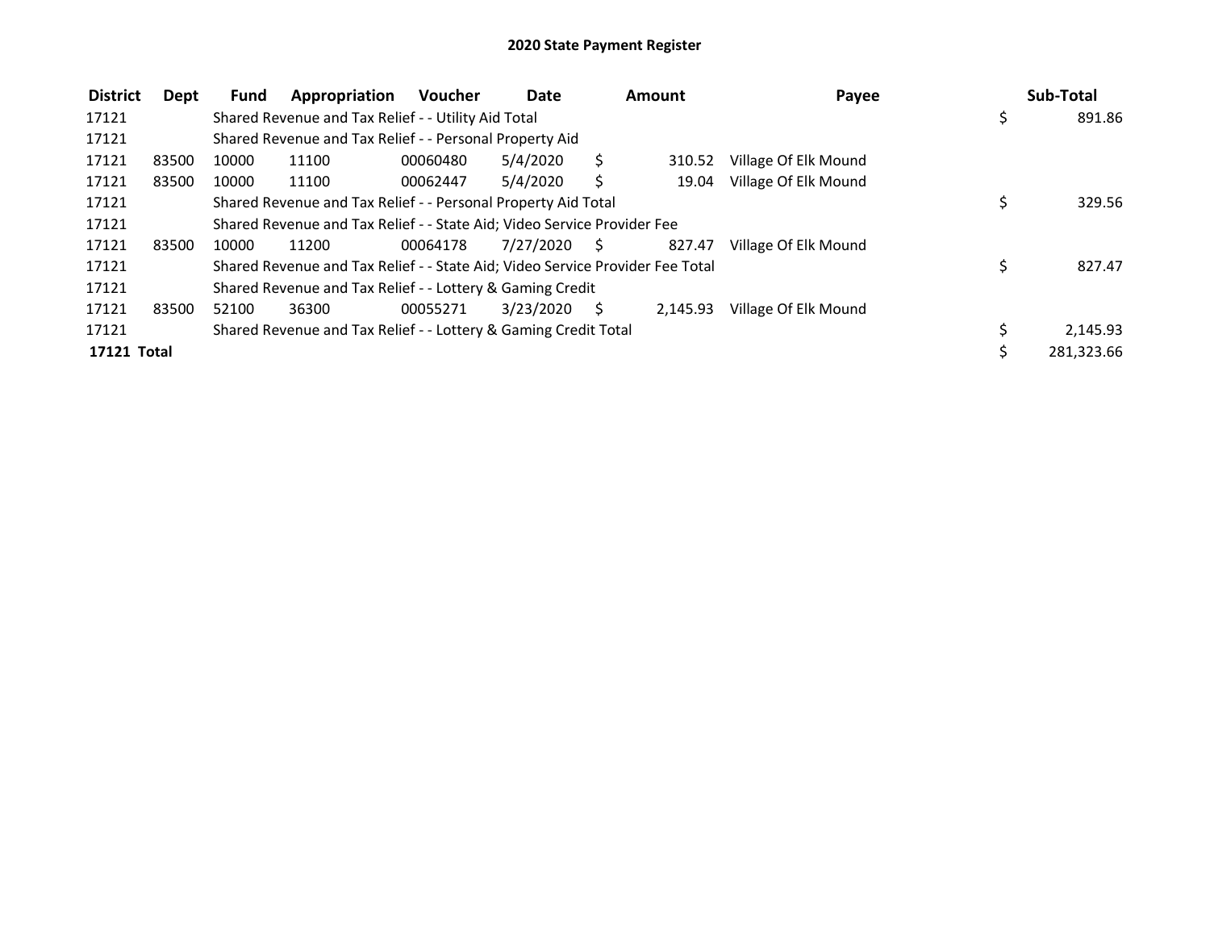## 2020 State Payment Register

| District | Dept | Fund | Appropriation | Voucher | Date | Amount | Payee | Sub-Total |
|---|---|---|---|---|---|---|---|---|
| 17121 | | Shared Revenue and Tax Relief - - Utility Aid Total | | | | | | $ 891.86 |
| 17121 | | Shared Revenue and Tax Relief - - Personal Property Aid | | | | | | |
| 17121 | 83500 | 10000 | 11100 | 00060480 | 5/4/2020 | $ 310.52 | Village Of Elk Mound | |
| 17121 | 83500 | 10000 | 11100 | 00062447 | 5/4/2020 | $ 19.04 | Village Of Elk Mound | |
| 17121 | | Shared Revenue and Tax Relief - - Personal Property Aid Total | | | | | | $ 329.56 |
| 17121 | | Shared Revenue and Tax Relief - - State Aid; Video Service Provider Fee | | | | | | |
| 17121 | 83500 | 10000 | 11200 | 00064178 | 7/27/2020 | $ 827.47 | Village Of Elk Mound | |
| 17121 | | Shared Revenue and Tax Relief - - State Aid; Video Service Provider Fee Total | | | | | | $ 827.47 |
| 17121 | | Shared Revenue and Tax Relief - - Lottery & Gaming Credit | | | | | | |
| 17121 | 83500 | 52100 | 36300 | 00055271 | 3/23/2020 | $ 2,145.93 | Village Of Elk Mound | |
| 17121 | | Shared Revenue and Tax Relief - - Lottery & Gaming Credit Total | | | | | | $ 2,145.93 |
| **17121 Total** | | | | | | | | $ 281,323.66 |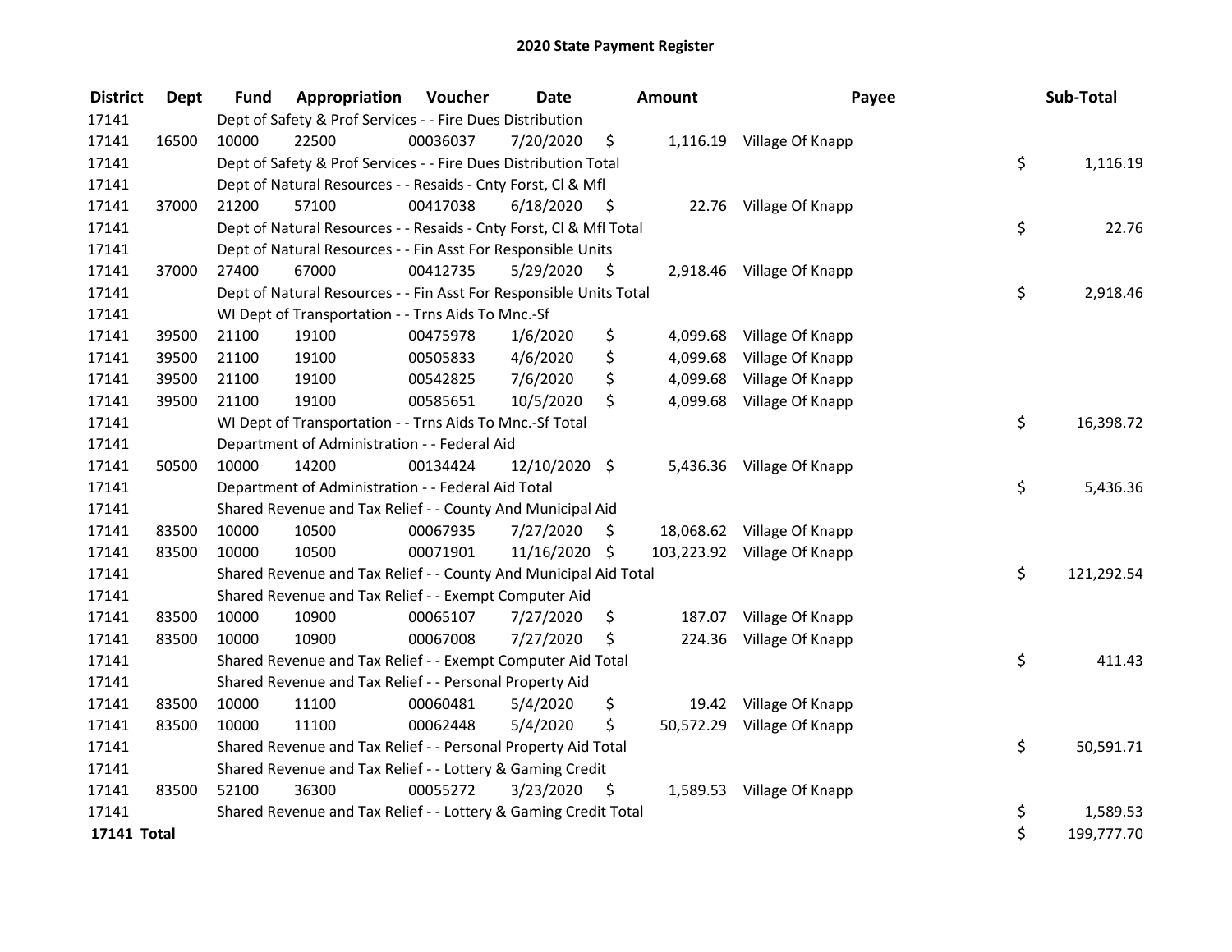# 2020 State Payment Register

| District | Dept | Fund | Appropriation | Voucher | Date | Amount | Payee | Sub-Total |
|---|---|---|---|---|---|---|---|---|
| 17141 | | Dept of Safety & Prof Services - - Fire Dues Distribution | | | | | | |
| 17141 | 16500 | 10000 | 22500 | 00036037 | 7/20/2020 | $ 1,116.19 | Village Of Knapp | |
| 17141 | | Dept of Safety & Prof Services - - Fire Dues Distribution Total | | | | | | $ 1,116.19 |
| 17141 | | Dept of Natural Resources - - Resaids - Cnty Forst, Cl & Mfl | | | | | | |
| 17141 | 37000 | 21200 | 57100 | 00417038 | 6/18/2020 | $ 22.76 | Village Of Knapp | |
| 17141 | | Dept of Natural Resources - - Resaids - Cnty Forst, Cl & Mfl Total | | | | | | $ 22.76 |
| 17141 | | Dept of Natural Resources - - Fin Asst For Responsible Units | | | | | | |
| 17141 | 37000 | 27400 | 67000 | 00412735 | 5/29/2020 | $ 2,918.46 | Village Of Knapp | |
| 17141 | | Dept of Natural Resources - - Fin Asst For Responsible Units Total | | | | | | $ 2,918.46 |
| 17141 | | WI Dept of Transportation - - Trns Aids To Mnc.-Sf | | | | | | |
| 17141 | 39500 | 21100 | 19100 | 00475978 | 1/6/2020 | $ 4,099.68 | Village Of Knapp | |
| 17141 | 39500 | 21100 | 19100 | 00505833 | 4/6/2020 | $ 4,099.68 | Village Of Knapp | |
| 17141 | 39500 | 21100 | 19100 | 00542825 | 7/6/2020 | $ 4,099.68 | Village Of Knapp | |
| 17141 | 39500 | 21100 | 19100 | 00585651 | 10/5/2020 | $ 4,099.68 | Village Of Knapp | |
| 17141 | | WI Dept of Transportation - - Trns Aids To Mnc.-Sf Total | | | | | | $ 16,398.72 |
| 17141 | | Department of Administration - - Federal Aid | | | | | | |
| 17141 | 50500 | 10000 | 14200 | 00134424 | 12/10/2020 | $ 5,436.36 | Village Of Knapp | |
| 17141 | | Department of Administration - - Federal Aid Total | | | | | | $ 5,436.36 |
| 17141 | | Shared Revenue and Tax Relief - - County And Municipal Aid | | | | | | |
| 17141 | 83500 | 10000 | 10500 | 00067935 | 7/27/2020 | $ 18,068.62 | Village Of Knapp | |
| 17141 | 83500 | 10000 | 10500 | 00071901 | 11/16/2020 | $ 103,223.92 | Village Of Knapp | |
| 17141 | | Shared Revenue and Tax Relief - - County And Municipal Aid Total | | | | | | $ 121,292.54 |
| 17141 | | Shared Revenue and Tax Relief - - Exempt Computer Aid | | | | | | |
| 17141 | 83500 | 10000 | 10900 | 00065107 | 7/27/2020 | $ 187.07 | Village Of Knapp | |
| 17141 | 83500 | 10000 | 10900 | 00067008 | 7/27/2020 | $ 224.36 | Village Of Knapp | |
| 17141 | | Shared Revenue and Tax Relief - - Exempt Computer Aid Total | | | | | | $ 411.43 |
| 17141 | | Shared Revenue and Tax Relief - - Personal Property Aid | | | | | | |
| 17141 | 83500 | 10000 | 11100 | 00060481 | 5/4/2020 | $ 19.42 | Village Of Knapp | |
| 17141 | 83500 | 10000 | 11100 | 00062448 | 5/4/2020 | $ 50,572.29 | Village Of Knapp | |
| 17141 | | Shared Revenue and Tax Relief - - Personal Property Aid Total | | | | | | $ 50,591.71 |
| 17141 | | Shared Revenue and Tax Relief - - Lottery & Gaming Credit | | | | | | |
| 17141 | 83500 | 52100 | 36300 | 00055272 | 3/23/2020 | $ 1,589.53 | Village Of Knapp | |
| 17141 | | Shared Revenue and Tax Relief - - Lottery & Gaming Credit Total | | | | | | $ 1,589.53 |
| **17141 Total** | | | | | | | | $ 199,777.70 |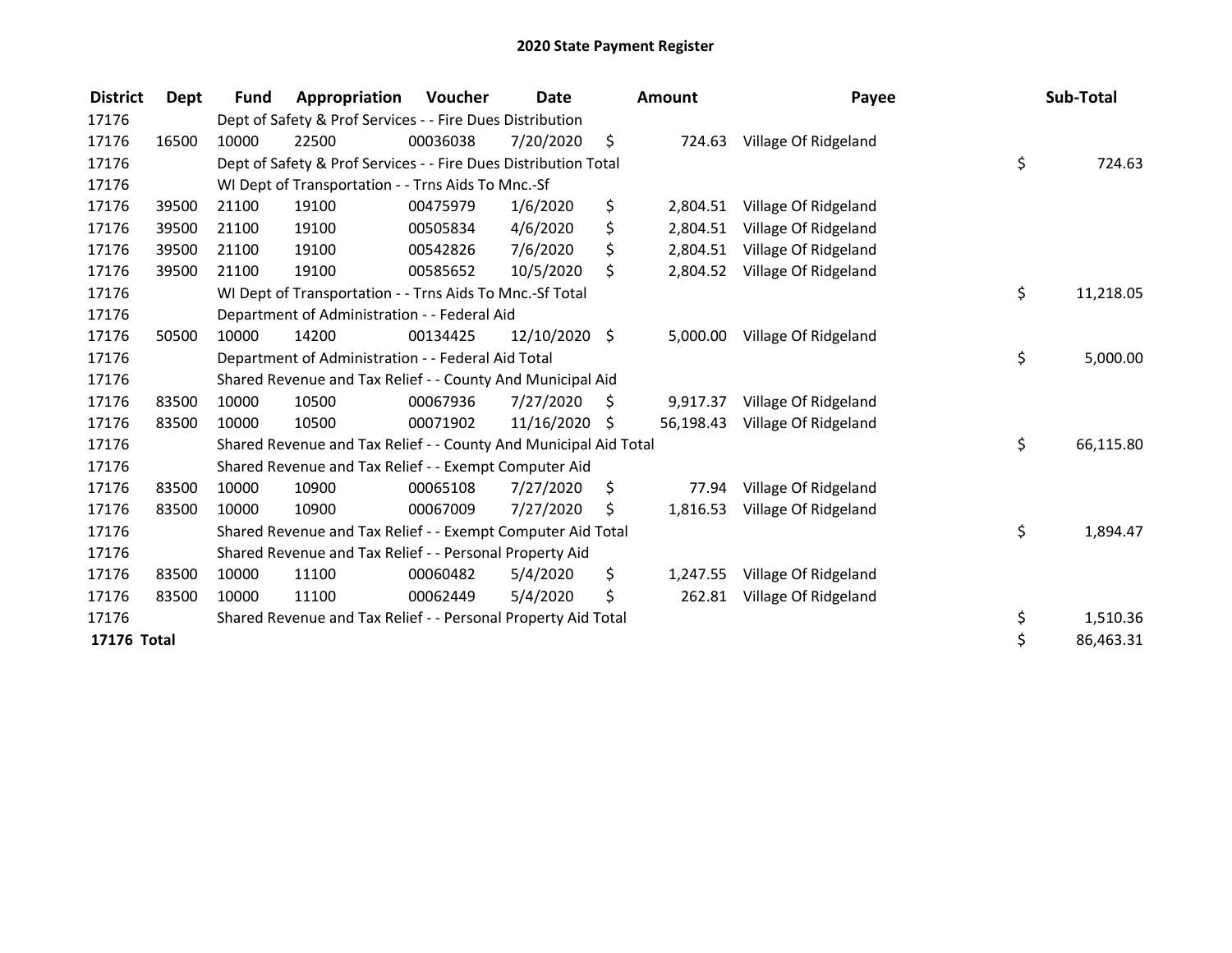# 2020 State Payment Register

| District | Dept | Fund | Appropriation | Voucher | Date | Amount | Payee | Sub-Total |
|---|---|---|---|---|---|---|---|---|
| 17176 | | Dept of Safety & Prof Services - - Fire Dues Distribution | | | | | | |
| 17176 | 16500 | 10000 | 22500 | 00036038 | 7/20/2020 | $ 724.63 | Village Of Ridgeland | |
| 17176 | | Dept of Safety & Prof Services - - Fire Dues Distribution Total | | | | | | $ 724.63 |
| 17176 | | WI Dept of Transportation - - Trns Aids To Mnc.-Sf | | | | | | |
| 17176 | 39500 | 21100 | 19100 | 00475979 | 1/6/2020 | $ 2,804.51 | Village Of Ridgeland | |
| 17176 | 39500 | 21100 | 19100 | 00505834 | 4/6/2020 | $ 2,804.51 | Village Of Ridgeland | |
| 17176 | 39500 | 21100 | 19100 | 00542826 | 7/6/2020 | $ 2,804.51 | Village Of Ridgeland | |
| 17176 | 39500 | 21100 | 19100 | 00585652 | 10/5/2020 | $ 2,804.52 | Village Of Ridgeland | |
| 17176 | | WI Dept of Transportation - - Trns Aids To Mnc.-Sf Total | | | | | | $ 11,218.05 |
| 17176 | | Department of Administration - - Federal Aid | | | | | | |
| 17176 | 50500 | 10000 | 14200 | 00134425 | 12/10/2020 | $ 5,000.00 | Village Of Ridgeland | |
| 17176 | | Department of Administration - - Federal Aid Total | | | | | | $ 5,000.00 |
| 17176 | | Shared Revenue and Tax Relief - - County And Municipal Aid | | | | | | |
| 17176 | 83500 | 10000 | 10500 | 00067936 | 7/27/2020 | $ 9,917.37 | Village Of Ridgeland | |
| 17176 | 83500 | 10000 | 10500 | 00071902 | 11/16/2020 | $ 56,198.43 | Village Of Ridgeland | |
| 17176 | | Shared Revenue and Tax Relief - - County And Municipal Aid Total | | | | | | $ 66,115.80 |
| 17176 | | Shared Revenue and Tax Relief - - Exempt Computer Aid | | | | | | |
| 17176 | 83500 | 10000 | 10900 | 00065108 | 7/27/2020 | $ 77.94 | Village Of Ridgeland | |
| 17176 | 83500 | 10000 | 10900 | 00067009 | 7/27/2020 | $ 1,816.53 | Village Of Ridgeland | |
| 17176 | | Shared Revenue and Tax Relief - - Exempt Computer Aid Total | | | | | | $ 1,894.47 |
| 17176 | | Shared Revenue and Tax Relief - - Personal Property Aid | | | | | | |
| 17176 | 83500 | 10000 | 11100 | 00060482 | 5/4/2020 | $ 1,247.55 | Village Of Ridgeland | |
| 17176 | 83500 | 10000 | 11100 | 00062449 | 5/4/2020 | $ 262.81 | Village Of Ridgeland | |
| 17176 | | Shared Revenue and Tax Relief - - Personal Property Aid Total | | | | | | $ 1,510.36 |
| **17176 Total** | | | | | | | | $ 86,463.31 |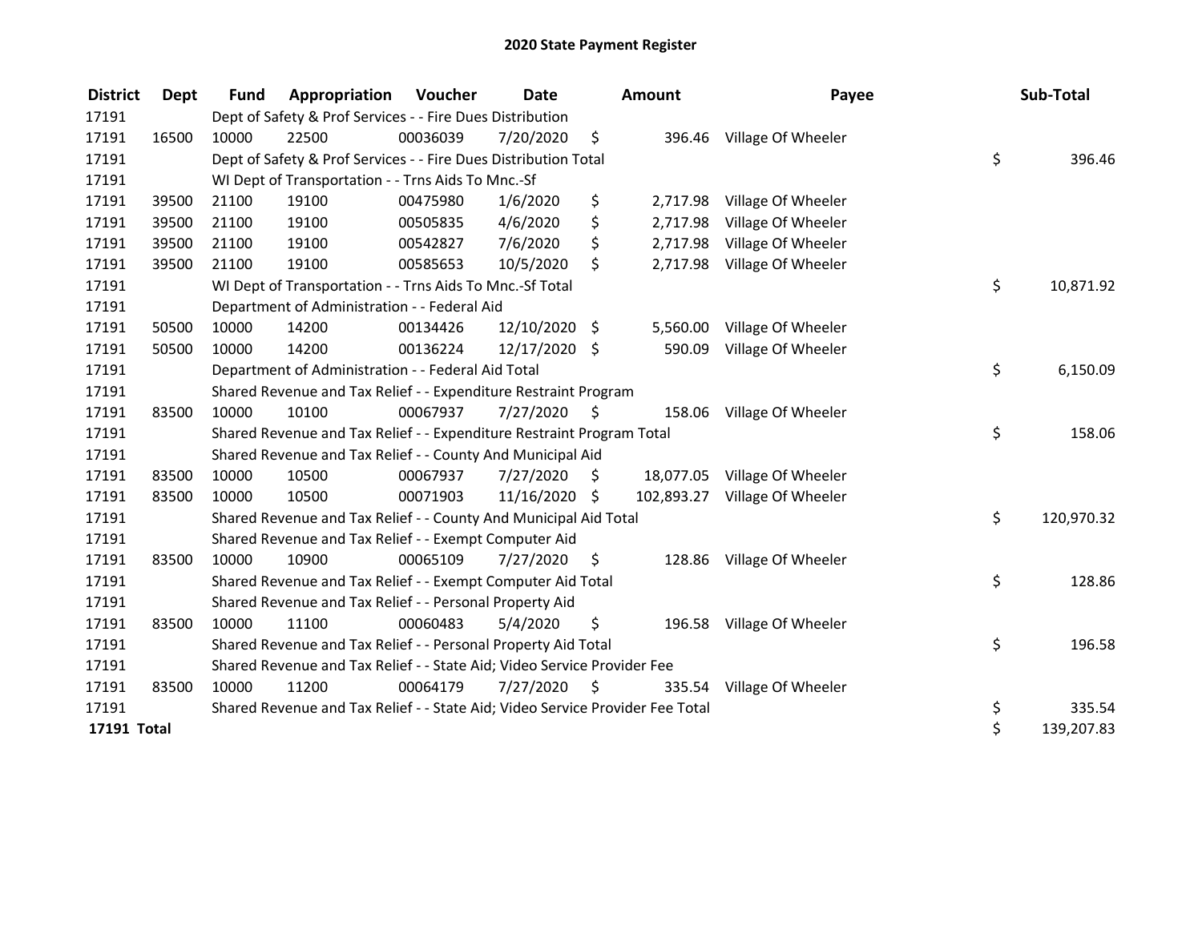# 2020 State Payment Register

| District | Dept | Fund | Appropriation | Voucher | Date | Amount | Payee | Sub-Total |
|---|---|---|---|---|---|---|---|---|
| 17191 | | Dept of Safety & Prof Services - - Fire Dues Distribution | | | | | | |
| 17191 | 16500 | 10000 | 22500 | 00036039 | 7/20/2020 | $ 396.46 | Village Of Wheeler | |
| 17191 | | Dept of Safety & Prof Services - - Fire Dues Distribution Total | | | | | | $ 396.46 |
| 17191 | | WI Dept of Transportation - - Trns Aids To Mnc.-Sf | | | | | | |
| 17191 | 39500 | 21100 | 19100 | 00475980 | 1/6/2020 | $ 2,717.98 | Village Of Wheeler | |
| 17191 | 39500 | 21100 | 19100 | 00505835 | 4/6/2020 | $ 2,717.98 | Village Of Wheeler | |
| 17191 | 39500 | 21100 | 19100 | 00542827 | 7/6/2020 | $ 2,717.98 | Village Of Wheeler | |
| 17191 | 39500 | 21100 | 19100 | 00585653 | 10/5/2020 | $ 2,717.98 | Village Of Wheeler | |
| 17191 | | WI Dept of Transportation - - Trns Aids To Mnc.-Sf Total | | | | | | $ 10,871.92 |
| 17191 | | Department of Administration - - Federal Aid | | | | | | |
| 17191 | 50500 | 10000 | 14200 | 00134426 | 12/10/2020 | $ 5,560.00 | Village Of Wheeler | |
| 17191 | 50500 | 10000 | 14200 | 00136224 | 12/17/2020 | $ 590.09 | Village Of Wheeler | |
| 17191 | | Department of Administration - - Federal Aid Total | | | | | | $ 6,150.09 |
| 17191 | | Shared Revenue and Tax Relief - - Expenditure Restraint Program | | | | | | |
| 17191 | 83500 | 10000 | 10100 | 00067937 | 7/27/2020 | $ 158.06 | Village Of Wheeler | |
| 17191 | | Shared Revenue and Tax Relief - - Expenditure Restraint Program Total | | | | | | $ 158.06 |
| 17191 | | Shared Revenue and Tax Relief - - County And Municipal Aid | | | | | | |
| 17191 | 83500 | 10000 | 10500 | 00067937 | 7/27/2020 | $ 18,077.05 | Village Of Wheeler | |
| 17191 | 83500 | 10000 | 10500 | 00071903 | 11/16/2020 | $ 102,893.27 | Village Of Wheeler | |
| 17191 | | Shared Revenue and Tax Relief - - County And Municipal Aid Total | | | | | | $ 120,970.32 |
| 17191 | | Shared Revenue and Tax Relief - - Exempt Computer Aid | | | | | | |
| 17191 | 83500 | 10000 | 10900 | 00065109 | 7/27/2020 | $ 128.86 | Village Of Wheeler | |
| 17191 | | Shared Revenue and Tax Relief - - Exempt Computer Aid Total | | | | | | $ 128.86 |
| 17191 | | Shared Revenue and Tax Relief - - Personal Property Aid | | | | | | |
| 17191 | 83500 | 10000 | 11100 | 00060483 | 5/4/2020 | $ 196.58 | Village Of Wheeler | |
| 17191 | | Shared Revenue and Tax Relief - - Personal Property Aid Total | | | | | | $ 196.58 |
| 17191 | | Shared Revenue and Tax Relief - - State Aid; Video Service Provider Fee | | | | | | |
| 17191 | 83500 | 10000 | 11200 | 00064179 | 7/27/2020 | $ 335.54 | Village Of Wheeler | |
| 17191 | | Shared Revenue and Tax Relief - - State Aid; Video Service Provider Fee Total | | | | | | $ 335.54 |
| **17191 Total** | | | | | | | | $ 139,207.83 |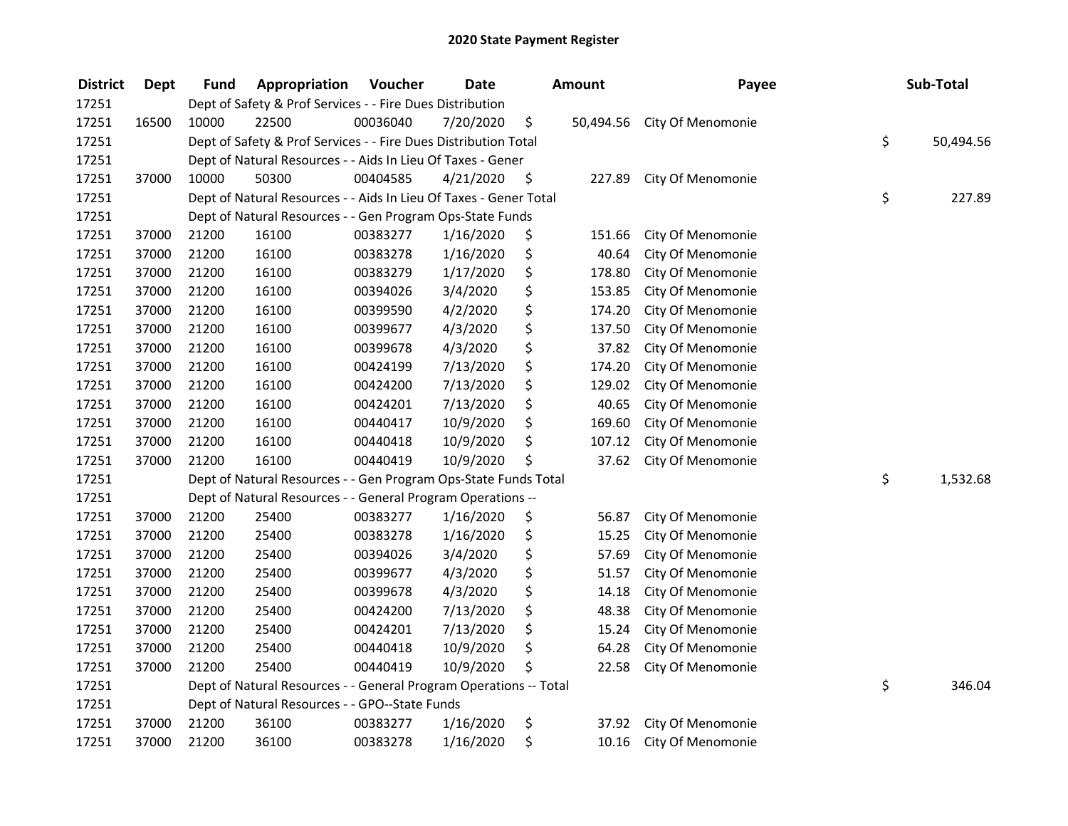# 2020 State Payment Register

| District | Dept | Fund | Appropriation | Voucher | Date | Amount | Payee | Sub-Total |
|---|---|---|---|---|---|---|---|---|
| 17251 | | Dept of Safety & Prof Services - - Fire Dues Distribution | | | | | | |
| 17251 | 16500 | 10000 | 22500 | 00036040 | 7/20/2020 | $ 50,494.56 | City Of Menomonie | |
| 17251 | | Dept of Safety & Prof Services - - Fire Dues Distribution Total | | | | | | $ 50,494.56 |
| 17251 | | Dept of Natural Resources - - Aids In Lieu Of Taxes - Gener | | | | | | |
| 17251 | 37000 | 10000 | 50300 | 00404585 | 4/21/2020 | $ 227.89 | City Of Menomonie | |
| 17251 | | Dept of Natural Resources - - Aids In Lieu Of Taxes - Gener Total | | | | | | $ 227.89 |
| 17251 | | Dept of Natural Resources - - Gen Program Ops-State Funds | | | | | | |
| 17251 | 37000 | 21200 | 16100 | 00383277 | 1/16/2020 | $ 151.66 | City Of Menomonie | |
| 17251 | 37000 | 21200 | 16100 | 00383278 | 1/16/2020 | $ 40.64 | City Of Menomonie | |
| 17251 | 37000 | 21200 | 16100 | 00383279 | 1/17/2020 | $ 178.80 | City Of Menomonie | |
| 17251 | 37000 | 21200 | 16100 | 00394026 | 3/4/2020 | $ 153.85 | City Of Menomonie | |
| 17251 | 37000 | 21200 | 16100 | 00399590 | 4/2/2020 | $ 174.20 | City Of Menomonie | |
| 17251 | 37000 | 21200 | 16100 | 00399677 | 4/3/2020 | $ 137.50 | City Of Menomonie | |
| 17251 | 37000 | 21200 | 16100 | 00399678 | 4/3/2020 | $ 37.82 | City Of Menomonie | |
| 17251 | 37000 | 21200 | 16100 | 00424199 | 7/13/2020 | $ 174.20 | City Of Menomonie | |
| 17251 | 37000 | 21200 | 16100 | 00424200 | 7/13/2020 | $ 129.02 | City Of Menomonie | |
| 17251 | 37000 | 21200 | 16100 | 00424201 | 7/13/2020 | $ 40.65 | City Of Menomonie | |
| 17251 | 37000 | 21200 | 16100 | 00440417 | 10/9/2020 | $ 169.60 | City Of Menomonie | |
| 17251 | 37000 | 21200 | 16100 | 00440418 | 10/9/2020 | $ 107.12 | City Of Menomonie | |
| 17251 | 37000 | 21200 | 16100 | 00440419 | 10/9/2020 | $ 37.62 | City Of Menomonie | |
| 17251 | | Dept of Natural Resources - - Gen Program Ops-State Funds Total | | | | | | $ 1,532.68 |
| 17251 | | Dept of Natural Resources - - General Program Operations -- | | | | | | |
| 17251 | 37000 | 21200 | 25400 | 00383277 | 1/16/2020 | $ 56.87 | City Of Menomonie | |
| 17251 | 37000 | 21200 | 25400 | 00383278 | 1/16/2020 | $ 15.25 | City Of Menomonie | |
| 17251 | 37000 | 21200 | 25400 | 00394026 | 3/4/2020 | $ 57.69 | City Of Menomonie | |
| 17251 | 37000 | 21200 | 25400 | 00399677 | 4/3/2020 | $ 51.57 | City Of Menomonie | |
| 17251 | 37000 | 21200 | 25400 | 00399678 | 4/3/2020 | $ 14.18 | City Of Menomonie | |
| 17251 | 37000 | 21200 | 25400 | 00424200 | 7/13/2020 | $ 48.38 | City Of Menomonie | |
| 17251 | 37000 | 21200 | 25400 | 00424201 | 7/13/2020 | $ 15.24 | City Of Menomonie | |
| 17251 | 37000 | 21200 | 25400 | 00440418 | 10/9/2020 | $ 64.28 | City Of Menomonie | |
| 17251 | 37000 | 21200 | 25400 | 00440419 | 10/9/2020 | $ 22.58 | City Of Menomonie | |
| 17251 | | Dept of Natural Resources - - General Program Operations -- Total | | | | | | $ 346.04 |
| 17251 | | Dept of Natural Resources - - GPO--State Funds | | | | | | |
| 17251 | 37000 | 21200 | 36100 | 00383277 | 1/16/2020 | $ 37.92 | City Of Menomonie | |
| 17251 | 37000 | 21200 | 36100 | 00383278 | 1/16/2020 | $ 10.16 | City Of Menomonie | |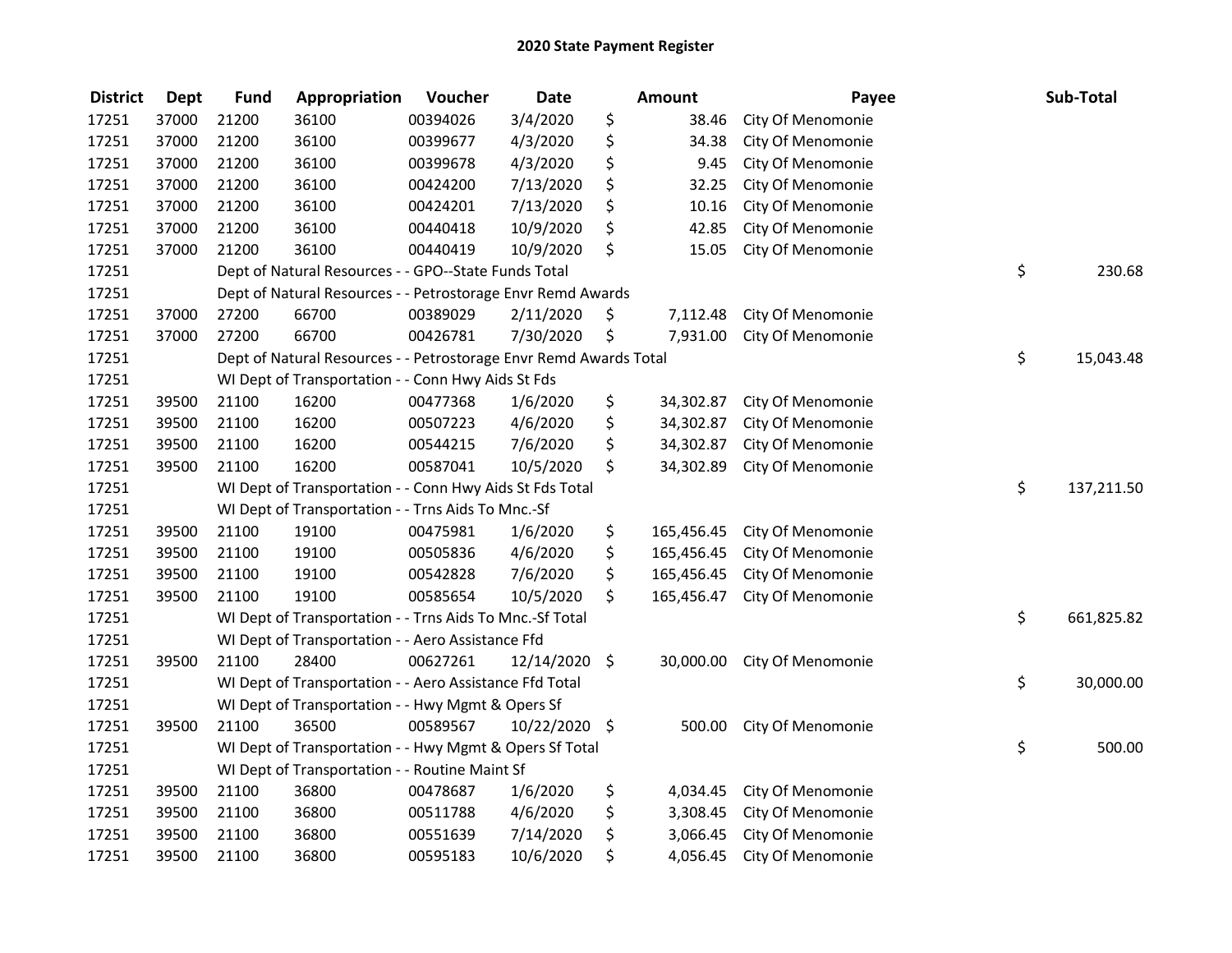# 2020 State Payment Register

| District | Dept | Fund | Appropriation | Voucher | Date | Amount | Payee | Sub-Total |
|---|---|---|---|---|---|---|---|---|
| 17251 | 37000 | 21200 | 36100 | 00394026 | 3/4/2020 | $ 38.46 | City Of Menomonie | |
| 17251 | 37000 | 21200 | 36100 | 00399677 | 4/3/2020 | $ 34.38 | City Of Menomonie | |
| 17251 | 37000 | 21200 | 36100 | 00399678 | 4/3/2020 | $ 9.45 | City Of Menomonie | |
| 17251 | 37000 | 21200 | 36100 | 00424200 | 7/13/2020 | $ 32.25 | City Of Menomonie | |
| 17251 | 37000 | 21200 | 36100 | 00424201 | 7/13/2020 | $ 10.16 | City Of Menomonie | |
| 17251 | 37000 | 21200 | 36100 | 00440418 | 10/9/2020 | $ 42.85 | City Of Menomonie | |
| 17251 | 37000 | 21200 | 36100 | 00440419 | 10/9/2020 | $ 15.05 | City Of Menomonie | |
| 17251 | | Dept of Natural Resources - - GPO--State Funds Total | | | | | | $ 230.68 |
| 17251 | | Dept of Natural Resources - - Petrostorage Envr Remd Awards | | | | | | |
| 17251 | 37000 | 27200 | 66700 | 00389029 | 2/11/2020 | $ 7,112.48 | City Of Menomonie | |
| 17251 | 37000 | 27200 | 66700 | 00426781 | 7/30/2020 | $ 7,931.00 | City Of Menomonie | |
| 17251 | | Dept of Natural Resources - - Petrostorage Envr Remd Awards Total | | | | | | $ 15,043.48 |
| 17251 | | WI Dept of Transportation - - Conn Hwy Aids St Fds | | | | | | |
| 17251 | 39500 | 21100 | 16200 | 00477368 | 1/6/2020 | $ 34,302.87 | City Of Menomonie | |
| 17251 | 39500 | 21100 | 16200 | 00507223 | 4/6/2020 | $ 34,302.87 | City Of Menomonie | |
| 17251 | 39500 | 21100 | 16200 | 00544215 | 7/6/2020 | $ 34,302.87 | City Of Menomonie | |
| 17251 | 39500 | 21100 | 16200 | 00587041 | 10/5/2020 | $ 34,302.89 | City Of Menomonie | |
| 17251 | | WI Dept of Transportation - - Conn Hwy Aids St Fds Total | | | | | | $ 137,211.50 |
| 17251 | | WI Dept of Transportation - - Trns Aids To Mnc.-Sf | | | | | | |
| 17251 | 39500 | 21100 | 19100 | 00475981 | 1/6/2020 | $ 165,456.45 | City Of Menomonie | |
| 17251 | 39500 | 21100 | 19100 | 00505836 | 4/6/2020 | $ 165,456.45 | City Of Menomonie | |
| 17251 | 39500 | 21100 | 19100 | 00542828 | 7/6/2020 | $ 165,456.45 | City Of Menomonie | |
| 17251 | 39500 | 21100 | 19100 | 00585654 | 10/5/2020 | $ 165,456.47 | City Of Menomonie | |
| 17251 | | WI Dept of Transportation - - Trns Aids To Mnc.-Sf Total | | | | | | $ 661,825.82 |
| 17251 | | WI Dept of Transportation - - Aero Assistance Ffd | | | | | | |
| 17251 | 39500 | 21100 | 28400 | 00627261 | 12/14/2020 | $ 30,000.00 | City Of Menomonie | |
| 17251 | | WI Dept of Transportation - - Aero Assistance Ffd Total | | | | | | $ 30,000.00 |
| 17251 | | WI Dept of Transportation - - Hwy Mgmt & Opers Sf | | | | | | |
| 17251 | 39500 | 21100 | 36500 | 00589567 | 10/22/2020 | $ 500.00 | City Of Menomonie | |
| 17251 | | WI Dept of Transportation - - Hwy Mgmt & Opers Sf Total | | | | | | $ 500.00 |
| 17251 | | WI Dept of Transportation - - Routine Maint Sf | | | | | | |
| 17251 | 39500 | 21100 | 36800 | 00478687 | 1/6/2020 | $ 4,034.45 | City Of Menomonie | |
| 17251 | 39500 | 21100 | 36800 | 00511788 | 4/6/2020 | $ 3,308.45 | City Of Menomonie | |
| 17251 | 39500 | 21100 | 36800 | 00551639 | 7/14/2020 | $ 3,066.45 | City Of Menomonie | |
| 17251 | 39500 | 21100 | 36800 | 00595183 | 10/6/2020 | $ 4,056.45 | City Of Menomonie | |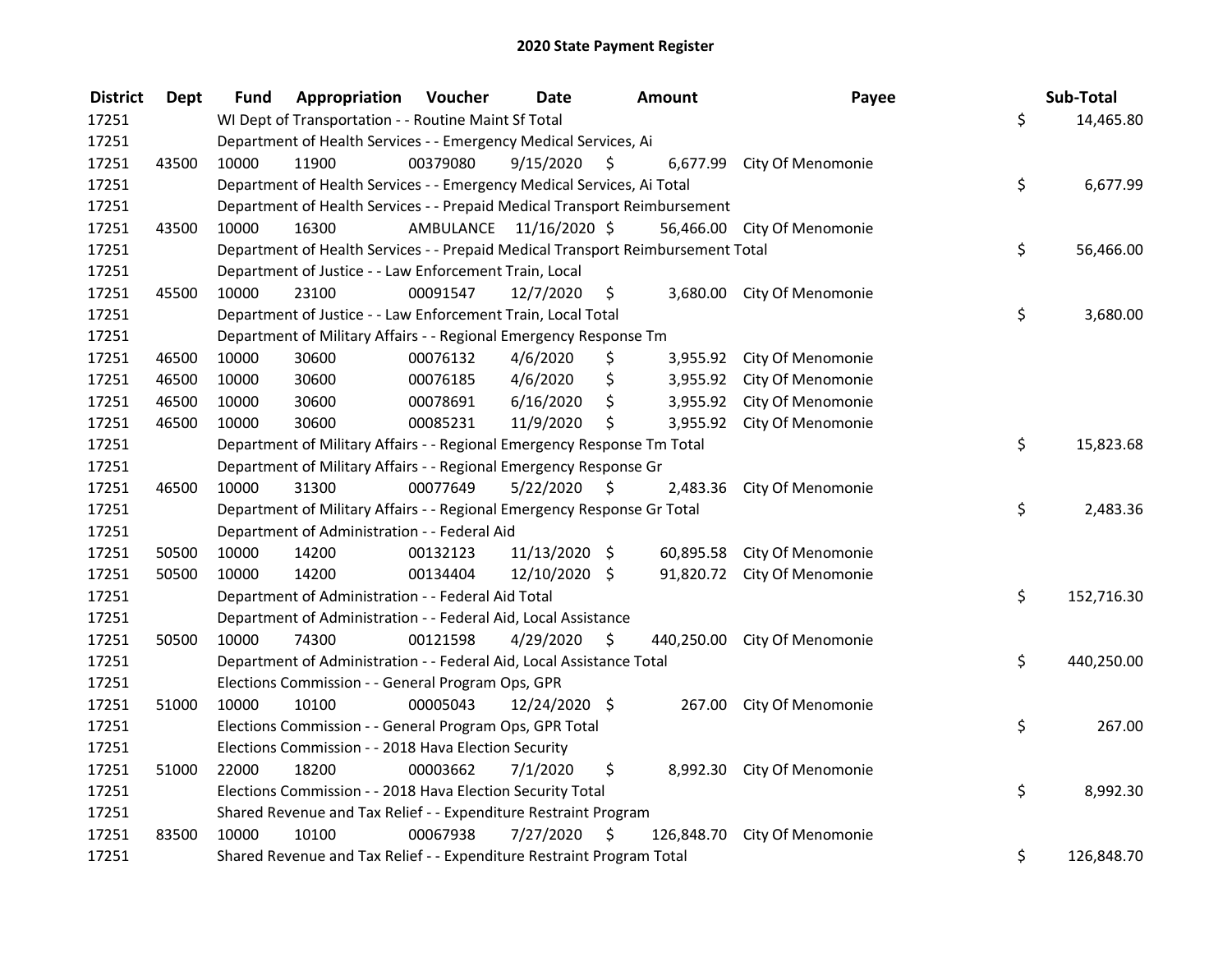# 2020 State Payment Register

| District | Dept | Fund | Appropriation | Voucher | Date | Amount | Payee | Sub-Total |
|---|---|---|---|---|---|---|---|---|
| 17251 | | WI Dept of Transportation - - Routine Maint Sf Total | | | | | | $ 14,465.80 |
| 17251 | | Department of Health Services - - Emergency Medical Services, Ai | | | | | | |
| 17251 | 43500 | 10000 | 11900 | 00379080 | 9/15/2020 | $ 6,677.99 | City Of Menomonie | |
| 17251 | | Department of Health Services - - Emergency Medical Services, Ai Total | | | | | | $ 6,677.99 |
| 17251 | | Department of Health Services - - Prepaid Medical Transport Reimbursement | | | | | | |
| 17251 | 43500 | 10000 | 16300 | AMBULANCE | 11/16/2020 | $ 56,466.00 | City Of Menomonie | |
| 17251 | | Department of Health Services - - Prepaid Medical Transport Reimbursement Total | | | | | | $ 56,466.00 |
| 17251 | | Department of Justice - - Law Enforcement Train, Local | | | | | | |
| 17251 | 45500 | 10000 | 23100 | 00091547 | 12/7/2020 | $ 3,680.00 | City Of Menomonie | |
| 17251 | | Department of Justice - - Law Enforcement Train, Local Total | | | | | | $ 3,680.00 |
| 17251 | | Department of Military Affairs - - Regional Emergency Response Tm | | | | | | |
| 17251 | 46500 | 10000 | 30600 | 00076132 | 4/6/2020 | $ 3,955.92 | City Of Menomonie | |
| 17251 | 46500 | 10000 | 30600 | 00076185 | 4/6/2020 | $ 3,955.92 | City Of Menomonie | |
| 17251 | 46500 | 10000 | 30600 | 00078691 | 6/16/2020 | $ 3,955.92 | City Of Menomonie | |
| 17251 | 46500 | 10000 | 30600 | 00085231 | 11/9/2020 | $ 3,955.92 | City Of Menomonie | |
| 17251 | | Department of Military Affairs - - Regional Emergency Response Tm Total | | | | | | $ 15,823.68 |
| 17251 | | Department of Military Affairs - - Regional Emergency Response Gr | | | | | | |
| 17251 | 46500 | 10000 | 31300 | 00077649 | 5/22/2020 | $ 2,483.36 | City Of Menomonie | |
| 17251 | | Department of Military Affairs - - Regional Emergency Response Gr Total | | | | | | $ 2,483.36 |
| 17251 | | Department of Administration - - Federal Aid | | | | | | |
| 17251 | 50500 | 10000 | 14200 | 00132123 | 11/13/2020 | $ 60,895.58 | City Of Menomonie | |
| 17251 | 50500 | 10000 | 14200 | 00134404 | 12/10/2020 | $ 91,820.72 | City Of Menomonie | |
| 17251 | | Department of Administration - - Federal Aid Total | | | | | | $ 152,716.30 |
| 17251 | | Department of Administration - - Federal Aid, Local Assistance | | | | | | |
| 17251 | 50500 | 10000 | 74300 | 00121598 | 4/29/2020 | $ 440,250.00 | City Of Menomonie | |
| 17251 | | Department of Administration - - Federal Aid, Local Assistance Total | | | | | | $ 440,250.00 |
| 17251 | | Elections Commission - - General Program Ops, GPR | | | | | | |
| 17251 | 51000 | 10000 | 10100 | 00005043 | 12/24/2020 | $ 267.00 | City Of Menomonie | |
| 17251 | | Elections Commission - - General Program Ops, GPR Total | | | | | | $ 267.00 |
| 17251 | | Elections Commission - - 2018 Hava Election Security | | | | | | |
| 17251 | 51000 | 22000 | 18200 | 00003662 | 7/1/2020 | $ 8,992.30 | City Of Menomonie | |
| 17251 | | Elections Commission - - 2018 Hava Election Security Total | | | | | | $ 8,992.30 |
| 17251 | | Shared Revenue and Tax Relief - - Expenditure Restraint Program | | | | | | |
| 17251 | 83500 | 10000 | 10100 | 00067938 | 7/27/2020 | $ 126,848.70 | City Of Menomonie | |
| 17251 | | Shared Revenue and Tax Relief - - Expenditure Restraint Program Total | | | | | | $ 126,848.70 |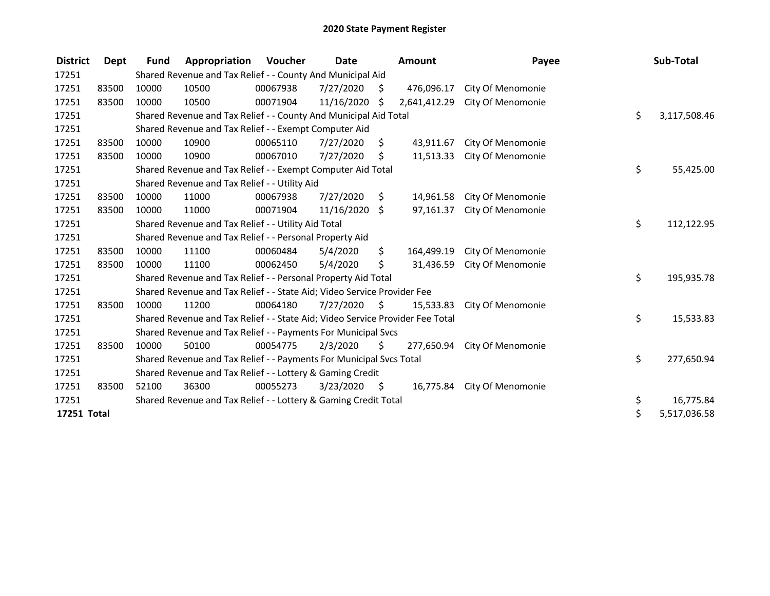# 2020 State Payment Register

| District | Dept | Fund | Appropriation | Voucher | Date | Amount | Payee | Sub-Total |
|---|---|---|---|---|---|---|---|---|
| 17251 | | Shared Revenue and Tax Relief - - County And Municipal Aid | | | | | | |
| 17251 | 83500 | 10000 | 10500 | 00067938 | 7/27/2020 | $ 476,096.17 | City Of Menomonie | |
| 17251 | 83500 | 10000 | 10500 | 00071904 | 11/16/2020 | $ 2,641,412.29 | City Of Menomonie | |
| 17251 | | Shared Revenue and Tax Relief - - County And Municipal Aid Total | | | | | | $ 3,117,508.46 |
| 17251 | | Shared Revenue and Tax Relief - - Exempt Computer Aid | | | | | | |
| 17251 | 83500 | 10000 | 10900 | 00065110 | 7/27/2020 | $ 43,911.67 | City Of Menomonie | |
| 17251 | 83500 | 10000 | 10900 | 00067010 | 7/27/2020 | $ 11,513.33 | City Of Menomonie | |
| 17251 | | Shared Revenue and Tax Relief - - Exempt Computer Aid Total | | | | | | $ 55,425.00 |
| 17251 | | Shared Revenue and Tax Relief - - Utility Aid | | | | | | |
| 17251 | 83500 | 10000 | 11000 | 00067938 | 7/27/2020 | $ 14,961.58 | City Of Menomonie | |
| 17251 | 83500 | 10000 | 11000 | 00071904 | 11/16/2020 | $ 97,161.37 | City Of Menomonie | |
| 17251 | | Shared Revenue and Tax Relief - - Utility Aid Total | | | | | | $ 112,122.95 |
| 17251 | | Shared Revenue and Tax Relief - - Personal Property Aid | | | | | | |
| 17251 | 83500 | 10000 | 11100 | 00060484 | 5/4/2020 | $ 164,499.19 | City Of Menomonie | |
| 17251 | 83500 | 10000 | 11100 | 00062450 | 5/4/2020 | $ 31,436.59 | City Of Menomonie | |
| 17251 | | Shared Revenue and Tax Relief - - Personal Property Aid Total | | | | | | $ 195,935.78 |
| 17251 | | Shared Revenue and Tax Relief - - State Aid; Video Service Provider Fee | | | | | | |
| 17251 | 83500 | 10000 | 11200 | 00064180 | 7/27/2020 | $ 15,533.83 | City Of Menomonie | |
| 17251 | | Shared Revenue and Tax Relief - - State Aid; Video Service Provider Fee Total | | | | | | $ 15,533.83 |
| 17251 | | Shared Revenue and Tax Relief - - Payments For Municipal Svcs | | | | | | |
| 17251 | 83500 | 10000 | 50100 | 00054775 | 2/3/2020 | $ 277,650.94 | City Of Menomonie | |
| 17251 | | Shared Revenue and Tax Relief - - Payments For Municipal Svcs Total | | | | | | $ 277,650.94 |
| 17251 | | Shared Revenue and Tax Relief - - Lottery & Gaming Credit | | | | | | |
| 17251 | 83500 | 52100 | 36300 | 00055273 | 3/23/2020 | $ 16,775.84 | City Of Menomonie | |
| 17251 | | Shared Revenue and Tax Relief - - Lottery & Gaming Credit Total | | | | | | $ 16,775.84 |
| **17251 Total** | | | | | | | | $ 5,517,036.58 |